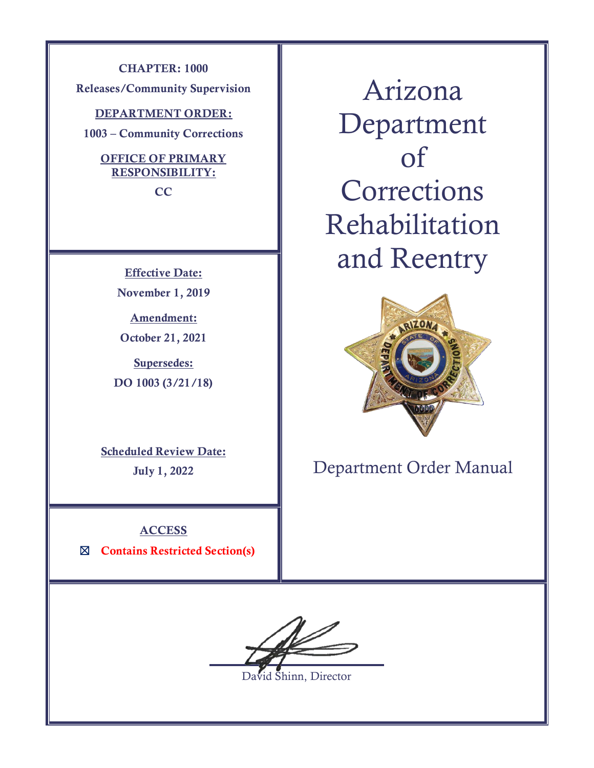**CHAPTER: 1000**

**Releases/Community Supervision**

**DEPARTMENT ORDER:**

**1003 – Community Corrections**

**OFFICE OF PRIMARY RESPONSIBILITY:**

**CC**

# Arizona Department of Corrections Rehabilitation and Reentry

Department Order Manual

**Effective Date:**

**November 1, 2019**

**Amendment:**

**October 21, 2021**

**Supersedes:**

**DO 1003 (3/21/18)**

**Scheduled Review Date:**

**July 1, 2022**

**ACCESS**

☒ **Contains Restricted Section(s)**

David Shinn, Director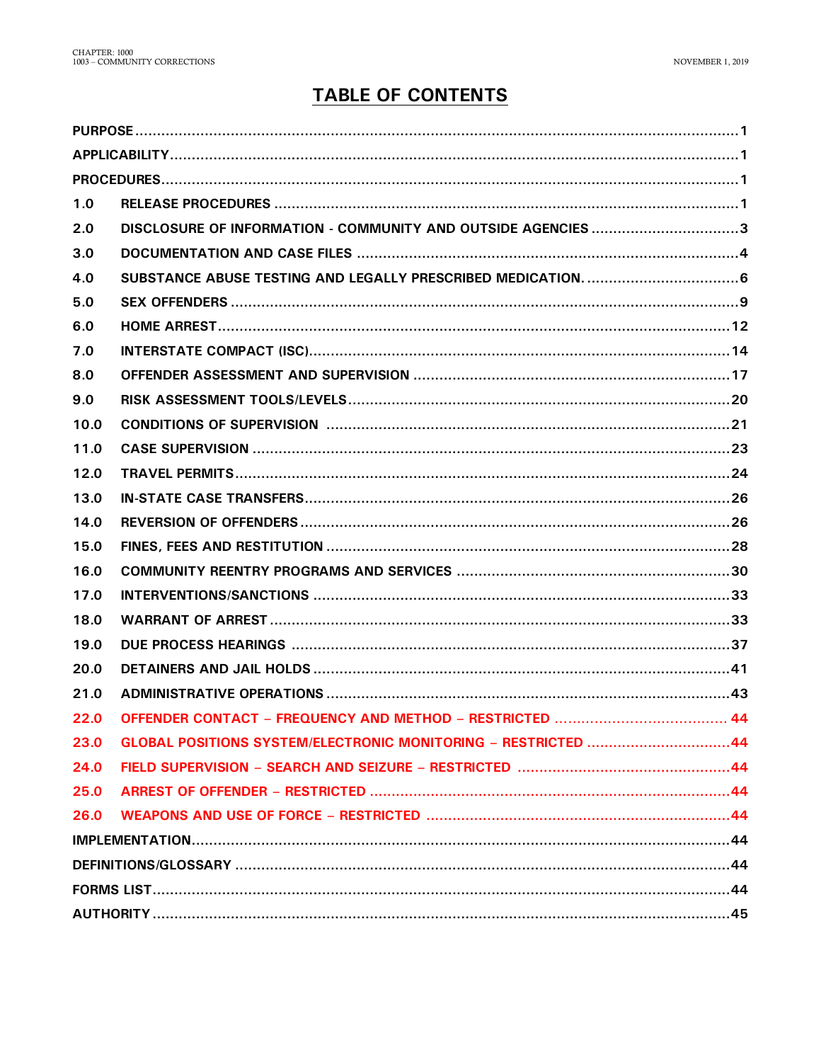# TABLE OF CONTENTS

| | | |
|---|---|---|
| **PURPOSE** | | **1** |
| **APPLICABILITY** | | **1** |
| **PROCEDURES** | | **1** |
| **1.0** | **RELEASE PROCEDURES** | **1** |
| **2.0** | **DISCLOSURE OF INFORMATION - COMMUNITY AND OUTSIDE AGENCIES** | **3** |
| **3.0** | **DOCUMENTATION AND CASE FILES** | **4** |
| **4.0** | **SUBSTANCE ABUSE TESTING AND LEGALLY PRESCRIBED MEDICATION.** | **6** |
| **5.0** | **SEX OFFENDERS** | **9** |
| **6.0** | **HOME ARREST** | **12** |
| **7.0** | **INTERSTATE COMPACT (ISC)** | **14** |
| **8.0** | **OFFENDER ASSESSMENT AND SUPERVISION** | **17** |
| **9.0** | **RISK ASSESSMENT TOOLS/LEVELS** | **20** |
| **10.0** | **CONDITIONS OF SUPERVISION** | **21** |
| **11.0** | **CASE SUPERVISION** | **23** |
| **12.0** | **TRAVEL PERMITS** | **24** |
| **13.0** | **IN-STATE CASE TRANSFERS** | **26** |
| **14.0** | **REVERSION OF OFFENDERS** | **26** |
| **15.0** | **FINES, FEES AND RESTITUTION** | **28** |
| **16.0** | **COMMUNITY REENTRY PROGRAMS AND SERVICES** | **30** |
| **17.0** | **INTERVENTIONS/SANCTIONS** | **33** |
| **18.0** | **WARRANT OF ARREST** | **33** |
| **19.0** | **DUE PROCESS HEARINGS** | **37** |
| **20.0** | **DETAINERS AND JAIL HOLDS** | **41** |
| **21.0** | **ADMINISTRATIVE OPERATIONS** | **43** |
| **22.0** | **OFFENDER CONTACT – FREQUENCY AND METHOD – RESTRICTED** | **44** |
| **23.0** | **GLOBAL POSITIONS SYSTEM/ELECTRONIC MONITORING – RESTRICTED** | **44** |
| **24.0** | **FIELD SUPERVISION – SEARCH AND SEIZURE – RESTRICTED** | **44** |
| **25.0** | **ARREST OF OFFENDER – RESTRICTED** | **44** |
| **26.0** | **WEAPONS AND USE OF FORCE – RESTRICTED** | **44** |
| **IMPLEMENTATION** | | **44** |
| **DEFINITIONS/GLOSSARY** | | **44** |
| **FORMS LIST** | | **44** |
| **AUTHORITY** | | **45** |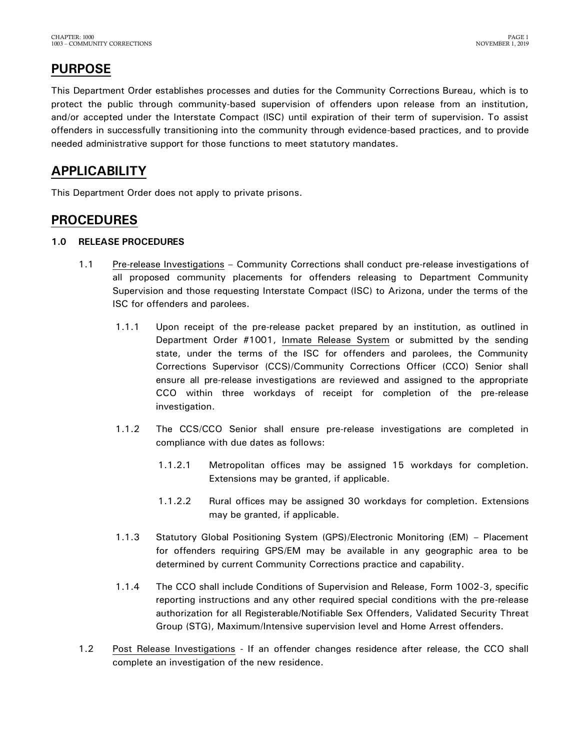## PURPOSE

This Department Order establishes processes and duties for the Community Corrections Bureau, which is to protect the public through community-based supervision of offenders upon release from an institution, and/or accepted under the Interstate Compact (ISC) until expiration of their term of supervision. To assist offenders in successfully transitioning into the community through evidence-based practices, and to provide needed administrative support for those functions to meet statutory mandates.

## APPLICABILITY

This Department Order does not apply to private prisons.

## PROCEDURES

### 1.0 RELEASE PROCEDURES

1.1 Pre-release Investigations – Community Corrections shall conduct pre-release investigations of all proposed community placements for offenders releasing to Department Community Supervision and those requesting Interstate Compact (ISC) to Arizona, under the terms of the ISC for offenders and parolees.

1.1.1 Upon receipt of the pre-release packet prepared by an institution, as outlined in Department Order #1001, Inmate Release System or submitted by the sending state, under the terms of the ISC for offenders and parolees, the Community Corrections Supervisor (CCS)/Community Corrections Officer (CCO) Senior shall ensure all pre-release investigations are reviewed and assigned to the appropriate CCO within three workdays of receipt for completion of the pre-release investigation.

1.1.2 The CCS/CCO Senior shall ensure pre-release investigations are completed in compliance with due dates as follows:

1.1.2.1 Metropolitan offices may be assigned 15 workdays for completion. Extensions may be granted, if applicable.

1.1.2.2 Rural offices may be assigned 30 workdays for completion. Extensions may be granted, if applicable.

1.1.3 Statutory Global Positioning System (GPS)/Electronic Monitoring (EM) – Placement for offenders requiring GPS/EM may be available in any geographic area to be determined by current Community Corrections practice and capability.

1.1.4 The CCO shall include Conditions of Supervision and Release, Form 1002-3, specific reporting instructions and any other required special conditions with the pre-release authorization for all Registerable/Notifiable Sex Offenders, Validated Security Threat Group (STG), Maximum/Intensive supervision level and Home Arrest offenders.

1.2 Post Release Investigations - If an offender changes residence after release, the CCO shall complete an investigation of the new residence.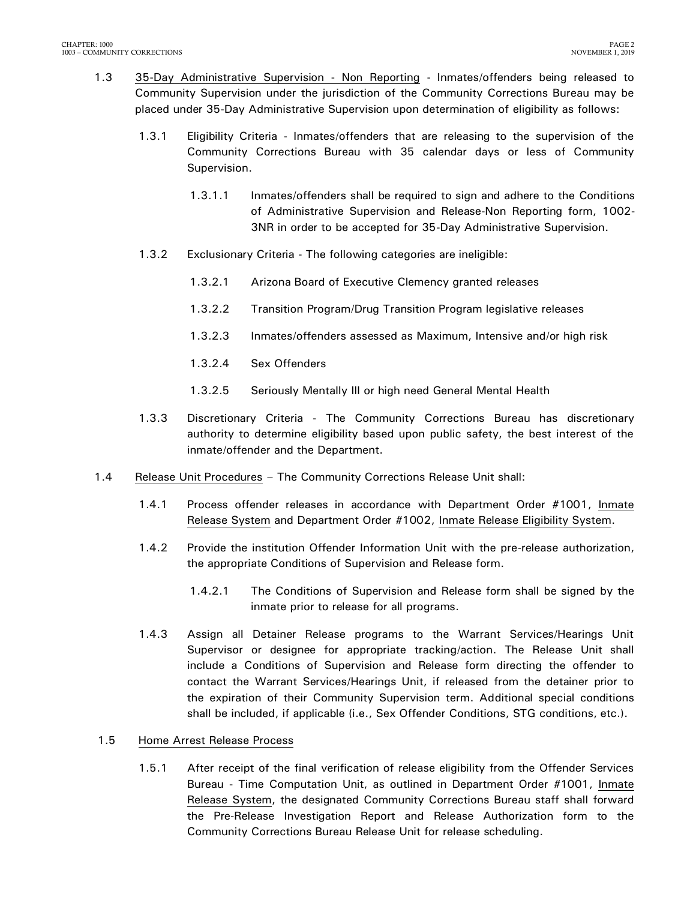1.3 35-Day Administrative Supervision - Non Reporting - Inmates/offenders being released to Community Supervision under the jurisdiction of the Community Corrections Bureau may be placed under 35-Day Administrative Supervision upon determination of eligibility as follows:

1.3.1 Eligibility Criteria - Inmates/offenders that are releasing to the supervision of the Community Corrections Bureau with 35 calendar days or less of Community Supervision.

1.3.1.1 Inmates/offenders shall be required to sign and adhere to the Conditions of Administrative Supervision and Release-Non Reporting form, 1002-3NR in order to be accepted for 35-Day Administrative Supervision.

1.3.2 Exclusionary Criteria - The following categories are ineligible:

1.3.2.1 Arizona Board of Executive Clemency granted releases

1.3.2.2 Transition Program/Drug Transition Program legislative releases

1.3.2.3 Inmates/offenders assessed as Maximum, Intensive and/or high risk

1.3.2.4 Sex Offenders

1.3.2.5 Seriously Mentally Ill or high need General Mental Health

1.3.3 Discretionary Criteria - The Community Corrections Bureau has discretionary authority to determine eligibility based upon public safety, the best interest of the inmate/offender and the Department.

1.4 Release Unit Procedures – The Community Corrections Release Unit shall:

1.4.1 Process offender releases in accordance with Department Order #1001, Inmate Release System and Department Order #1002, Inmate Release Eligibility System.

1.4.2 Provide the institution Offender Information Unit with the pre-release authorization, the appropriate Conditions of Supervision and Release form.

1.4.2.1 The Conditions of Supervision and Release form shall be signed by the inmate prior to release for all programs.

1.4.3 Assign all Detainer Release programs to the Warrant Services/Hearings Unit Supervisor or designee for appropriate tracking/action. The Release Unit shall include a Conditions of Supervision and Release form directing the offender to contact the Warrant Services/Hearings Unit, if released from the detainer prior to the expiration of their Community Supervision term. Additional special conditions shall be included, if applicable (i.e., Sex Offender Conditions, STG conditions, etc.).

1.5 Home Arrest Release Process

1.5.1 After receipt of the final verification of release eligibility from the Offender Services Bureau - Time Computation Unit, as outlined in Department Order #1001, Inmate Release System, the designated Community Corrections Bureau staff shall forward the Pre-Release Investigation Report and Release Authorization form to the Community Corrections Bureau Release Unit for release scheduling.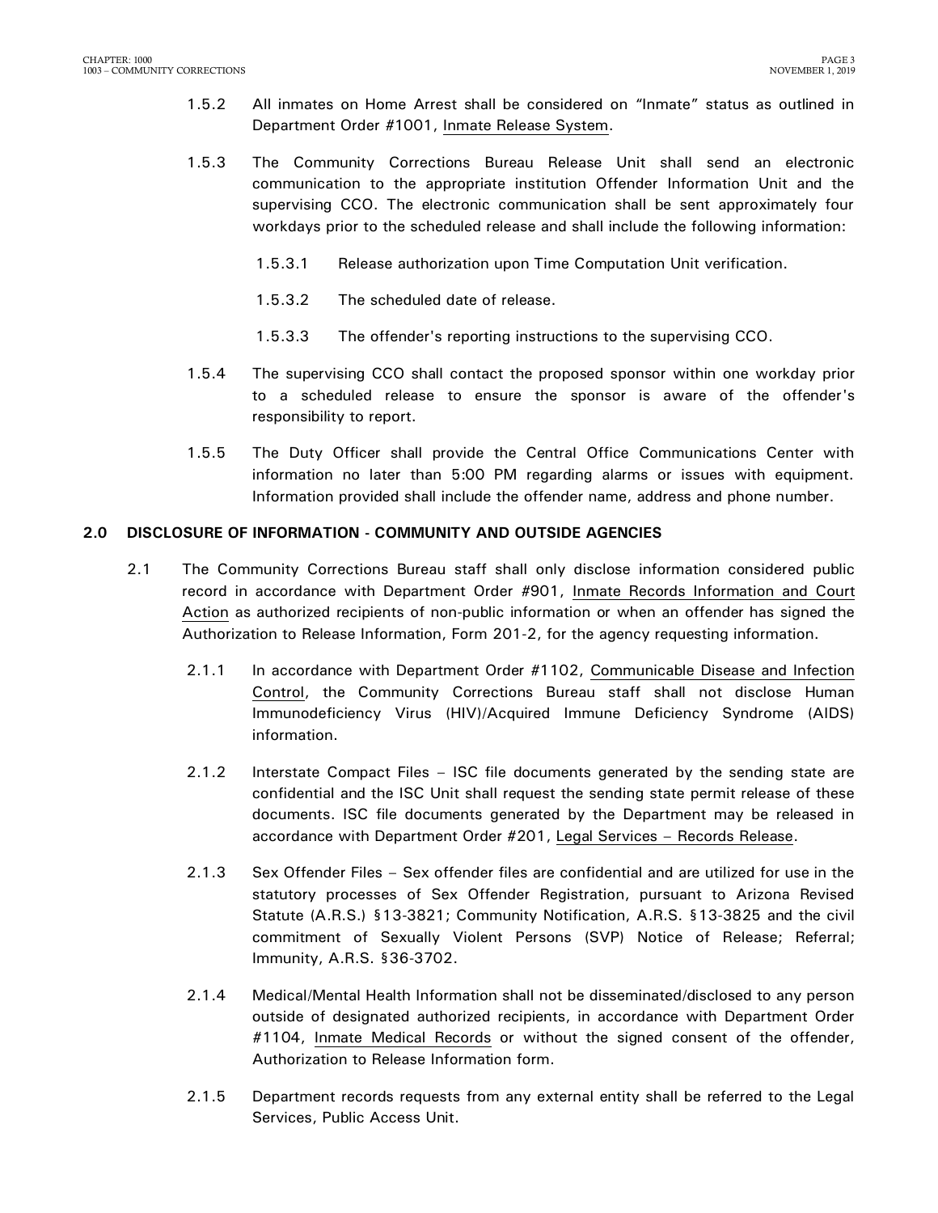1.5.2 All inmates on Home Arrest shall be considered on "Inmate" status as outlined in Department Order #1001, Inmate Release System.

1.5.3 The Community Corrections Bureau Release Unit shall send an electronic communication to the appropriate institution Offender Information Unit and the supervising CCO. The electronic communication shall be sent approximately four workdays prior to the scheduled release and shall include the following information:

1.5.3.1 Release authorization upon Time Computation Unit verification.

1.5.3.2 The scheduled date of release.

1.5.3.3 The offender's reporting instructions to the supervising CCO.

1.5.4 The supervising CCO shall contact the proposed sponsor within one workday prior to a scheduled release to ensure the sponsor is aware of the offender's responsibility to report.

1.5.5 The Duty Officer shall provide the Central Office Communications Center with information no later than 5:00 PM regarding alarms or issues with equipment. Information provided shall include the offender name, address and phone number.

## 2.0 DISCLOSURE OF INFORMATION - COMMUNITY AND OUTSIDE AGENCIES

2.1 The Community Corrections Bureau staff shall only disclose information considered public record in accordance with Department Order #901, Inmate Records Information and Court Action as authorized recipients of non-public information or when an offender has signed the Authorization to Release Information, Form 201-2, for the agency requesting information.

2.1.1 In accordance with Department Order #1102, Communicable Disease and Infection Control, the Community Corrections Bureau staff shall not disclose Human Immunodeficiency Virus (HIV)/Acquired Immune Deficiency Syndrome (AIDS) information.

2.1.2 Interstate Compact Files – ISC file documents generated by the sending state are confidential and the ISC Unit shall request the sending state permit release of these documents. ISC file documents generated by the Department may be released in accordance with Department Order #201, Legal Services – Records Release.

2.1.3 Sex Offender Files – Sex offender files are confidential and are utilized for use in the statutory processes of Sex Offender Registration, pursuant to Arizona Revised Statute (A.R.S.) §13-3821; Community Notification, A.R.S. §13-3825 and the civil commitment of Sexually Violent Persons (SVP) Notice of Release; Referral; Immunity, A.R.S. §36-3702.

2.1.4 Medical/Mental Health Information shall not be disseminated/disclosed to any person outside of designated authorized recipients, in accordance with Department Order #1104, Inmate Medical Records or without the signed consent of the offender, Authorization to Release Information form.

2.1.5 Department records requests from any external entity shall be referred to the Legal Services, Public Access Unit.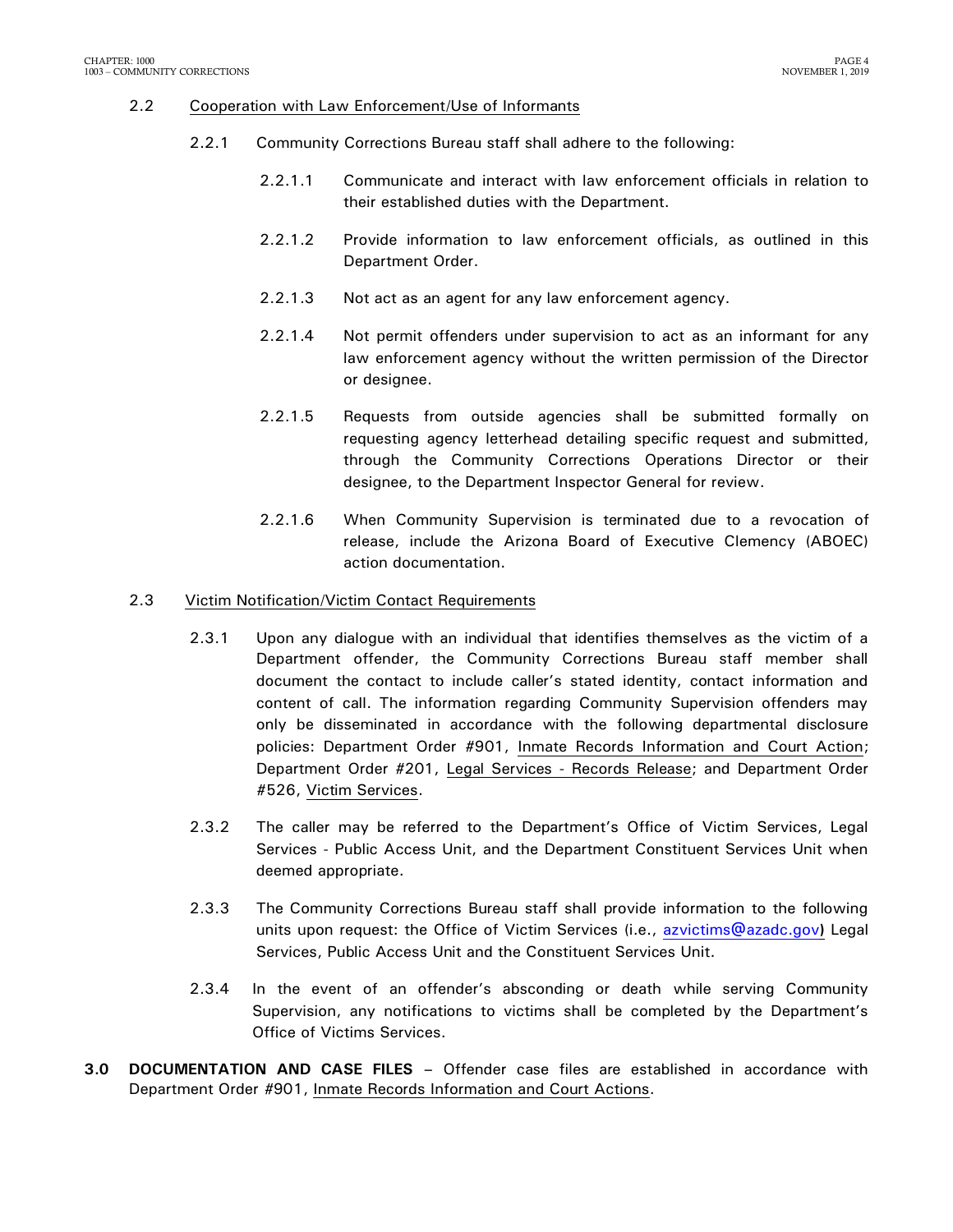2.2 Cooperation with Law Enforcement/Use of Informants

2.2.1 Community Corrections Bureau staff shall adhere to the following:

2.2.1.1 Communicate and interact with law enforcement officials in relation to their established duties with the Department.

2.2.1.2 Provide information to law enforcement officials, as outlined in this Department Order.

2.2.1.3 Not act as an agent for any law enforcement agency.

2.2.1.4 Not permit offenders under supervision to act as an informant for any law enforcement agency without the written permission of the Director or designee.

2.2.1.5 Requests from outside agencies shall be submitted formally on requesting agency letterhead detailing specific request and submitted, through the Community Corrections Operations Director or their designee, to the Department Inspector General for review.

2.2.1.6 When Community Supervision is terminated due to a revocation of release, include the Arizona Board of Executive Clemency (ABOEC) action documentation.

2.3 Victim Notification/Victim Contact Requirements

2.3.1 Upon any dialogue with an individual that identifies themselves as the victim of a Department offender, the Community Corrections Bureau staff member shall document the contact to include caller's stated identity, contact information and content of call. The information regarding Community Supervision offenders may only be disseminated in accordance with the following departmental disclosure policies: Department Order #901, Inmate Records Information and Court Action; Department Order #201, Legal Services - Records Release; and Department Order #526, Victim Services.

2.3.2 The caller may be referred to the Department's Office of Victim Services, Legal Services - Public Access Unit, and the Department Constituent Services Unit when deemed appropriate.

2.3.3 The Community Corrections Bureau staff shall provide information to the following units upon request: the Office of Victim Services (i.e., azvictims@azadc.gov) Legal Services, Public Access Unit and the Constituent Services Unit.

2.3.4 In the event of an offender's absconding or death while serving Community Supervision, any notifications to victims shall be completed by the Department's Office of Victims Services.

**3.0 DOCUMENTATION AND CASE FILES** – Offender case files are established in accordance with Department Order #901, Inmate Records Information and Court Actions.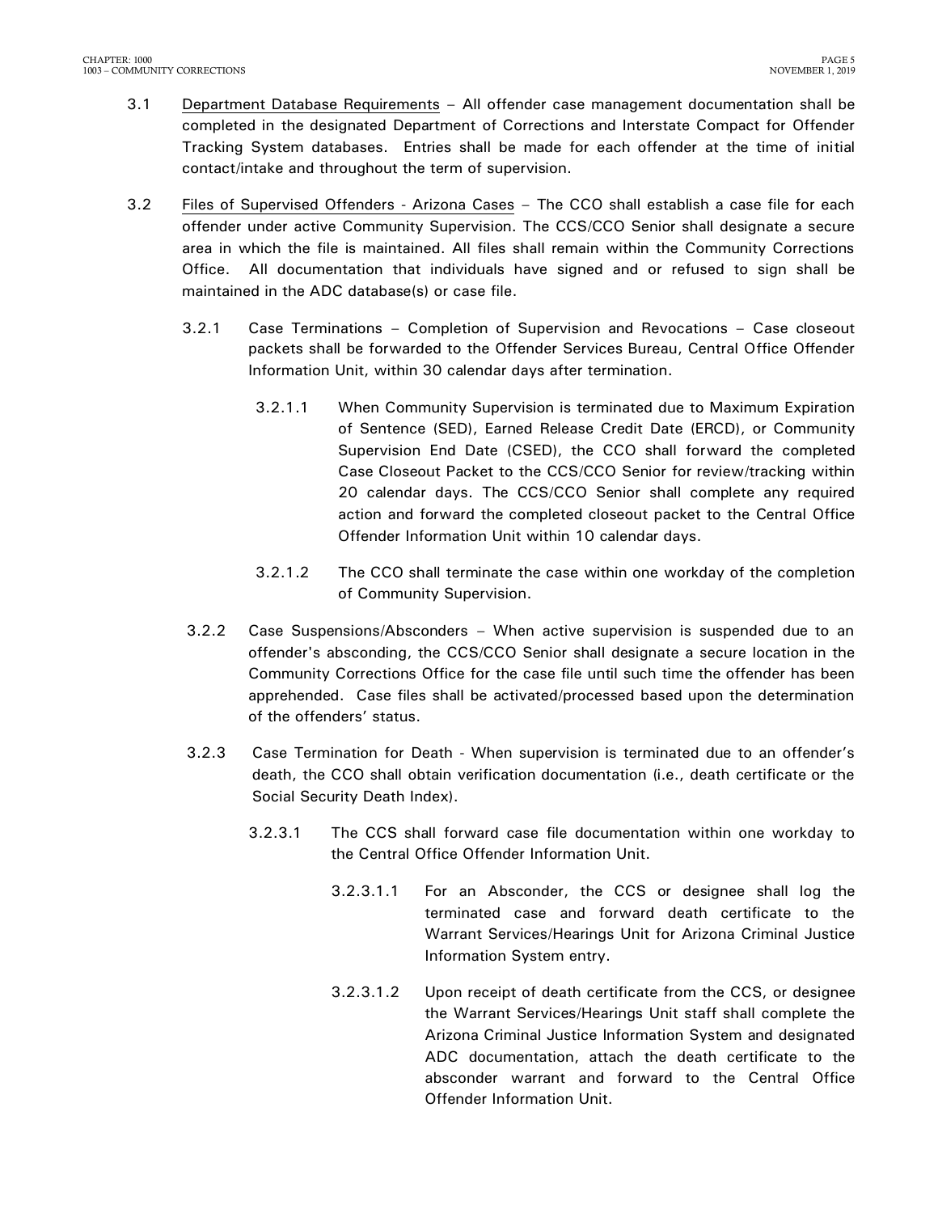3.1 Department Database Requirements – All offender case management documentation shall be completed in the designated Department of Corrections and Interstate Compact for Offender Tracking System databases. Entries shall be made for each offender at the time of initial contact/intake and throughout the term of supervision.

3.2 Files of Supervised Offenders - Arizona Cases – The CCO shall establish a case file for each offender under active Community Supervision. The CCS/CCO Senior shall designate a secure area in which the file is maintained. All files shall remain within the Community Corrections Office. All documentation that individuals have signed and or refused to sign shall be maintained in the ADC database(s) or case file.

3.2.1 Case Terminations – Completion of Supervision and Revocations – Case closeout packets shall be forwarded to the Offender Services Bureau, Central Office Offender Information Unit, within 30 calendar days after termination.

3.2.1.1 When Community Supervision is terminated due to Maximum Expiration of Sentence (SED), Earned Release Credit Date (ERCD), or Community Supervision End Date (CSED), the CCO shall forward the completed Case Closeout Packet to the CCS/CCO Senior for review/tracking within 20 calendar days. The CCS/CCO Senior shall complete any required action and forward the completed closeout packet to the Central Office Offender Information Unit within 10 calendar days.

3.2.1.2 The CCO shall terminate the case within one workday of the completion of Community Supervision.

3.2.2 Case Suspensions/Absconders – When active supervision is suspended due to an offender's absconding, the CCS/CCO Senior shall designate a secure location in the Community Corrections Office for the case file until such time the offender has been apprehended. Case files shall be activated/processed based upon the determination of the offenders' status.

3.2.3 Case Termination for Death - When supervision is terminated due to an offender's death, the CCO shall obtain verification documentation (i.e., death certificate or the Social Security Death Index).

3.2.3.1 The CCS shall forward case file documentation within one workday to the Central Office Offender Information Unit.

3.2.3.1.1 For an Absconder, the CCS or designee shall log the terminated case and forward death certificate to the Warrant Services/Hearings Unit for Arizona Criminal Justice Information System entry.

3.2.3.1.2 Upon receipt of death certificate from the CCS, or designee the Warrant Services/Hearings Unit staff shall complete the Arizona Criminal Justice Information System and designated ADC documentation, attach the death certificate to the absconder warrant and forward to the Central Office Offender Information Unit.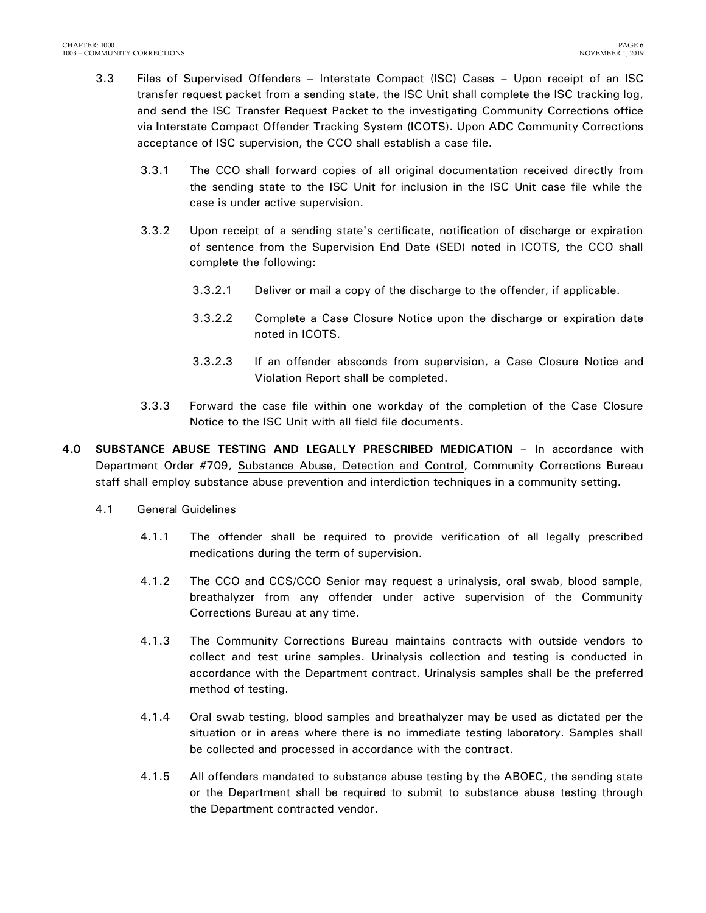3.3 Files of Supervised Offenders – Interstate Compact (ISC) Cases – Upon receipt of an ISC transfer request packet from a sending state, the ISC Unit shall complete the ISC tracking log, and send the ISC Transfer Request Packet to the investigating Community Corrections office via Interstate Compact Offender Tracking System (ICOTS). Upon ADC Community Corrections acceptance of ISC supervision, the CCO shall establish a case file.

3.3.1 The CCO shall forward copies of all original documentation received directly from the sending state to the ISC Unit for inclusion in the ISC Unit case file while the case is under active supervision.

3.3.2 Upon receipt of a sending state's certificate, notification of discharge or expiration of sentence from the Supervision End Date (SED) noted in ICOTS, the CCO shall complete the following:

3.3.2.1 Deliver or mail a copy of the discharge to the offender, if applicable.

3.3.2.2 Complete a Case Closure Notice upon the discharge or expiration date noted in ICOTS.

3.3.2.3 If an offender absconds from supervision, a Case Closure Notice and Violation Report shall be completed.

3.3.3 Forward the case file within one workday of the completion of the Case Closure Notice to the ISC Unit with all field file documents.

**4.0 SUBSTANCE ABUSE TESTING AND LEGALLY PRESCRIBED MEDICATION** – In accordance with Department Order #709, Substance Abuse, Detection and Control, Community Corrections Bureau staff shall employ substance abuse prevention and interdiction techniques in a community setting.

4.1 General Guidelines

4.1.1 The offender shall be required to provide verification of all legally prescribed medications during the term of supervision.

4.1.2 The CCO and CCS/CCO Senior may request a urinalysis, oral swab, blood sample, breathalyzer from any offender under active supervision of the Community Corrections Bureau at any time.

4.1.3 The Community Corrections Bureau maintains contracts with outside vendors to collect and test urine samples. Urinalysis collection and testing is conducted in accordance with the Department contract. Urinalysis samples shall be the preferred method of testing.

4.1.4 Oral swab testing, blood samples and breathalyzer may be used as dictated per the situation or in areas where there is no immediate testing laboratory. Samples shall be collected and processed in accordance with the contract.

4.1.5 All offenders mandated to substance abuse testing by the ABOEC, the sending state or the Department shall be required to submit to substance abuse testing through the Department contracted vendor.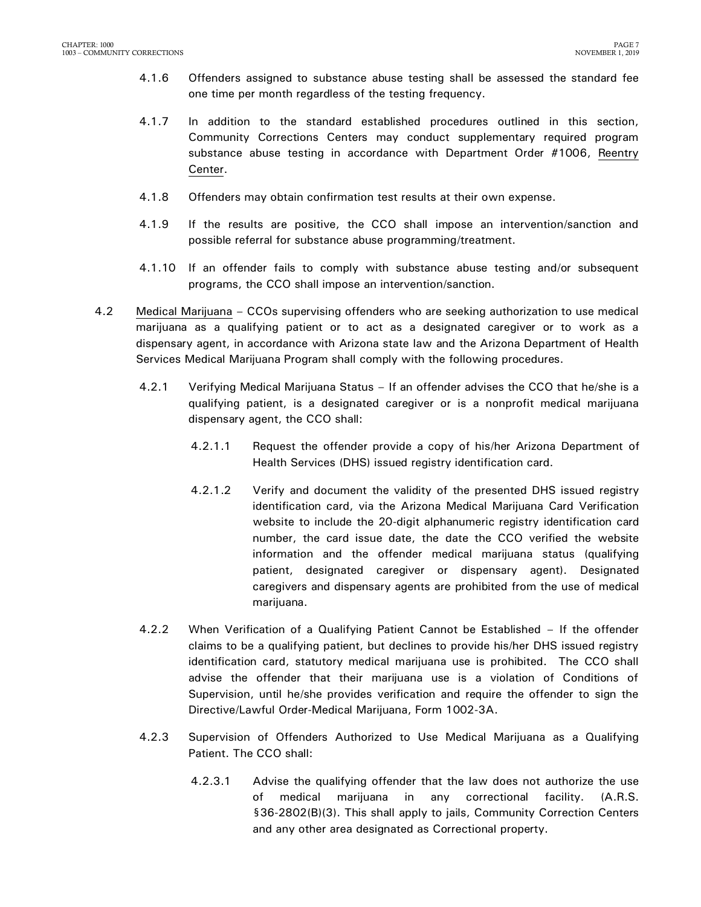4.1.6 Offenders assigned to substance abuse testing shall be assessed the standard fee one time per month regardless of the testing frequency.

4.1.7 In addition to the standard established procedures outlined in this section, Community Corrections Centers may conduct supplementary required program substance abuse testing in accordance with Department Order #1006, Reentry Center.

4.1.8 Offenders may obtain confirmation test results at their own expense.

4.1.9 If the results are positive, the CCO shall impose an intervention/sanction and possible referral for substance abuse programming/treatment.

4.1.10 If an offender fails to comply with substance abuse testing and/or subsequent programs, the CCO shall impose an intervention/sanction.

4.2 Medical Marijuana – CCOs supervising offenders who are seeking authorization to use medical marijuana as a qualifying patient or to act as a designated caregiver or to work as a dispensary agent, in accordance with Arizona state law and the Arizona Department of Health Services Medical Marijuana Program shall comply with the following procedures.

4.2.1 Verifying Medical Marijuana Status – If an offender advises the CCO that he/she is a qualifying patient, is a designated caregiver or is a nonprofit medical marijuana dispensary agent, the CCO shall:

4.2.1.1 Request the offender provide a copy of his/her Arizona Department of Health Services (DHS) issued registry identification card.

4.2.1.2 Verify and document the validity of the presented DHS issued registry identification card, via the Arizona Medical Marijuana Card Verification website to include the 20-digit alphanumeric registry identification card number, the card issue date, the date the CCO verified the website information and the offender medical marijuana status (qualifying patient, designated caregiver or dispensary agent). Designated caregivers and dispensary agents are prohibited from the use of medical marijuana.

4.2.2 When Verification of a Qualifying Patient Cannot be Established – If the offender claims to be a qualifying patient, but declines to provide his/her DHS issued registry identification card, statutory medical marijuana use is prohibited. The CCO shall advise the offender that their marijuana use is a violation of Conditions of Supervision, until he/she provides verification and require the offender to sign the Directive/Lawful Order-Medical Marijuana, Form 1002-3A.

4.2.3 Supervision of Offenders Authorized to Use Medical Marijuana as a Qualifying Patient. The CCO shall:

4.2.3.1 Advise the qualifying offender that the law does not authorize the use of medical marijuana in any correctional facility. (A.R.S. §36-2802(B)(3). This shall apply to jails, Community Correction Centers and any other area designated as Correctional property.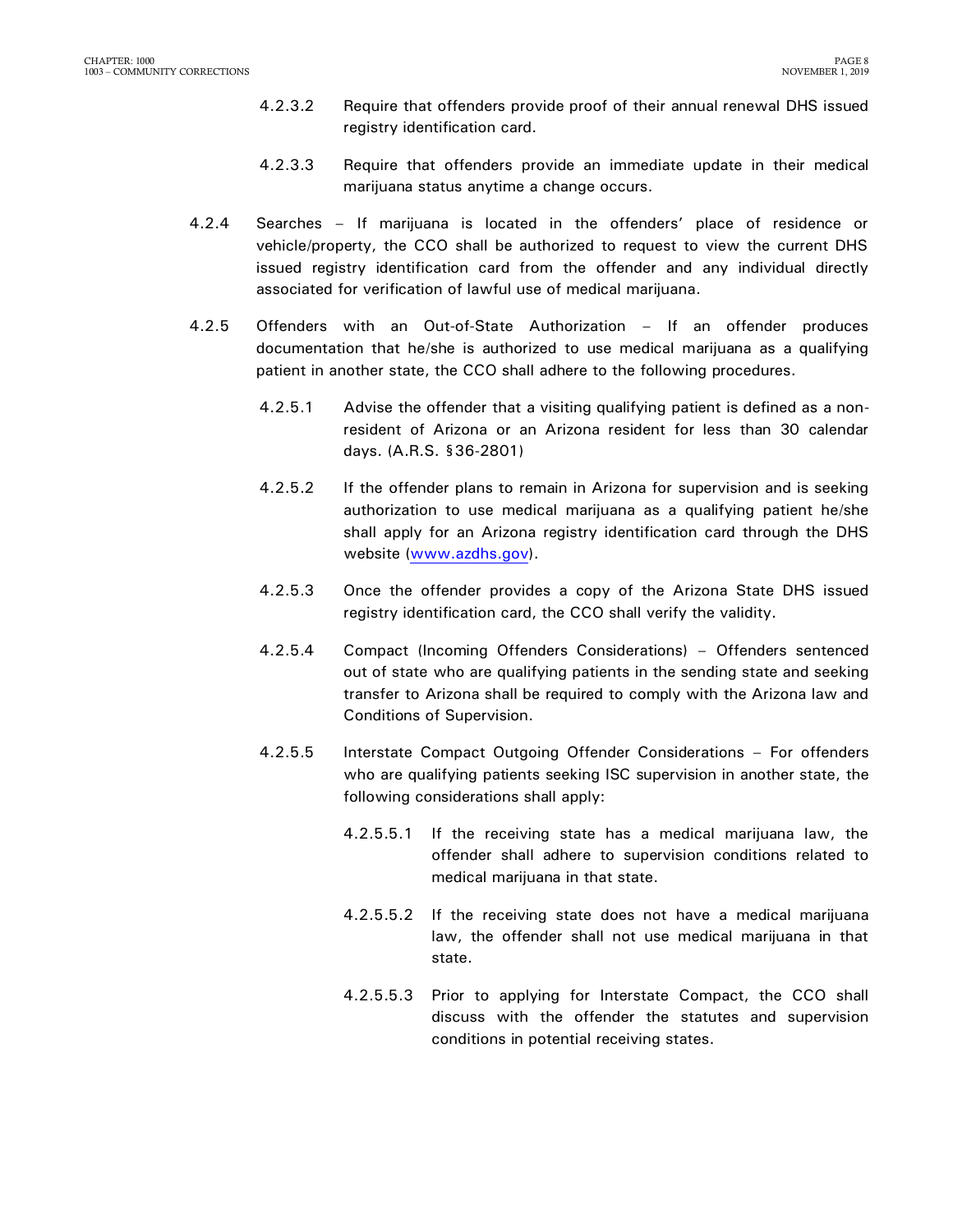4.2.3.2 Require that offenders provide proof of their annual renewal DHS issued registry identification card.

4.2.3.3 Require that offenders provide an immediate update in their medical marijuana status anytime a change occurs.

4.2.4 Searches – If marijuana is located in the offenders' place of residence or vehicle/property, the CCO shall be authorized to request to view the current DHS issued registry identification card from the offender and any individual directly associated for verification of lawful use of medical marijuana.

4.2.5 Offenders with an Out-of-State Authorization – If an offender produces documentation that he/she is authorized to use medical marijuana as a qualifying patient in another state, the CCO shall adhere to the following procedures.

4.2.5.1 Advise the offender that a visiting qualifying patient is defined as a non-resident of Arizona or an Arizona resident for less than 30 calendar days. (A.R.S. §36-2801)

4.2.5.2 If the offender plans to remain in Arizona for supervision and is seeking authorization to use medical marijuana as a qualifying patient he/she shall apply for an Arizona registry identification card through the DHS website (www.azdhs.gov).

4.2.5.3 Once the offender provides a copy of the Arizona State DHS issued registry identification card, the CCO shall verify the validity.

4.2.5.4 Compact (Incoming Offenders Considerations) – Offenders sentenced out of state who are qualifying patients in the sending state and seeking transfer to Arizona shall be required to comply with the Arizona law and Conditions of Supervision.

4.2.5.5 Interstate Compact Outgoing Offender Considerations – For offenders who are qualifying patients seeking ISC supervision in another state, the following considerations shall apply:

4.2.5.5.1 If the receiving state has a medical marijuana law, the offender shall adhere to supervision conditions related to medical marijuana in that state.

4.2.5.5.2 If the receiving state does not have a medical marijuana law, the offender shall not use medical marijuana in that state.

4.2.5.5.3 Prior to applying for Interstate Compact, the CCO shall discuss with the offender the statutes and supervision conditions in potential receiving states.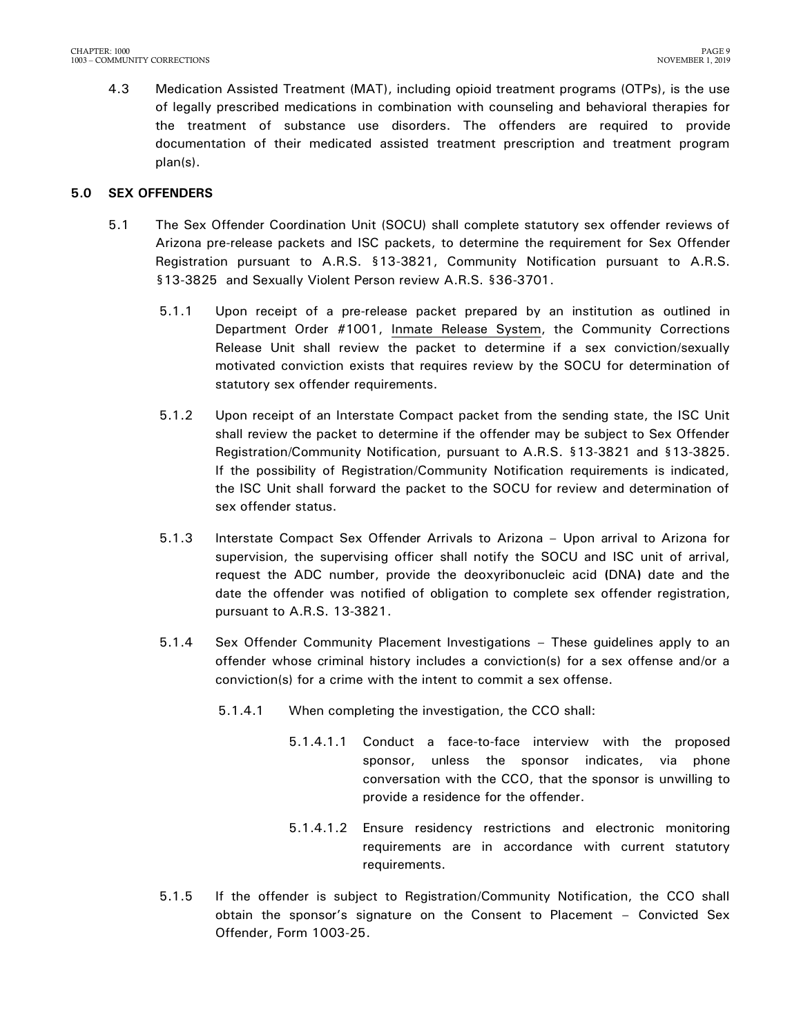4.3 Medication Assisted Treatment (MAT), including opioid treatment programs (OTPs), is the use of legally prescribed medications in combination with counseling and behavioral therapies for the treatment of substance use disorders. The offenders are required to provide documentation of their medicated assisted treatment prescription and treatment program plan(s).

## 5.0 SEX OFFENDERS

5.1 The Sex Offender Coordination Unit (SOCU) shall complete statutory sex offender reviews of Arizona pre-release packets and ISC packets, to determine the requirement for Sex Offender Registration pursuant to A.R.S. §13-3821, Community Notification pursuant to A.R.S. §13-3825 and Sexually Violent Person review A.R.S. §36-3701.

5.1.1 Upon receipt of a pre-release packet prepared by an institution as outlined in Department Order #1001, Inmate Release System, the Community Corrections Release Unit shall review the packet to determine if a sex conviction/sexually motivated conviction exists that requires review by the SOCU for determination of statutory sex offender requirements.

5.1.2 Upon receipt of an Interstate Compact packet from the sending state, the ISC Unit shall review the packet to determine if the offender may be subject to Sex Offender Registration/Community Notification, pursuant to A.R.S. §13-3821 and §13-3825. If the possibility of Registration/Community Notification requirements is indicated, the ISC Unit shall forward the packet to the SOCU for review and determination of sex offender status.

5.1.3 Interstate Compact Sex Offender Arrivals to Arizona – Upon arrival to Arizona for supervision, the supervising officer shall notify the SOCU and ISC unit of arrival, request the ADC number, provide the deoxyribonucleic acid (DNA) date and the date the offender was notified of obligation to complete sex offender registration, pursuant to A.R.S. 13-3821.

5.1.4 Sex Offender Community Placement Investigations – These guidelines apply to an offender whose criminal history includes a conviction(s) for a sex offense and/or a conviction(s) for a crime with the intent to commit a sex offense.

5.1.4.1 When completing the investigation, the CCO shall:

5.1.4.1.1 Conduct a face-to-face interview with the proposed sponsor, unless the sponsor indicates, via phone conversation with the CCO, that the sponsor is unwilling to provide a residence for the offender.

5.1.4.1.2 Ensure residency restrictions and electronic monitoring requirements are in accordance with current statutory requirements.

5.1.5 If the offender is subject to Registration/Community Notification, the CCO shall obtain the sponsor's signature on the Consent to Placement – Convicted Sex Offender, Form 1003-25.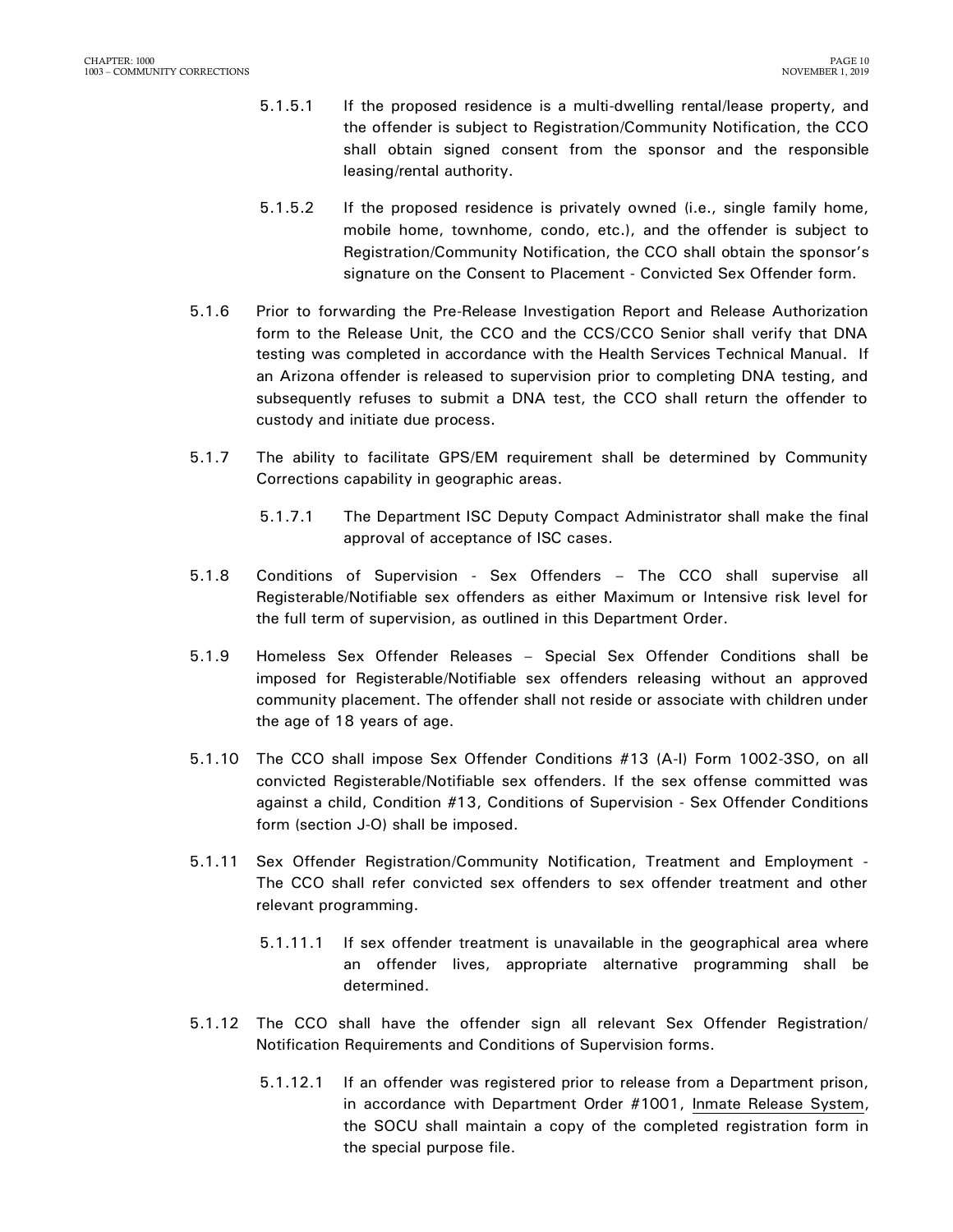5.1.5.1 If the proposed residence is a multi-dwelling rental/lease property, and the offender is subject to Registration/Community Notification, the CCO shall obtain signed consent from the sponsor and the responsible leasing/rental authority.

5.1.5.2 If the proposed residence is privately owned (i.e., single family home, mobile home, townhome, condo, etc.), and the offender is subject to Registration/Community Notification, the CCO shall obtain the sponsor's signature on the Consent to Placement - Convicted Sex Offender form.

5.1.6 Prior to forwarding the Pre-Release Investigation Report and Release Authorization form to the Release Unit, the CCO and the CCS/CCO Senior shall verify that DNA testing was completed in accordance with the Health Services Technical Manual. If an Arizona offender is released to supervision prior to completing DNA testing, and subsequently refuses to submit a DNA test, the CCO shall return the offender to custody and initiate due process.

5.1.7 The ability to facilitate GPS/EM requirement shall be determined by Community Corrections capability in geographic areas.

5.1.7.1 The Department ISC Deputy Compact Administrator shall make the final approval of acceptance of ISC cases.

5.1.8 Conditions of Supervision - Sex Offenders – The CCO shall supervise all Registerable/Notifiable sex offenders as either Maximum or Intensive risk level for the full term of supervision, as outlined in this Department Order.

5.1.9 Homeless Sex Offender Releases – Special Sex Offender Conditions shall be imposed for Registerable/Notifiable sex offenders releasing without an approved community placement. The offender shall not reside or associate with children under the age of 18 years of age.

5.1.10 The CCO shall impose Sex Offender Conditions #13 (A-I) Form 1002-3SO, on all convicted Registerable/Notifiable sex offenders. If the sex offense committed was against a child, Condition #13, Conditions of Supervision - Sex Offender Conditions form (section J-O) shall be imposed.

5.1.11 Sex Offender Registration/Community Notification, Treatment and Employment - The CCO shall refer convicted sex offenders to sex offender treatment and other relevant programming.

5.1.11.1 If sex offender treatment is unavailable in the geographical area where an offender lives, appropriate alternative programming shall be determined.

5.1.12 The CCO shall have the offender sign all relevant Sex Offender Registration/ Notification Requirements and Conditions of Supervision forms.

5.1.12.1 If an offender was registered prior to release from a Department prison, in accordance with Department Order #1001, Inmate Release System, the SOCU shall maintain a copy of the completed registration form in the special purpose file.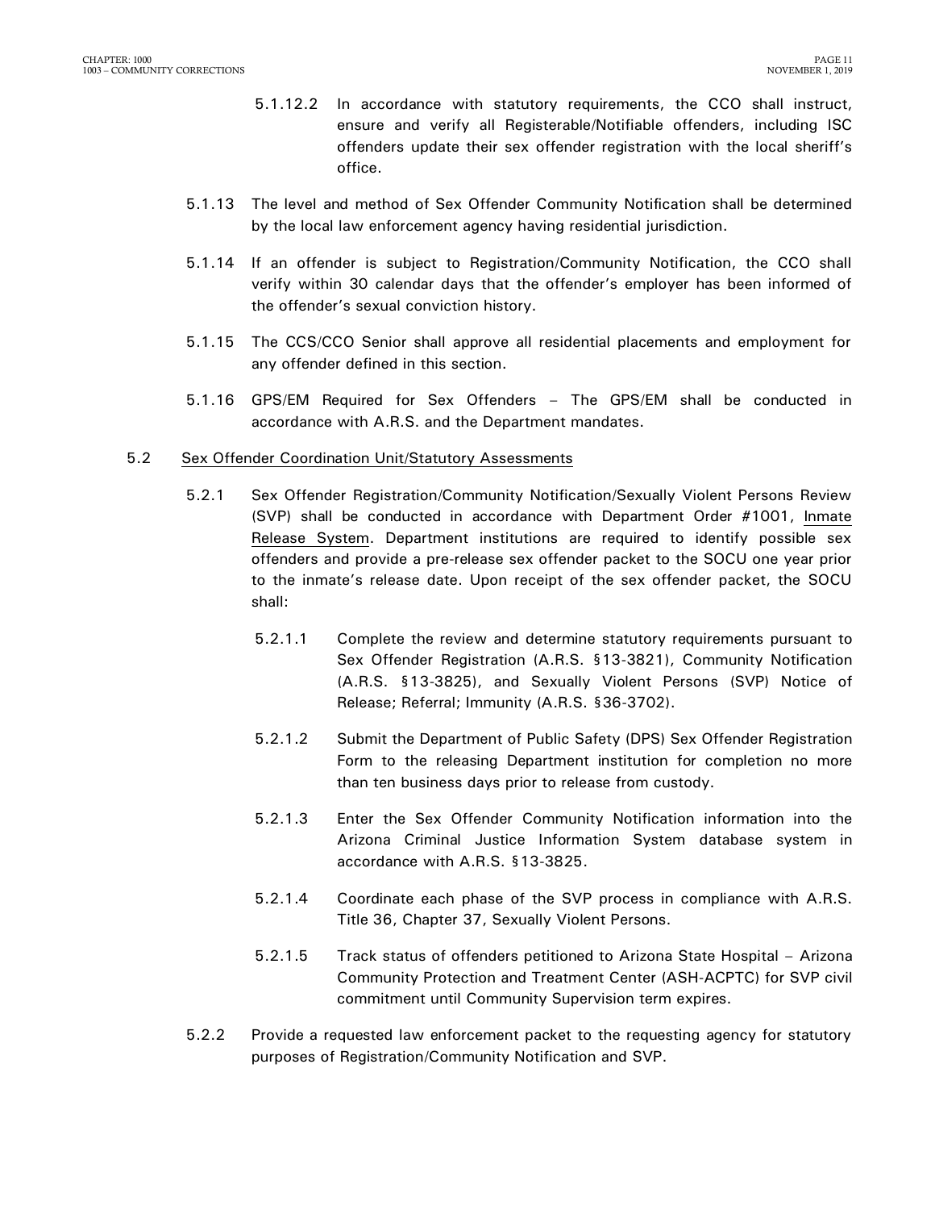5.1.12.2 In accordance with statutory requirements, the CCO shall instruct, ensure and verify all Registerable/Notifiable offenders, including ISC offenders update their sex offender registration with the local sheriff's office.

5.1.13 The level and method of Sex Offender Community Notification shall be determined by the local law enforcement agency having residential jurisdiction.

5.1.14 If an offender is subject to Registration/Community Notification, the CCO shall verify within 30 calendar days that the offender's employer has been informed of the offender's sexual conviction history.

5.1.15 The CCS/CCO Senior shall approve all residential placements and employment for any offender defined in this section.

5.1.16 GPS/EM Required for Sex Offenders – The GPS/EM shall be conducted in accordance with A.R.S. and the Department mandates.

5.2 Sex Offender Coordination Unit/Statutory Assessments

5.2.1 Sex Offender Registration/Community Notification/Sexually Violent Persons Review (SVP) shall be conducted in accordance with Department Order #1001, Inmate Release System. Department institutions are required to identify possible sex offenders and provide a pre-release sex offender packet to the SOCU one year prior to the inmate's release date. Upon receipt of the sex offender packet, the SOCU shall:

5.2.1.1 Complete the review and determine statutory requirements pursuant to Sex Offender Registration (A.R.S. §13-3821), Community Notification (A.R.S. §13-3825), and Sexually Violent Persons (SVP) Notice of Release; Referral; Immunity (A.R.S. §36-3702).

5.2.1.2 Submit the Department of Public Safety (DPS) Sex Offender Registration Form to the releasing Department institution for completion no more than ten business days prior to release from custody.

5.2.1.3 Enter the Sex Offender Community Notification information into the Arizona Criminal Justice Information System database system in accordance with A.R.S. §13-3825.

5.2.1.4 Coordinate each phase of the SVP process in compliance with A.R.S. Title 36, Chapter 37, Sexually Violent Persons.

5.2.1.5 Track status of offenders petitioned to Arizona State Hospital – Arizona Community Protection and Treatment Center (ASH-ACPTC) for SVP civil commitment until Community Supervision term expires.

5.2.2 Provide a requested law enforcement packet to the requesting agency for statutory purposes of Registration/Community Notification and SVP.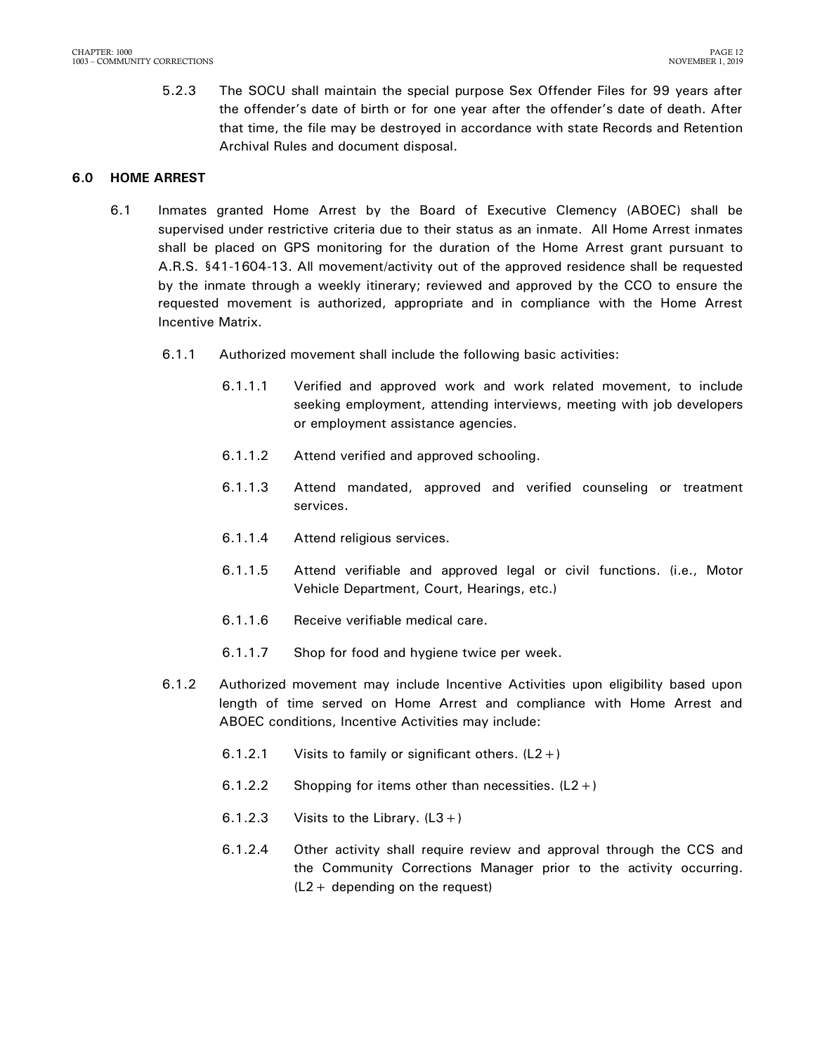5.2.3 The SOCU shall maintain the special purpose Sex Offender Files for 99 years after the offender's date of birth or for one year after the offender's date of death. After that time, the file may be destroyed in accordance with state Records and Retention Archival Rules and document disposal.

## 6.0 HOME ARREST

6.1 Inmates granted Home Arrest by the Board of Executive Clemency (ABOEC) shall be supervised under restrictive criteria due to their status as an inmate. All Home Arrest inmates shall be placed on GPS monitoring for the duration of the Home Arrest grant pursuant to A.R.S. §41-1604-13. All movement/activity out of the approved residence shall be requested by the inmate through a weekly itinerary; reviewed and approved by the CCO to ensure the requested movement is authorized, appropriate and in compliance with the Home Arrest Incentive Matrix.

6.1.1 Authorized movement shall include the following basic activities:

6.1.1.1 Verified and approved work and work related movement, to include seeking employment, attending interviews, meeting with job developers or employment assistance agencies.

6.1.1.2 Attend verified and approved schooling.

6.1.1.3 Attend mandated, approved and verified counseling or treatment services.

6.1.1.4 Attend religious services.

6.1.1.5 Attend verifiable and approved legal or civil functions. (i.e., Motor Vehicle Department, Court, Hearings, etc.)

6.1.1.6 Receive verifiable medical care.

6.1.1.7 Shop for food and hygiene twice per week.

6.1.2 Authorized movement may include Incentive Activities upon eligibility based upon length of time served on Home Arrest and compliance with Home Arrest and ABOEC conditions, Incentive Activities may include:

6.1.2.1 Visits to family or significant others. (L2+)

6.1.2.2 Shopping for items other than necessities. (L2+)

6.1.2.3 Visits to the Library. (L3+)

6.1.2.4 Other activity shall require review and approval through the CCS and the Community Corrections Manager prior to the activity occurring. (L2+ depending on the request)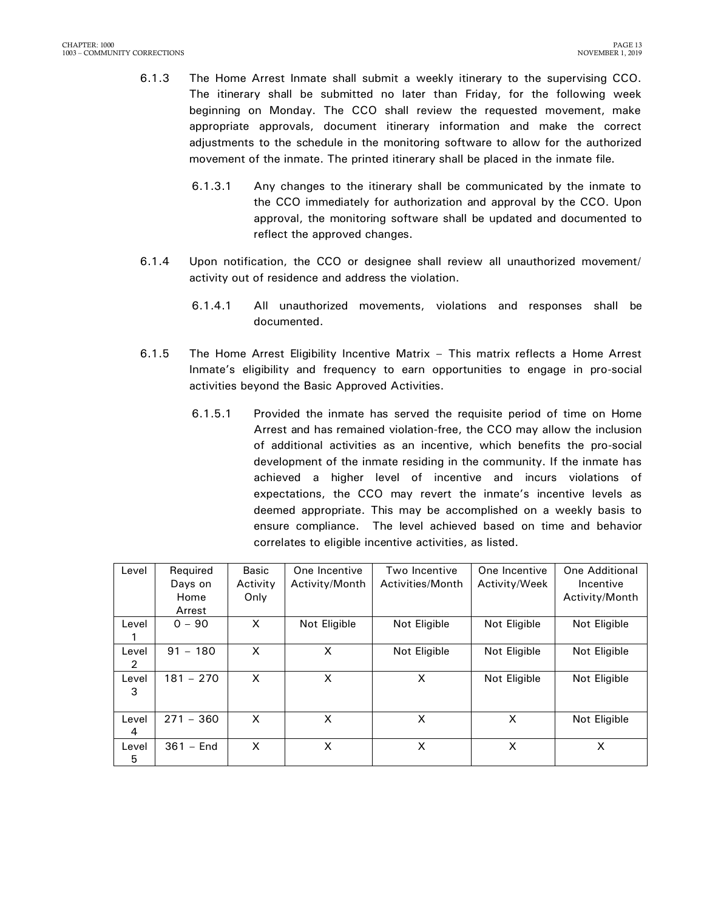6.1.3 The Home Arrest Inmate shall submit a weekly itinerary to the supervising CCO. The itinerary shall be submitted no later than Friday, for the following week beginning on Monday. The CCO shall review the requested movement, make appropriate approvals, document itinerary information and make the correct adjustments to the schedule in the monitoring software to allow for the authorized movement of the inmate. The printed itinerary shall be placed in the inmate file.

6.1.3.1 Any changes to the itinerary shall be communicated by the inmate to the CCO immediately for authorization and approval by the CCO. Upon approval, the monitoring software shall be updated and documented to reflect the approved changes.

6.1.4 Upon notification, the CCO or designee shall review all unauthorized movement/ activity out of residence and address the violation.

6.1.4.1 All unauthorized movements, violations and responses shall be documented.

6.1.5 The Home Arrest Eligibility Incentive Matrix – This matrix reflects a Home Arrest Inmate's eligibility and frequency to earn opportunities to engage in pro-social activities beyond the Basic Approved Activities.

6.1.5.1 Provided the inmate has served the requisite period of time on Home Arrest and has remained violation-free, the CCO may allow the inclusion of additional activities as an incentive, which benefits the pro-social development of the inmate residing in the community. If the inmate has achieved a higher level of incentive and incurs violations of expectations, the CCO may revert the inmate's incentive levels as deemed appropriate. This may be accomplished on a weekly basis to ensure compliance. The level achieved based on time and behavior correlates to eligible incentive activities, as listed.

| Level | Required Days on Home Arrest | Basic Activity Only | One Incentive Activity/Month | Two Incentive Activities/Month | One Incentive Activity/Week | One Additional Incentive Activity/Month |
|---|---|---|---|---|---|---|
| Level 1 | 0 – 90 | X | Not Eligible | Not Eligible | Not Eligible | Not Eligible |
| Level 2 | 91 – 180 | X | X | Not Eligible | Not Eligible | Not Eligible |
| Level 3 | 181 – 270 | X | X | X | Not Eligible | Not Eligible |
| Level 4 | 271 – 360 | X | X | X | X | Not Eligible |
| Level 5 | 361 – End | X | X | X | X | X |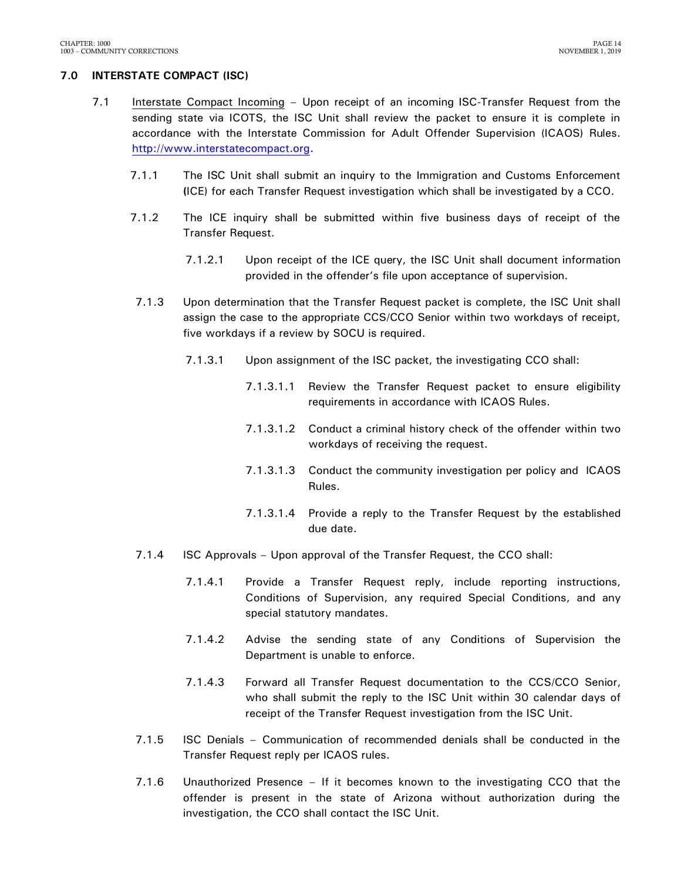## 7.0 INTERSTATE COMPACT (ISC)

7.1 Interstate Compact Incoming – Upon receipt of an incoming ISC-Transfer Request from the sending state via ICOTS, the ISC Unit shall review the packet to ensure it is complete in accordance with the Interstate Commission for Adult Offender Supervision (ICAOS) Rules. http://www.interstatecompact.org.

7.1.1 The ISC Unit shall submit an inquiry to the Immigration and Customs Enforcement (ICE) for each Transfer Request investigation which shall be investigated by a CCO.

7.1.2 The ICE inquiry shall be submitted within five business days of receipt of the Transfer Request.

7.1.2.1 Upon receipt of the ICE query, the ISC Unit shall document information provided in the offender's file upon acceptance of supervision.

7.1.3 Upon determination that the Transfer Request packet is complete, the ISC Unit shall assign the case to the appropriate CCS/CCO Senior within two workdays of receipt, five workdays if a review by SOCU is required.

7.1.3.1 Upon assignment of the ISC packet, the investigating CCO shall:

7.1.3.1.1 Review the Transfer Request packet to ensure eligibility requirements in accordance with ICAOS Rules.

7.1.3.1.2 Conduct a criminal history check of the offender within two workdays of receiving the request.

7.1.3.1.3 Conduct the community investigation per policy and ICAOS Rules.

7.1.3.1.4 Provide a reply to the Transfer Request by the established due date.

7.1.4 ISC Approvals – Upon approval of the Transfer Request, the CCO shall:

7.1.4.1 Provide a Transfer Request reply, include reporting instructions, Conditions of Supervision, any required Special Conditions, and any special statutory mandates.

7.1.4.2 Advise the sending state of any Conditions of Supervision the Department is unable to enforce.

7.1.4.3 Forward all Transfer Request documentation to the CCS/CCO Senior, who shall submit the reply to the ISC Unit within 30 calendar days of receipt of the Transfer Request investigation from the ISC Unit.

7.1.5 ISC Denials – Communication of recommended denials shall be conducted in the Transfer Request reply per ICAOS rules.

7.1.6 Unauthorized Presence – If it becomes known to the investigating CCO that the offender is present in the state of Arizona without authorization during the investigation, the CCO shall contact the ISC Unit.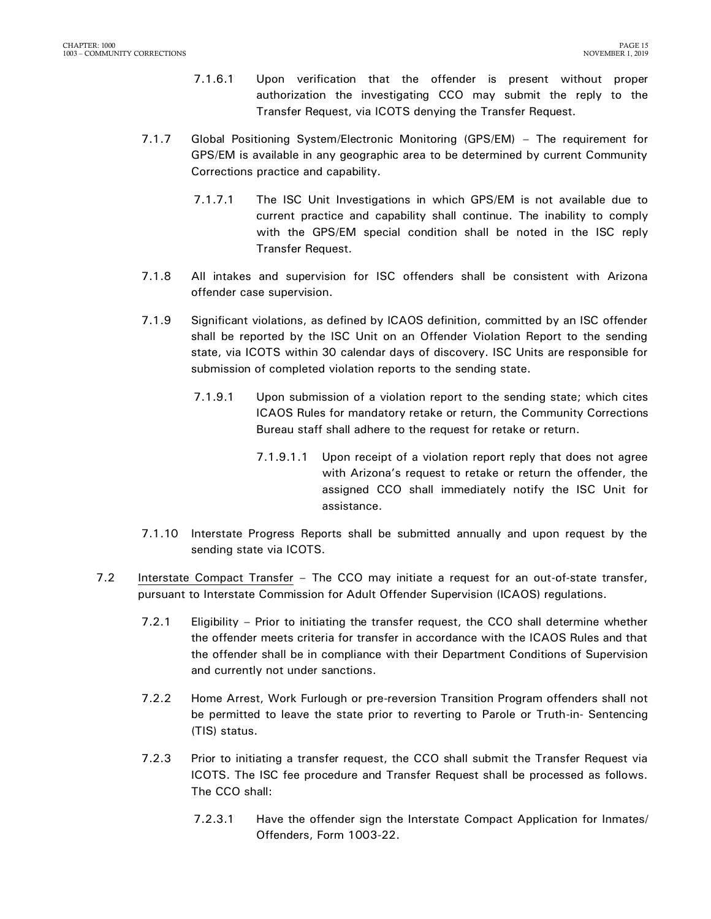7.1.6.1 Upon verification that the offender is present without proper authorization the investigating CCO may submit the reply to the Transfer Request, via ICOTS denying the Transfer Request.

7.1.7 Global Positioning System/Electronic Monitoring (GPS/EM) – The requirement for GPS/EM is available in any geographic area to be determined by current Community Corrections practice and capability.

7.1.7.1 The ISC Unit Investigations in which GPS/EM is not available due to current practice and capability shall continue. The inability to comply with the GPS/EM special condition shall be noted in the ISC reply Transfer Request.

7.1.8 All intakes and supervision for ISC offenders shall be consistent with Arizona offender case supervision.

7.1.9 Significant violations, as defined by ICAOS definition, committed by an ISC offender shall be reported by the ISC Unit on an Offender Violation Report to the sending state, via ICOTS within 30 calendar days of discovery. ISC Units are responsible for submission of completed violation reports to the sending state.

7.1.9.1 Upon submission of a violation report to the sending state; which cites ICAOS Rules for mandatory retake or return, the Community Corrections Bureau staff shall adhere to the request for retake or return.

7.1.9.1.1 Upon receipt of a violation report reply that does not agree with Arizona's request to retake or return the offender, the assigned CCO shall immediately notify the ISC Unit for assistance.

7.1.10 Interstate Progress Reports shall be submitted annually and upon request by the sending state via ICOTS.

7.2 Interstate Compact Transfer – The CCO may initiate a request for an out-of-state transfer, pursuant to Interstate Commission for Adult Offender Supervision (ICAOS) regulations.

7.2.1 Eligibility – Prior to initiating the transfer request, the CCO shall determine whether the offender meets criteria for transfer in accordance with the ICAOS Rules and that the offender shall be in compliance with their Department Conditions of Supervision and currently not under sanctions.

7.2.2 Home Arrest, Work Furlough or pre-reversion Transition Program offenders shall not be permitted to leave the state prior to reverting to Parole or Truth-in- Sentencing (TIS) status.

7.2.3 Prior to initiating a transfer request, the CCO shall submit the Transfer Request via ICOTS. The ISC fee procedure and Transfer Request shall be processed as follows. The CCO shall:

7.2.3.1 Have the offender sign the Interstate Compact Application for Inmates/ Offenders, Form 1003-22.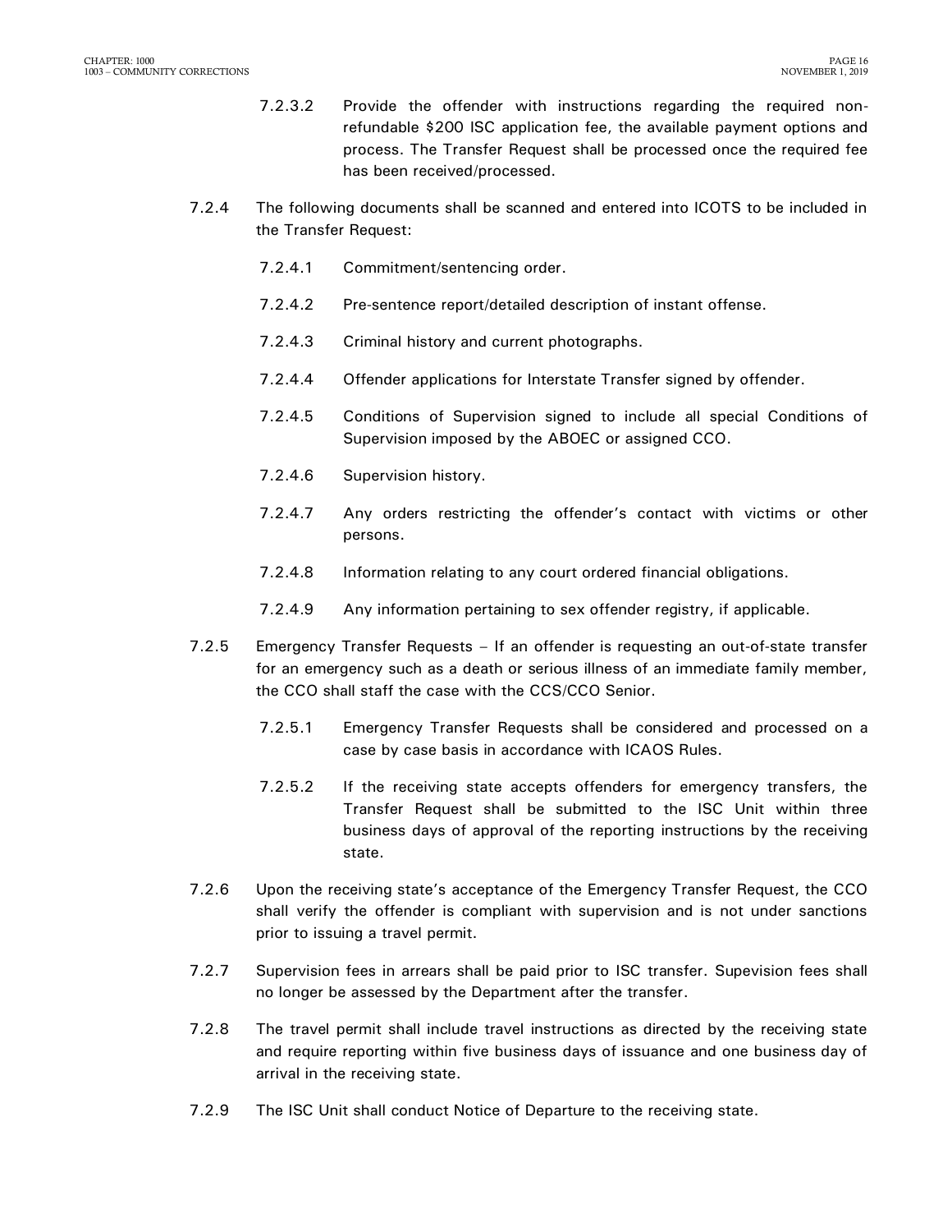7.2.3.2 Provide the offender with instructions regarding the required non-refundable $200 ISC application fee, the available payment options and process. The Transfer Request shall be processed once the required fee has been received/processed.

7.2.4 The following documents shall be scanned and entered into ICOTS to be included in the Transfer Request:

7.2.4.1 Commitment/sentencing order.

7.2.4.2 Pre-sentence report/detailed description of instant offense.

7.2.4.3 Criminal history and current photographs.

7.2.4.4 Offender applications for Interstate Transfer signed by offender.

7.2.4.5 Conditions of Supervision signed to include all special Conditions of Supervision imposed by the ABOEC or assigned CCO.

7.2.4.6 Supervision history.

7.2.4.7 Any orders restricting the offender's contact with victims or other persons.

7.2.4.8 Information relating to any court ordered financial obligations.

7.2.4.9 Any information pertaining to sex offender registry, if applicable.

7.2.5 Emergency Transfer Requests – If an offender is requesting an out-of-state transfer for an emergency such as a death or serious illness of an immediate family member, the CCO shall staff the case with the CCS/CCO Senior.

7.2.5.1 Emergency Transfer Requests shall be considered and processed on a case by case basis in accordance with ICAOS Rules.

7.2.5.2 If the receiving state accepts offenders for emergency transfers, the Transfer Request shall be submitted to the ISC Unit within three business days of approval of the reporting instructions by the receiving state.

7.2.6 Upon the receiving state's acceptance of the Emergency Transfer Request, the CCO shall verify the offender is compliant with supervision and is not under sanctions prior to issuing a travel permit.

7.2.7 Supervision fees in arrears shall be paid prior to ISC transfer. Supevision fees shall no longer be assessed by the Department after the transfer.

7.2.8 The travel permit shall include travel instructions as directed by the receiving state and require reporting within five business days of issuance and one business day of arrival in the receiving state.

7.2.9 The ISC Unit shall conduct Notice of Departure to the receiving state.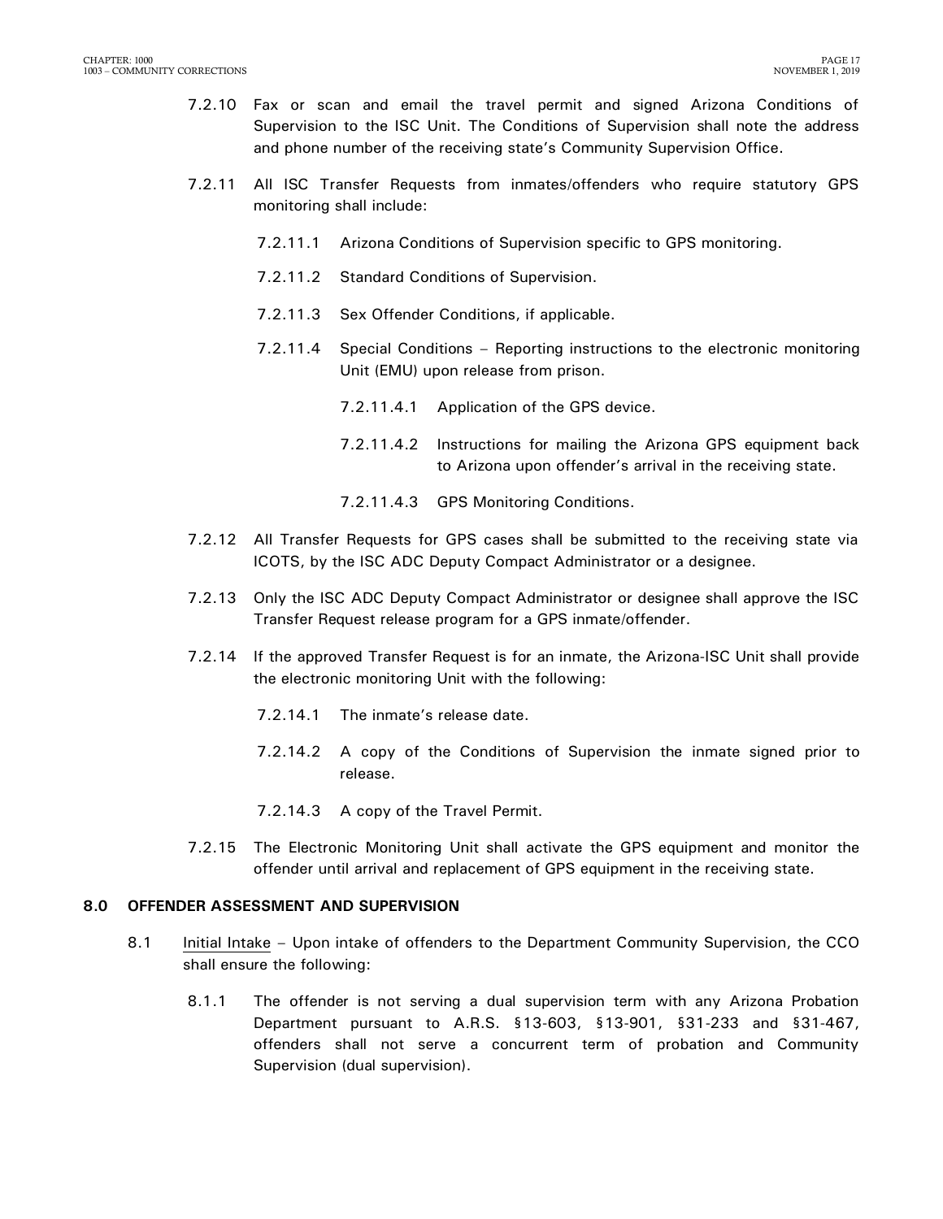7.2.10 Fax or scan and email the travel permit and signed Arizona Conditions of Supervision to the ISC Unit. The Conditions of Supervision shall note the address and phone number of the receiving state's Community Supervision Office.

7.2.11 All ISC Transfer Requests from inmates/offenders who require statutory GPS monitoring shall include:

7.2.11.1 Arizona Conditions of Supervision specific to GPS monitoring.

7.2.11.2 Standard Conditions of Supervision.

7.2.11.3 Sex Offender Conditions, if applicable.

7.2.11.4 Special Conditions – Reporting instructions to the electronic monitoring Unit (EMU) upon release from prison.

7.2.11.4.1 Application of the GPS device.

7.2.11.4.2 Instructions for mailing the Arizona GPS equipment back to Arizona upon offender's arrival in the receiving state.

7.2.11.4.3 GPS Monitoring Conditions.

7.2.12 All Transfer Requests for GPS cases shall be submitted to the receiving state via ICOTS, by the ISC ADC Deputy Compact Administrator or a designee.

7.2.13 Only the ISC ADC Deputy Compact Administrator or designee shall approve the ISC Transfer Request release program for a GPS inmate/offender.

7.2.14 If the approved Transfer Request is for an inmate, the Arizona-ISC Unit shall provide the electronic monitoring Unit with the following:

7.2.14.1 The inmate's release date.

7.2.14.2 A copy of the Conditions of Supervision the inmate signed prior to release.

7.2.14.3 A copy of the Travel Permit.

7.2.15 The Electronic Monitoring Unit shall activate the GPS equipment and monitor the offender until arrival and replacement of GPS equipment in the receiving state.

## 8.0 OFFENDER ASSESSMENT AND SUPERVISION

8.1 Initial Intake – Upon intake of offenders to the Department Community Supervision, the CCO shall ensure the following:

8.1.1 The offender is not serving a dual supervision term with any Arizona Probation Department pursuant to A.R.S. §13-603, §13-901, §31-233 and §31-467, offenders shall not serve a concurrent term of probation and Community Supervision (dual supervision).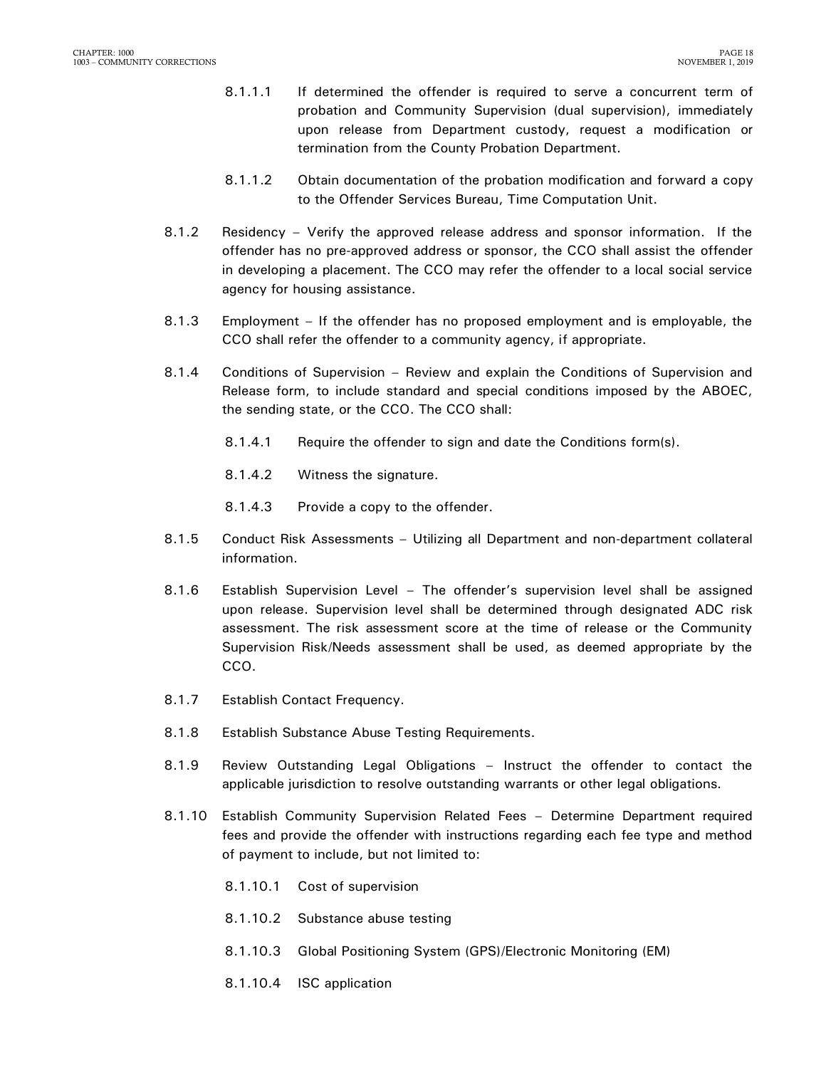8.1.1.1 If determined the offender is required to serve a concurrent term of probation and Community Supervision (dual supervision), immediately upon release from Department custody, request a modification or termination from the County Probation Department.

8.1.1.2 Obtain documentation of the probation modification and forward a copy to the Offender Services Bureau, Time Computation Unit.

8.1.2 Residency – Verify the approved release address and sponsor information. If the offender has no pre-approved address or sponsor, the CCO shall assist the offender in developing a placement. The CCO may refer the offender to a local social service agency for housing assistance.

8.1.3 Employment – If the offender has no proposed employment and is employable, the CCO shall refer the offender to a community agency, if appropriate.

8.1.4 Conditions of Supervision – Review and explain the Conditions of Supervision and Release form, to include standard and special conditions imposed by the ABOEC, the sending state, or the CCO. The CCO shall:

8.1.4.1 Require the offender to sign and date the Conditions form(s).

8.1.4.2 Witness the signature.

8.1.4.3 Provide a copy to the offender.

8.1.5 Conduct Risk Assessments – Utilizing all Department and non-department collateral information.

8.1.6 Establish Supervision Level – The offender's supervision level shall be assigned upon release. Supervision level shall be determined through designated ADC risk assessment. The risk assessment score at the time of release or the Community Supervision Risk/Needs assessment shall be used, as deemed appropriate by the CCO.

8.1.7 Establish Contact Frequency.

8.1.8 Establish Substance Abuse Testing Requirements.

8.1.9 Review Outstanding Legal Obligations – Instruct the offender to contact the applicable jurisdiction to resolve outstanding warrants or other legal obligations.

8.1.10 Establish Community Supervision Related Fees – Determine Department required fees and provide the offender with instructions regarding each fee type and method of payment to include, but not limited to:

8.1.10.1 Cost of supervision

8.1.10.2 Substance abuse testing

8.1.10.3 Global Positioning System (GPS)/Electronic Monitoring (EM)

8.1.10.4 ISC application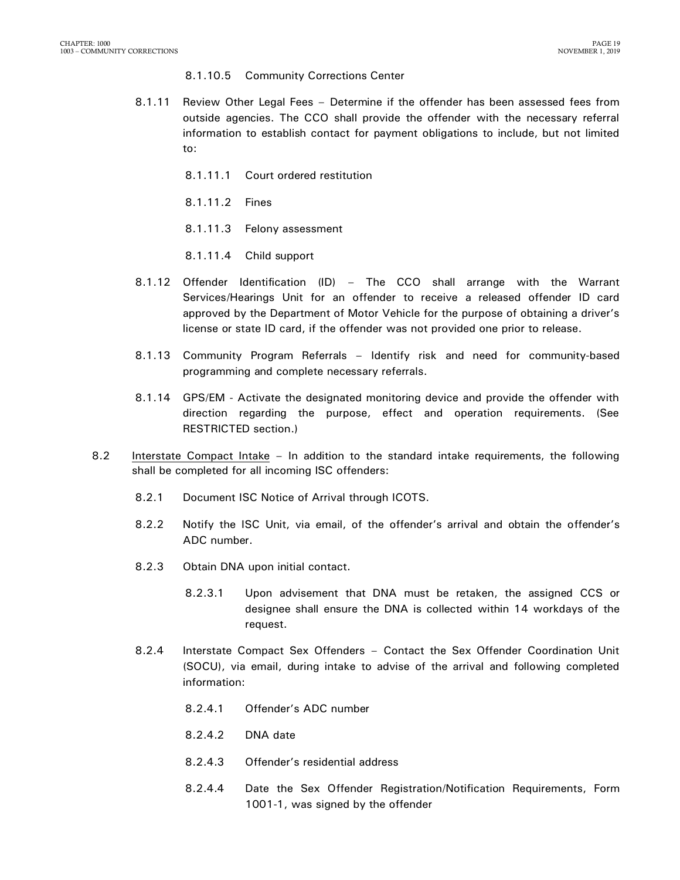8.1.10.5 Community Corrections Center

8.1.11 Review Other Legal Fees – Determine if the offender has been assessed fees from outside agencies. The CCO shall provide the offender with the necessary referral information to establish contact for payment obligations to include, but not limited to:

8.1.11.1 Court ordered restitution

8.1.11.2 Fines

8.1.11.3 Felony assessment

8.1.11.4 Child support

8.1.12 Offender Identification (ID) – The CCO shall arrange with the Warrant Services/Hearings Unit for an offender to receive a released offender ID card approved by the Department of Motor Vehicle for the purpose of obtaining a driver's license or state ID card, if the offender was not provided one prior to release.

8.1.13 Community Program Referrals – Identify risk and need for community-based programming and complete necessary referrals.

8.1.14 GPS/EM - Activate the designated monitoring device and provide the offender with direction regarding the purpose, effect and operation requirements. (See RESTRICTED section.)

8.2 <u>Interstate Compact Intake</u> – In addition to the standard intake requirements, the following shall be completed for all incoming ISC offenders:

8.2.1 Document ISC Notice of Arrival through ICOTS.

8.2.2 Notify the ISC Unit, via email, of the offender's arrival and obtain the offender's ADC number.

8.2.3 Obtain DNA upon initial contact.

8.2.3.1 Upon advisement that DNA must be retaken, the assigned CCS or designee shall ensure the DNA is collected within 14 workdays of the request.

8.2.4 Interstate Compact Sex Offenders – Contact the Sex Offender Coordination Unit (SOCU), via email, during intake to advise of the arrival and following completed information:

8.2.4.1 Offender's ADC number

8.2.4.2 DNA date

8.2.4.3 Offender's residential address

8.2.4.4 Date the Sex Offender Registration/Notification Requirements, Form 1001-1, was signed by the offender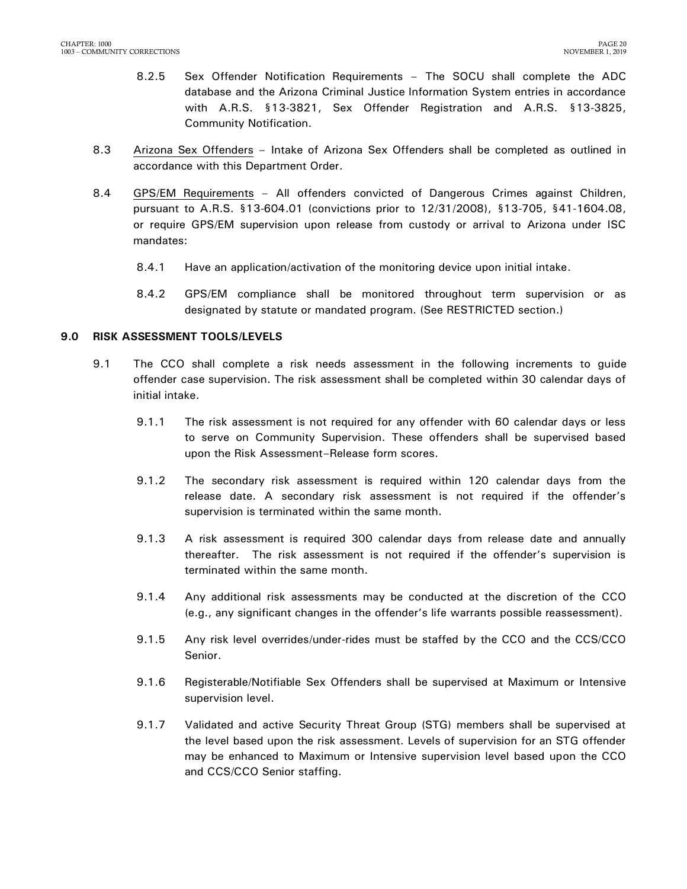8.2.5 Sex Offender Notification Requirements – The SOCU shall complete the ADC database and the Arizona Criminal Justice Information System entries in accordance with A.R.S. §13-3821, Sex Offender Registration and A.R.S. §13-3825, Community Notification.

8.3 Arizona Sex Offenders – Intake of Arizona Sex Offenders shall be completed as outlined in accordance with this Department Order.

8.4 GPS/EM Requirements – All offenders convicted of Dangerous Crimes against Children, pursuant to A.R.S. §13-604.01 (convictions prior to 12/31/2008), §13-705, §41-1604.08, or require GPS/EM supervision upon release from custody or arrival to Arizona under ISC mandates:

8.4.1 Have an application/activation of the monitoring device upon initial intake.

8.4.2 GPS/EM compliance shall be monitored throughout term supervision or as designated by statute or mandated program. (See RESTRICTED section.)

## 9.0 RISK ASSESSMENT TOOLS/LEVELS

9.1 The CCO shall complete a risk needs assessment in the following increments to guide offender case supervision. The risk assessment shall be completed within 30 calendar days of initial intake.

9.1.1 The risk assessment is not required for any offender with 60 calendar days or less to serve on Community Supervision. These offenders shall be supervised based upon the Risk Assessment–Release form scores.

9.1.2 The secondary risk assessment is required within 120 calendar days from the release date. A secondary risk assessment is not required if the offender's supervision is terminated within the same month.

9.1.3 A risk assessment is required 300 calendar days from release date and annually thereafter. The risk assessment is not required if the offender's supervision is terminated within the same month.

9.1.4 Any additional risk assessments may be conducted at the discretion of the CCO (e.g., any significant changes in the offender's life warrants possible reassessment).

9.1.5 Any risk level overrides/under-rides must be staffed by the CCO and the CCS/CCO Senior.

9.1.6 Registerable/Notifiable Sex Offenders shall be supervised at Maximum or Intensive supervision level.

9.1.7 Validated and active Security Threat Group (STG) members shall be supervised at the level based upon the risk assessment. Levels of supervision for an STG offender may be enhanced to Maximum or Intensive supervision level based upon the CCO and CCS/CCO Senior staffing.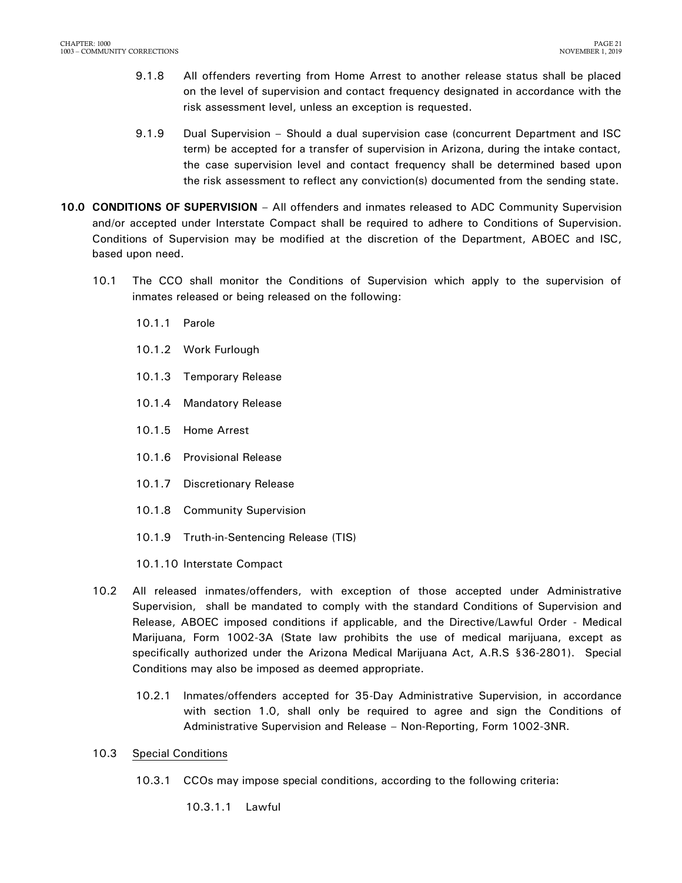9.1.8 All offenders reverting from Home Arrest to another release status shall be placed on the level of supervision and contact frequency designated in accordance with the risk assessment level, unless an exception is requested.

9.1.9 Dual Supervision – Should a dual supervision case (concurrent Department and ISC term) be accepted for a transfer of supervision in Arizona, during the intake contact, the case supervision level and contact frequency shall be determined based upon the risk assessment to reflect any conviction(s) documented from the sending state.

**10.0 CONDITIONS OF SUPERVISION** – All offenders and inmates released to ADC Community Supervision and/or accepted under Interstate Compact shall be required to adhere to Conditions of Supervision. Conditions of Supervision may be modified at the discretion of the Department, ABOEC and ISC, based upon need.

10.1 The CCO shall monitor the Conditions of Supervision which apply to the supervision of inmates released or being released on the following:

10.1.1 Parole

10.1.2 Work Furlough

10.1.3 Temporary Release

10.1.4 Mandatory Release

10.1.5 Home Arrest

10.1.6 Provisional Release

10.1.7 Discretionary Release

10.1.8 Community Supervision

10.1.9 Truth-in-Sentencing Release (TIS)

10.1.10 Interstate Compact

10.2 All released inmates/offenders, with exception of those accepted under Administrative Supervision, shall be mandated to comply with the standard Conditions of Supervision and Release, ABOEC imposed conditions if applicable, and the Directive/Lawful Order - Medical Marijuana, Form 1002-3A (State law prohibits the use of medical marijuana, except as specifically authorized under the Arizona Medical Marijuana Act, A.R.S §36-2801). Special Conditions may also be imposed as deemed appropriate.

10.2.1 Inmates/offenders accepted for 35-Day Administrative Supervision, in accordance with section 1.0, shall only be required to agree and sign the Conditions of Administrative Supervision and Release – Non-Reporting, Form 1002-3NR.

10.3 <u>Special Conditions</u>

10.3.1 CCOs may impose special conditions, according to the following criteria:

10.3.1.1 Lawful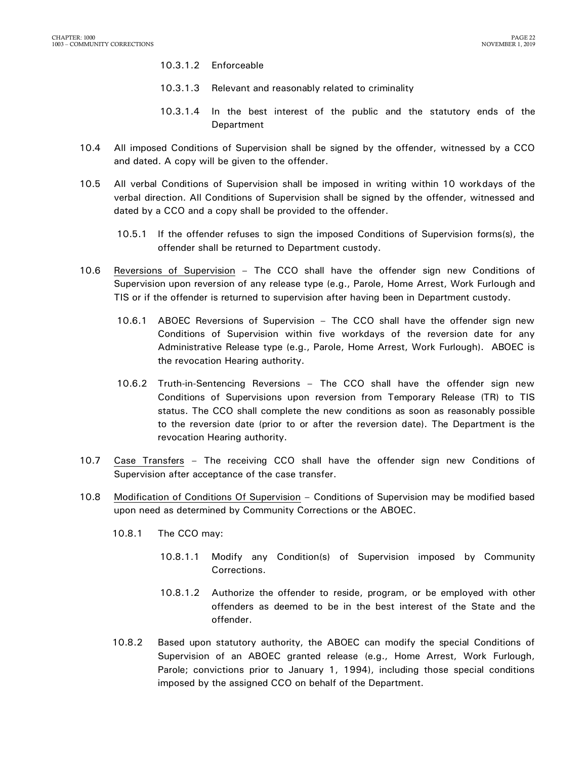10.3.1.2 Enforceable

10.3.1.3 Relevant and reasonably related to criminality

10.3.1.4 In the best interest of the public and the statutory ends of the Department

10.4 All imposed Conditions of Supervision shall be signed by the offender, witnessed by a CCO and dated. A copy will be given to the offender.

10.5 All verbal Conditions of Supervision shall be imposed in writing within 10 workdays of the verbal direction. All Conditions of Supervision shall be signed by the offender, witnessed and dated by a CCO and a copy shall be provided to the offender.

10.5.1 If the offender refuses to sign the imposed Conditions of Supervision forms(s), the offender shall be returned to Department custody.

10.6 Reversions of Supervision – The CCO shall have the offender sign new Conditions of Supervision upon reversion of any release type (e.g., Parole, Home Arrest, Work Furlough and TIS or if the offender is returned to supervision after having been in Department custody.

10.6.1 ABOEC Reversions of Supervision – The CCO shall have the offender sign new Conditions of Supervision within five workdays of the reversion date for any Administrative Release type (e.g., Parole, Home Arrest, Work Furlough). ABOEC is the revocation Hearing authority.

10.6.2 Truth-in-Sentencing Reversions – The CCO shall have the offender sign new Conditions of Supervisions upon reversion from Temporary Release (TR) to TIS status. The CCO shall complete the new conditions as soon as reasonably possible to the reversion date (prior to or after the reversion date). The Department is the revocation Hearing authority.

10.7 Case Transfers – The receiving CCO shall have the offender sign new Conditions of Supervision after acceptance of the case transfer.

10.8 Modification of Conditions Of Supervision – Conditions of Supervision may be modified based upon need as determined by Community Corrections or the ABOEC.

10.8.1 The CCO may:

10.8.1.1 Modify any Condition(s) of Supervision imposed by Community Corrections.

10.8.1.2 Authorize the offender to reside, program, or be employed with other offenders as deemed to be in the best interest of the State and the offender.

10.8.2 Based upon statutory authority, the ABOEC can modify the special Conditions of Supervision of an ABOEC granted release (e.g., Home Arrest, Work Furlough, Parole; convictions prior to January 1, 1994), including those special conditions imposed by the assigned CCO on behalf of the Department.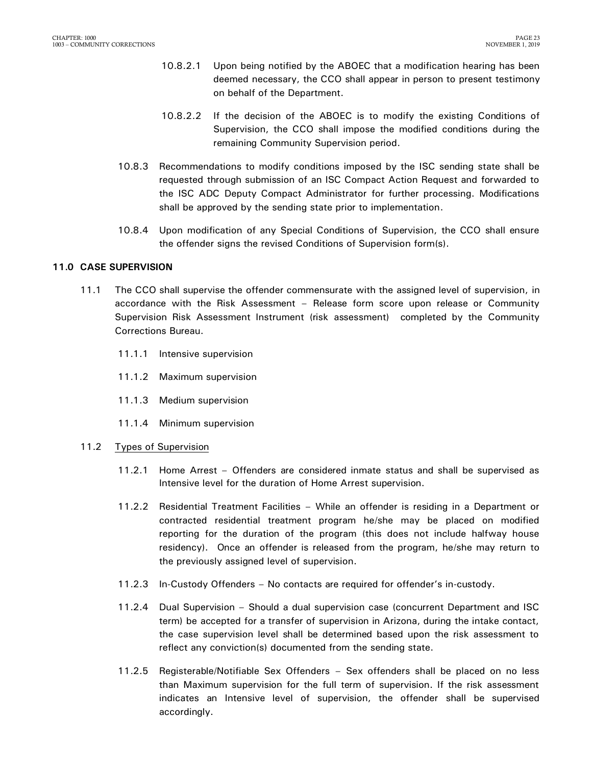10.8.2.1 Upon being notified by the ABOEC that a modification hearing has been deemed necessary, the CCO shall appear in person to present testimony on behalf of the Department.

10.8.2.2 If the decision of the ABOEC is to modify the existing Conditions of Supervision, the CCO shall impose the modified conditions during the remaining Community Supervision period.

10.8.3 Recommendations to modify conditions imposed by the ISC sending state shall be requested through submission of an ISC Compact Action Request and forwarded to the ISC ADC Deputy Compact Administrator for further processing. Modifications shall be approved by the sending state prior to implementation.

10.8.4 Upon modification of any Special Conditions of Supervision, the CCO shall ensure the offender signs the revised Conditions of Supervision form(s).

## 11.0 CASE SUPERVISION

11.1 The CCO shall supervise the offender commensurate with the assigned level of supervision, in accordance with the Risk Assessment – Release form score upon release or Community Supervision Risk Assessment Instrument (risk assessment) completed by the Community Corrections Bureau.

11.1.1 Intensive supervision

11.1.2 Maximum supervision

11.1.3 Medium supervision

11.1.4 Minimum supervision

11.2 Types of Supervision

11.2.1 Home Arrest – Offenders are considered inmate status and shall be supervised as Intensive level for the duration of Home Arrest supervision.

11.2.2 Residential Treatment Facilities – While an offender is residing in a Department or contracted residential treatment program he/she may be placed on modified reporting for the duration of the program (this does not include halfway house residency). Once an offender is released from the program, he/she may return to the previously assigned level of supervision.

11.2.3 In-Custody Offenders – No contacts are required for offender's in-custody.

11.2.4 Dual Supervision – Should a dual supervision case (concurrent Department and ISC term) be accepted for a transfer of supervision in Arizona, during the intake contact, the case supervision level shall be determined based upon the risk assessment to reflect any conviction(s) documented from the sending state.

11.2.5 Registerable/Notifiable Sex Offenders – Sex offenders shall be placed on no less than Maximum supervision for the full term of supervision. If the risk assessment indicates an Intensive level of supervision, the offender shall be supervised accordingly.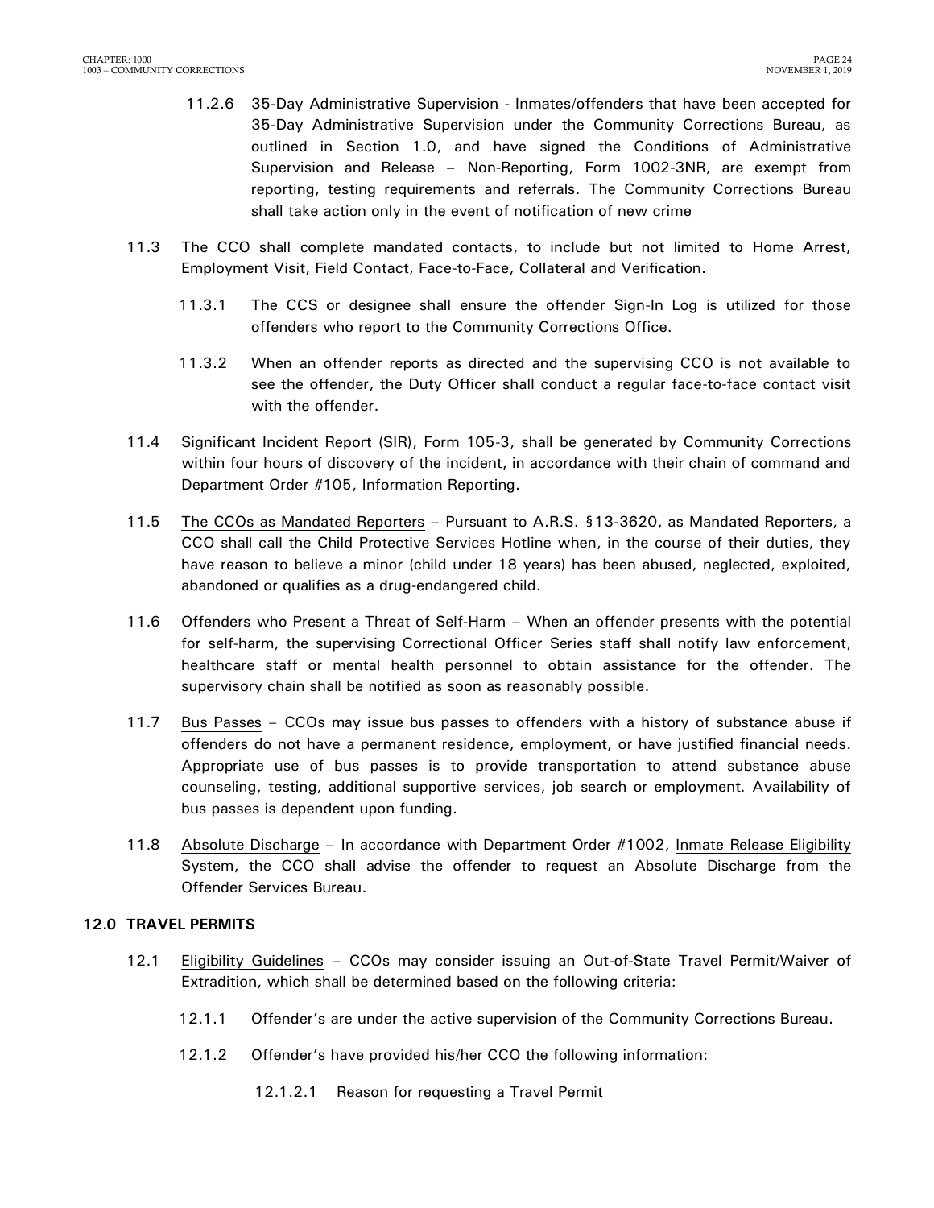11.2.6 35-Day Administrative Supervision - Inmates/offenders that have been accepted for 35-Day Administrative Supervision under the Community Corrections Bureau, as outlined in Section 1.0, and have signed the Conditions of Administrative Supervision and Release – Non-Reporting, Form 1002-3NR, are exempt from reporting, testing requirements and referrals. The Community Corrections Bureau shall take action only in the event of notification of new crime

11.3 The CCO shall complete mandated contacts, to include but not limited to Home Arrest, Employment Visit, Field Contact, Face-to-Face, Collateral and Verification.

11.3.1 The CCS or designee shall ensure the offender Sign-In Log is utilized for those offenders who report to the Community Corrections Office.

11.3.2 When an offender reports as directed and the supervising CCO is not available to see the offender, the Duty Officer shall conduct a regular face-to-face contact visit with the offender.

11.4 Significant Incident Report (SIR), Form 105-3, shall be generated by Community Corrections within four hours of discovery of the incident, in accordance with their chain of command and Department Order #105, Information Reporting.

11.5 The CCOs as Mandated Reporters – Pursuant to A.R.S. §13-3620, as Mandated Reporters, a CCO shall call the Child Protective Services Hotline when, in the course of their duties, they have reason to believe a minor (child under 18 years) has been abused, neglected, exploited, abandoned or qualifies as a drug-endangered child.

11.6 Offenders who Present a Threat of Self-Harm – When an offender presents with the potential for self-harm, the supervising Correctional Officer Series staff shall notify law enforcement, healthcare staff or mental health personnel to obtain assistance for the offender. The supervisory chain shall be notified as soon as reasonably possible.

11.7 Bus Passes – CCOs may issue bus passes to offenders with a history of substance abuse if offenders do not have a permanent residence, employment, or have justified financial needs. Appropriate use of bus passes is to provide transportation to attend substance abuse counseling, testing, additional supportive services, job search or employment. Availability of bus passes is dependent upon funding.

11.8 Absolute Discharge – In accordance with Department Order #1002, Inmate Release Eligibility System, the CCO shall advise the offender to request an Absolute Discharge from the Offender Services Bureau.

## 12.0 TRAVEL PERMITS

12.1 Eligibility Guidelines – CCOs may consider issuing an Out-of-State Travel Permit/Waiver of Extradition, which shall be determined based on the following criteria:

12.1.1 Offender's are under the active supervision of the Community Corrections Bureau.

12.1.2 Offender's have provided his/her CCO the following information:

12.1.2.1 Reason for requesting a Travel Permit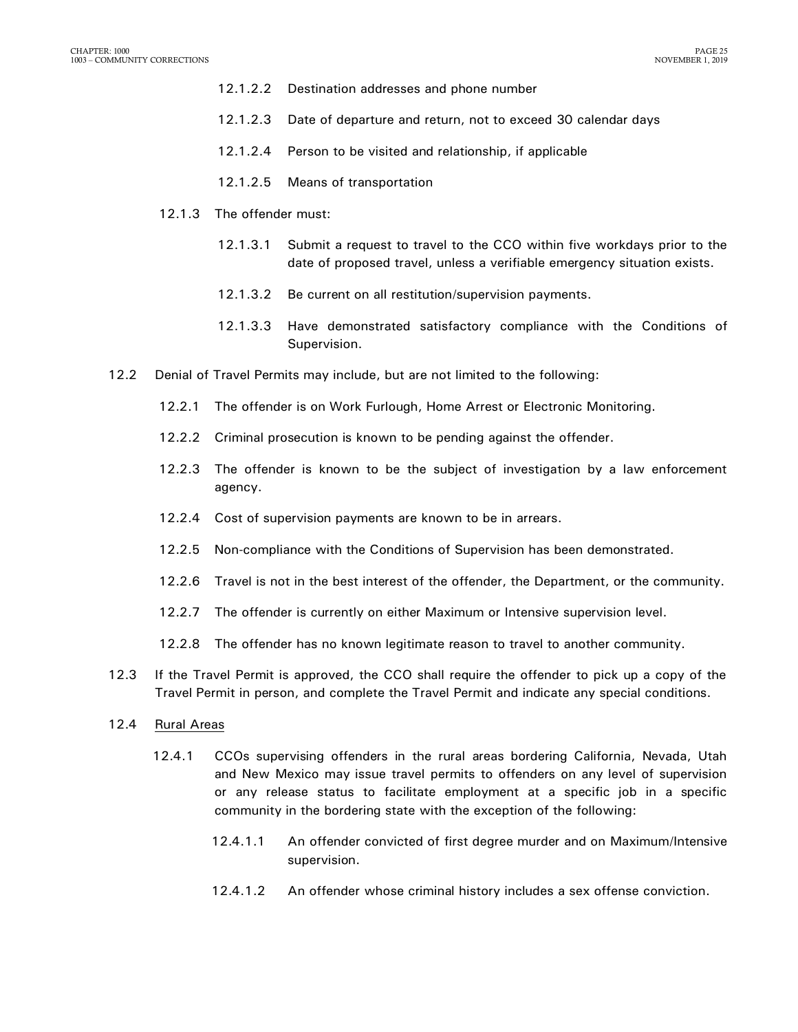12.1.2.2 Destination addresses and phone number

12.1.2.3 Date of departure and return, not to exceed 30 calendar days

12.1.2.4 Person to be visited and relationship, if applicable

12.1.2.5 Means of transportation

12.1.3 The offender must:

12.1.3.1 Submit a request to travel to the CCO within five workdays prior to the date of proposed travel, unless a verifiable emergency situation exists.

12.1.3.2 Be current on all restitution/supervision payments.

12.1.3.3 Have demonstrated satisfactory compliance with the Conditions of Supervision.

12.2 Denial of Travel Permits may include, but are not limited to the following:

12.2.1 The offender is on Work Furlough, Home Arrest or Electronic Monitoring.

12.2.2 Criminal prosecution is known to be pending against the offender.

12.2.3 The offender is known to be the subject of investigation by a law enforcement agency.

12.2.4 Cost of supervision payments are known to be in arrears.

12.2.5 Non-compliance with the Conditions of Supervision has been demonstrated.

12.2.6 Travel is not in the best interest of the offender, the Department, or the community.

12.2.7 The offender is currently on either Maximum or Intensive supervision level.

12.2.8 The offender has no known legitimate reason to travel to another community.

12.3 If the Travel Permit is approved, the CCO shall require the offender to pick up a copy of the Travel Permit in person, and complete the Travel Permit and indicate any special conditions.

12.4 Rural Areas

12.4.1 CCOs supervising offenders in the rural areas bordering California, Nevada, Utah and New Mexico may issue travel permits to offenders on any level of supervision or any release status to facilitate employment at a specific job in a specific community in the bordering state with the exception of the following:

12.4.1.1 An offender convicted of first degree murder and on Maximum/Intensive supervision.

12.4.1.2 An offender whose criminal history includes a sex offense conviction.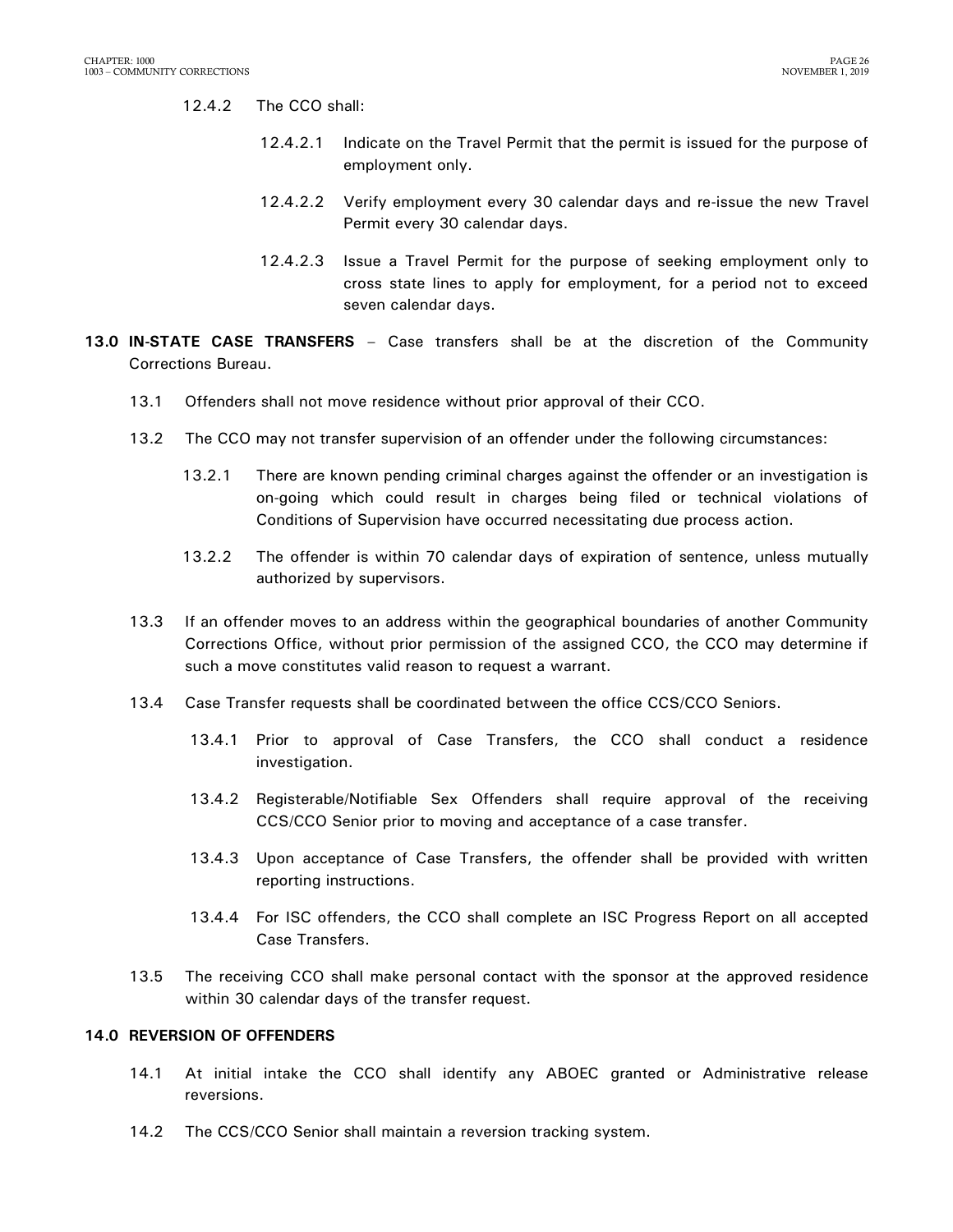12.4.2 The CCO shall:

12.4.2.1 Indicate on the Travel Permit that the permit is issued for the purpose of employment only.

12.4.2.2 Verify employment every 30 calendar days and re-issue the new Travel Permit every 30 calendar days.

12.4.2.3 Issue a Travel Permit for the purpose of seeking employment only to cross state lines to apply for employment, for a period not to exceed seven calendar days.

**13.0 IN-STATE CASE TRANSFERS** – Case transfers shall be at the discretion of the Community Corrections Bureau.

13.1 Offenders shall not move residence without prior approval of their CCO.

13.2 The CCO may not transfer supervision of an offender under the following circumstances:

13.2.1 There are known pending criminal charges against the offender or an investigation is on-going which could result in charges being filed or technical violations of Conditions of Supervision have occurred necessitating due process action.

13.2.2 The offender is within 70 calendar days of expiration of sentence, unless mutually authorized by supervisors.

13.3 If an offender moves to an address within the geographical boundaries of another Community Corrections Office, without prior permission of the assigned CCO, the CCO may determine if such a move constitutes valid reason to request a warrant.

13.4 Case Transfer requests shall be coordinated between the office CCS/CCO Seniors.

13.4.1 Prior to approval of Case Transfers, the CCO shall conduct a residence investigation.

13.4.2 Registerable/Notifiable Sex Offenders shall require approval of the receiving CCS/CCO Senior prior to moving and acceptance of a case transfer.

13.4.3 Upon acceptance of Case Transfers, the offender shall be provided with written reporting instructions.

13.4.4 For ISC offenders, the CCO shall complete an ISC Progress Report on all accepted Case Transfers.

13.5 The receiving CCO shall make personal contact with the sponsor at the approved residence within 30 calendar days of the transfer request.

**14.0 REVERSION OF OFFENDERS**

14.1 At initial intake the CCO shall identify any ABOEC granted or Administrative release reversions.

14.2 The CCS/CCO Senior shall maintain a reversion tracking system.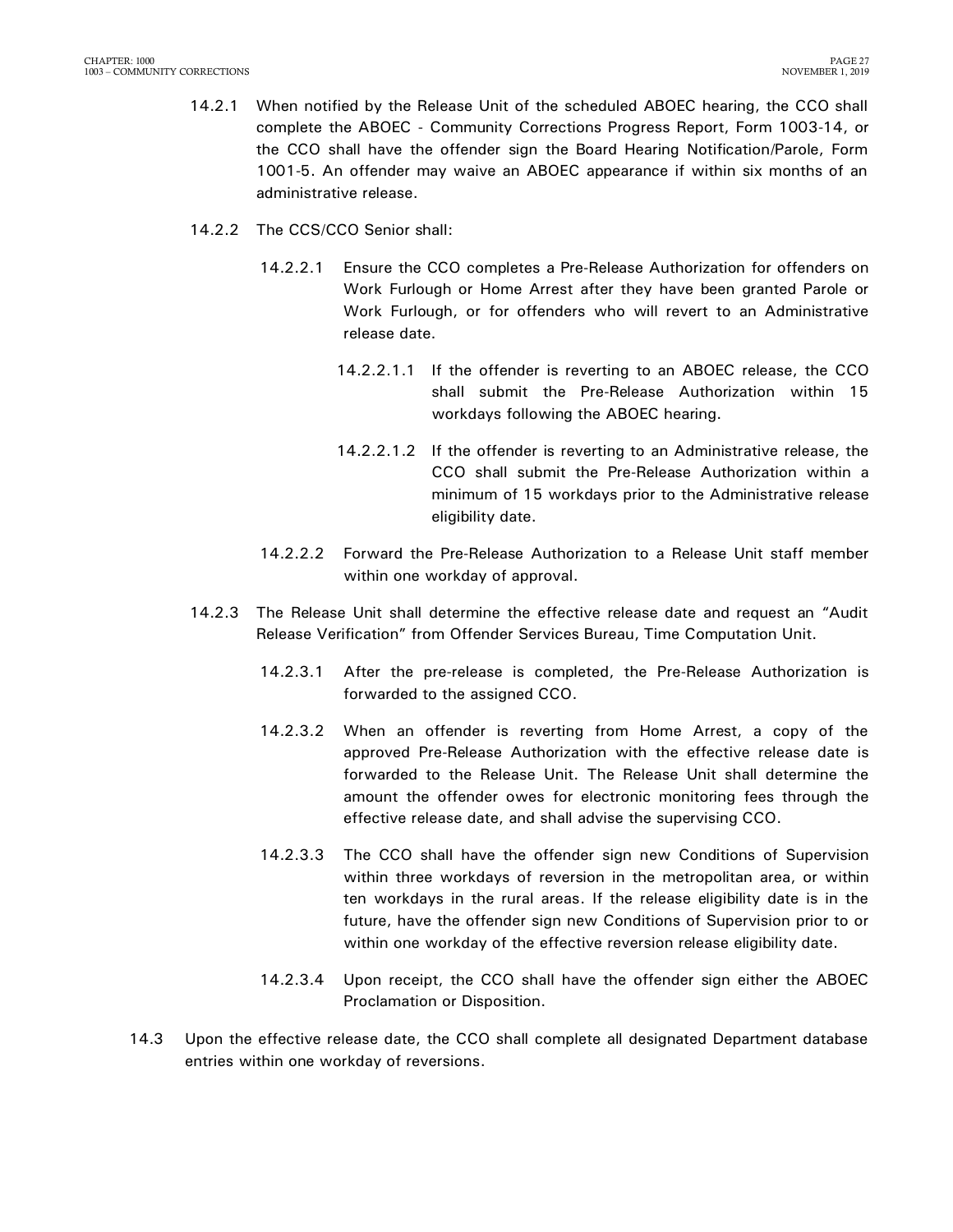14.2.1 When notified by the Release Unit of the scheduled ABOEC hearing, the CCO shall complete the ABOEC - Community Corrections Progress Report, Form 1003-14, or the CCO shall have the offender sign the Board Hearing Notification/Parole, Form 1001-5. An offender may waive an ABOEC appearance if within six months of an administrative release.

14.2.2 The CCS/CCO Senior shall:

14.2.2.1 Ensure the CCO completes a Pre-Release Authorization for offenders on Work Furlough or Home Arrest after they have been granted Parole or Work Furlough, or for offenders who will revert to an Administrative release date.

14.2.2.1.1 If the offender is reverting to an ABOEC release, the CCO shall submit the Pre-Release Authorization within 15 workdays following the ABOEC hearing.

14.2.2.1.2 If the offender is reverting to an Administrative release, the CCO shall submit the Pre-Release Authorization within a minimum of 15 workdays prior to the Administrative release eligibility date.

14.2.2.2 Forward the Pre-Release Authorization to a Release Unit staff member within one workday of approval.

14.2.3 The Release Unit shall determine the effective release date and request an "Audit Release Verification" from Offender Services Bureau, Time Computation Unit.

14.2.3.1 After the pre-release is completed, the Pre-Release Authorization is forwarded to the assigned CCO.

14.2.3.2 When an offender is reverting from Home Arrest, a copy of the approved Pre-Release Authorization with the effective release date is forwarded to the Release Unit. The Release Unit shall determine the amount the offender owes for electronic monitoring fees through the effective release date, and shall advise the supervising CCO.

14.2.3.3 The CCO shall have the offender sign new Conditions of Supervision within three workdays of reversion in the metropolitan area, or within ten workdays in the rural areas. If the release eligibility date is in the future, have the offender sign new Conditions of Supervision prior to or within one workday of the effective reversion release eligibility date.

14.2.3.4 Upon receipt, the CCO shall have the offender sign either the ABOEC Proclamation or Disposition.

14.3 Upon the effective release date, the CCO shall complete all designated Department database entries within one workday of reversions.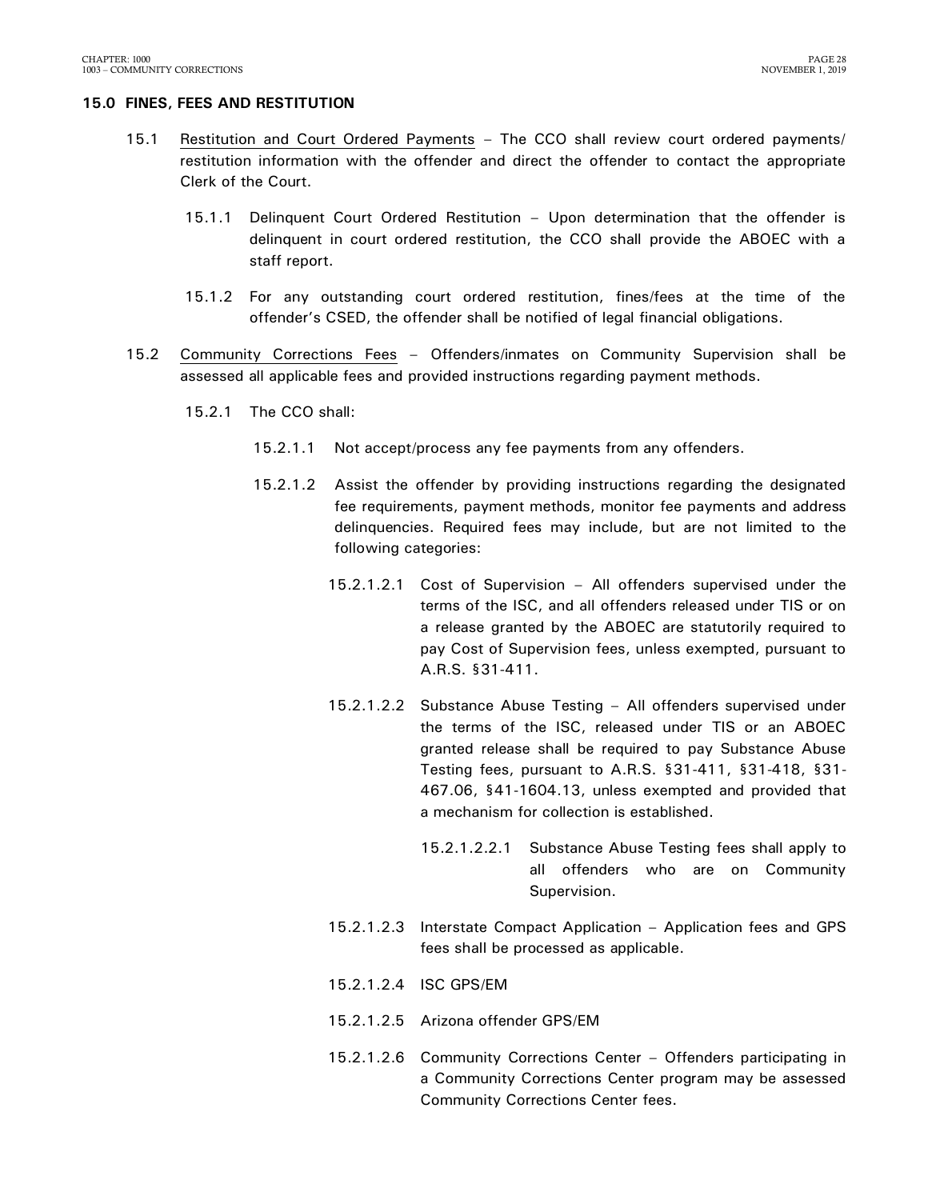## 15.0 FINES, FEES AND RESTITUTION

15.1 Restitution and Court Ordered Payments – The CCO shall review court ordered payments/ restitution information with the offender and direct the offender to contact the appropriate Clerk of the Court.

15.1.1 Delinquent Court Ordered Restitution – Upon determination that the offender is delinquent in court ordered restitution, the CCO shall provide the ABOEC with a staff report.

15.1.2 For any outstanding court ordered restitution, fines/fees at the time of the offender's CSED, the offender shall be notified of legal financial obligations.

15.2 Community Corrections Fees – Offenders/inmates on Community Supervision shall be assessed all applicable fees and provided instructions regarding payment methods.

15.2.1 The CCO shall:

15.2.1.1 Not accept/process any fee payments from any offenders.

15.2.1.2 Assist the offender by providing instructions regarding the designated fee requirements, payment methods, monitor fee payments and address delinquencies. Required fees may include, but are not limited to the following categories:

15.2.1.2.1 Cost of Supervision – All offenders supervised under the terms of the ISC, and all offenders released under TIS or on a release granted by the ABOEC are statutorily required to pay Cost of Supervision fees, unless exempted, pursuant to A.R.S. §31-411.

15.2.1.2.2 Substance Abuse Testing – All offenders supervised under the terms of the ISC, released under TIS or an ABOEC granted release shall be required to pay Substance Abuse Testing fees, pursuant to A.R.S. §31-411, §31-418, §31-467.06, §41-1604.13, unless exempted and provided that a mechanism for collection is established.

15.2.1.2.2.1 Substance Abuse Testing fees shall apply to all offenders who are on Community Supervision.

15.2.1.2.3 Interstate Compact Application – Application fees and GPS fees shall be processed as applicable.

15.2.1.2.4 ISC GPS/EM

15.2.1.2.5 Arizona offender GPS/EM

15.2.1.2.6 Community Corrections Center – Offenders participating in a Community Corrections Center program may be assessed Community Corrections Center fees.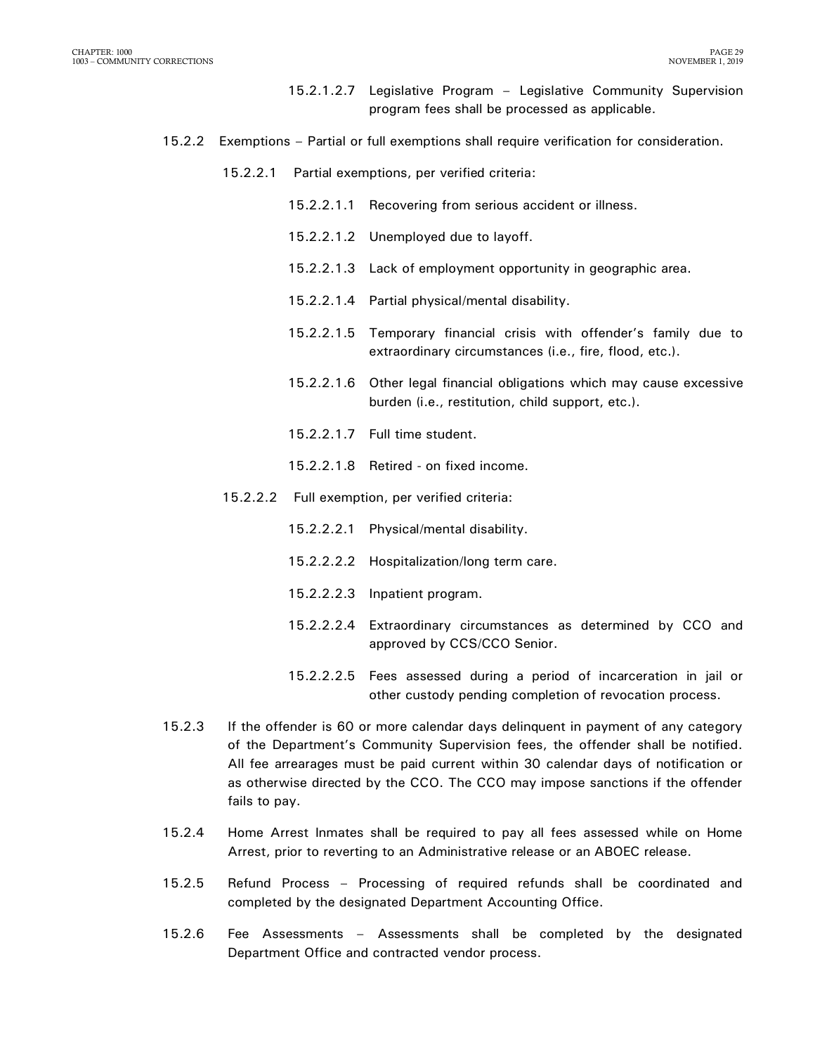15.2.1.2.7 Legislative Program – Legislative Community Supervision program fees shall be processed as applicable.

15.2.2 Exemptions – Partial or full exemptions shall require verification for consideration.

15.2.2.1 Partial exemptions, per verified criteria:

15.2.2.1.1 Recovering from serious accident or illness.

15.2.2.1.2 Unemployed due to layoff.

15.2.2.1.3 Lack of employment opportunity in geographic area.

15.2.2.1.4 Partial physical/mental disability.

15.2.2.1.5 Temporary financial crisis with offender's family due to extraordinary circumstances (i.e., fire, flood, etc.).

15.2.2.1.6 Other legal financial obligations which may cause excessive burden (i.e., restitution, child support, etc.).

15.2.2.1.7 Full time student.

15.2.2.1.8 Retired - on fixed income.

15.2.2.2 Full exemption, per verified criteria:

15.2.2.2.1 Physical/mental disability.

15.2.2.2.2 Hospitalization/long term care.

15.2.2.2.3 Inpatient program.

15.2.2.2.4 Extraordinary circumstances as determined by CCO and approved by CCS/CCO Senior.

15.2.2.2.5 Fees assessed during a period of incarceration in jail or other custody pending completion of revocation process.

15.2.3 If the offender is 60 or more calendar days delinquent in payment of any category of the Department's Community Supervision fees, the offender shall be notified. All fee arrearages must be paid current within 30 calendar days of notification or as otherwise directed by the CCO. The CCO may impose sanctions if the offender fails to pay.

15.2.4 Home Arrest Inmates shall be required to pay all fees assessed while on Home Arrest, prior to reverting to an Administrative release or an ABOEC release.

15.2.5 Refund Process – Processing of required refunds shall be coordinated and completed by the designated Department Accounting Office.

15.2.6 Fee Assessments – Assessments shall be completed by the designated Department Office and contracted vendor process.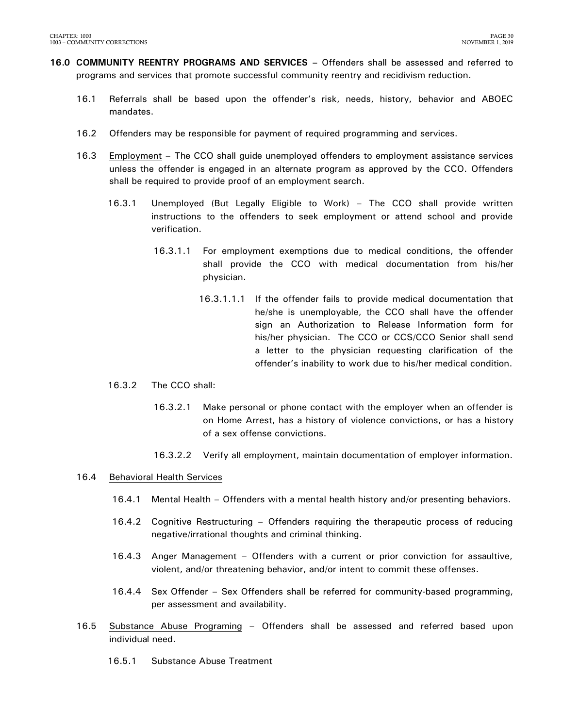**16.0 COMMUNITY REENTRY PROGRAMS AND SERVICES** – Offenders shall be assessed and referred to programs and services that promote successful community reentry and recidivism reduction.

16.1 Referrals shall be based upon the offender's risk, needs, history, behavior and ABOEC mandates.

16.2 Offenders may be responsible for payment of required programming and services.

16.3 <u>Employment</u> – The CCO shall guide unemployed offenders to employment assistance services unless the offender is engaged in an alternate program as approved by the CCO. Offenders shall be required to provide proof of an employment search.

16.3.1 Unemployed (But Legally Eligible to Work) – The CCO shall provide written instructions to the offenders to seek employment or attend school and provide verification.

16.3.1.1 For employment exemptions due to medical conditions, the offender shall provide the CCO with medical documentation from his/her physician.

16.3.1.1.1 If the offender fails to provide medical documentation that he/she is unemployable, the CCO shall have the offender sign an Authorization to Release Information form for his/her physician. The CCO or CCS/CCO Senior shall send a letter to the physician requesting clarification of the offender's inability to work due to his/her medical condition.

16.3.2 The CCO shall:

16.3.2.1 Make personal or phone contact with the employer when an offender is on Home Arrest, has a history of violence convictions, or has a history of a sex offense convictions.

16.3.2.2 Verify all employment, maintain documentation of employer information.

16.4 <u>Behavioral Health Services</u>

16.4.1 Mental Health – Offenders with a mental health history and/or presenting behaviors.

16.4.2 Cognitive Restructuring – Offenders requiring the therapeutic process of reducing negative/irrational thoughts and criminal thinking.

16.4.3 Anger Management – Offenders with a current or prior conviction for assaultive, violent, and/or threatening behavior, and/or intent to commit these offenses.

16.4.4 Sex Offender – Sex Offenders shall be referred for community-based programming, per assessment and availability.

16.5 <u>Substance Abuse Programing</u> – Offenders shall be assessed and referred based upon individual need.

16.5.1 Substance Abuse Treatment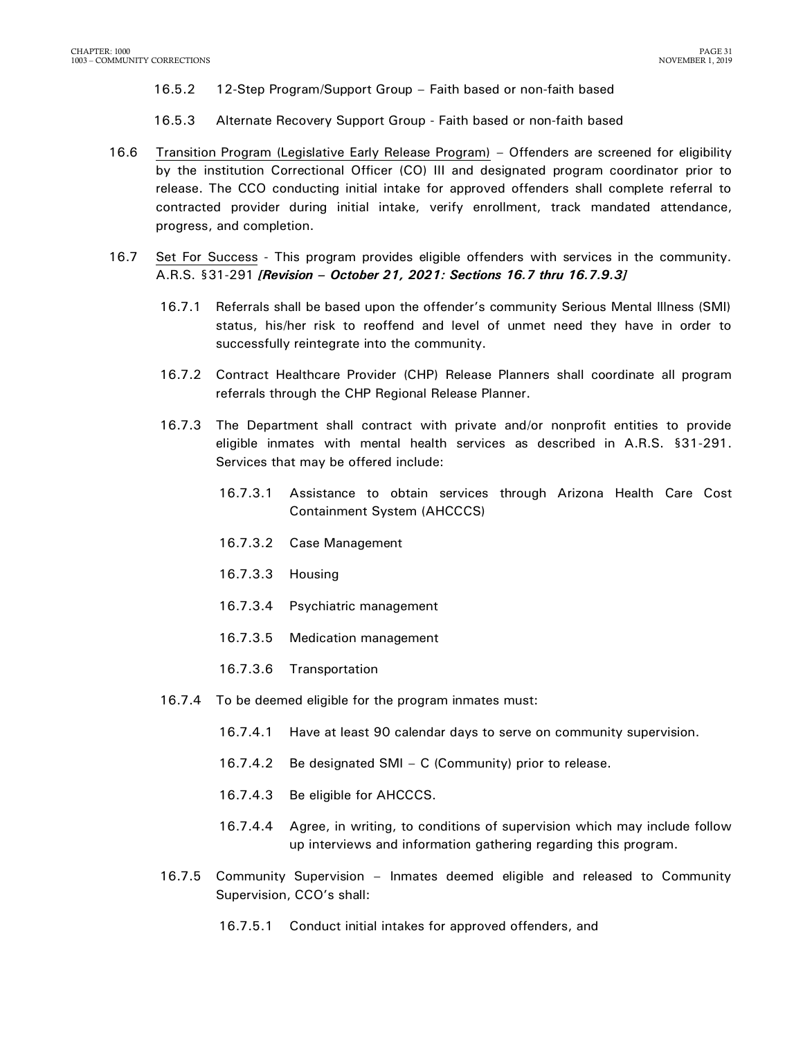16.5.2 12-Step Program/Support Group – Faith based or non-faith based

16.5.3 Alternate Recovery Support Group - Faith based or non-faith based

16.6 <u>Transition Program (Legislative Early Release Program)</u> – Offenders are screened for eligibility by the institution Correctional Officer (CO) III and designated program coordinator prior to release. The CCO conducting initial intake for approved offenders shall complete referral to contracted provider during initial intake, verify enrollment, track mandated attendance, progress, and completion.

16.7 <u>Set For Success</u> - This program provides eligible offenders with services in the community. A.R.S. §31-291 ***[Revision – October 21, 2021: Sections 16.7 thru 16.7.9.3]***

16.7.1 Referrals shall be based upon the offender's community Serious Mental Illness (SMI) status, his/her risk to reoffend and level of unmet need they have in order to successfully reintegrate into the community.

16.7.2 Contract Healthcare Provider (CHP) Release Planners shall coordinate all program referrals through the CHP Regional Release Planner.

16.7.3 The Department shall contract with private and/or nonprofit entities to provide eligible inmates with mental health services as described in A.R.S. §31-291. Services that may be offered include:

16.7.3.1 Assistance to obtain services through Arizona Health Care Cost Containment System (AHCCCS)

16.7.3.2 Case Management

16.7.3.3 Housing

16.7.3.4 Psychiatric management

16.7.3.5 Medication management

16.7.3.6 Transportation

16.7.4 To be deemed eligible for the program inmates must:

16.7.4.1 Have at least 90 calendar days to serve on community supervision.

16.7.4.2 Be designated SMI – C (Community) prior to release.

16.7.4.3 Be eligible for AHCCCS.

16.7.4.4 Agree, in writing, to conditions of supervision which may include follow up interviews and information gathering regarding this program.

16.7.5 Community Supervision – Inmates deemed eligible and released to Community Supervision, CCO's shall:

16.7.5.1 Conduct initial intakes for approved offenders, and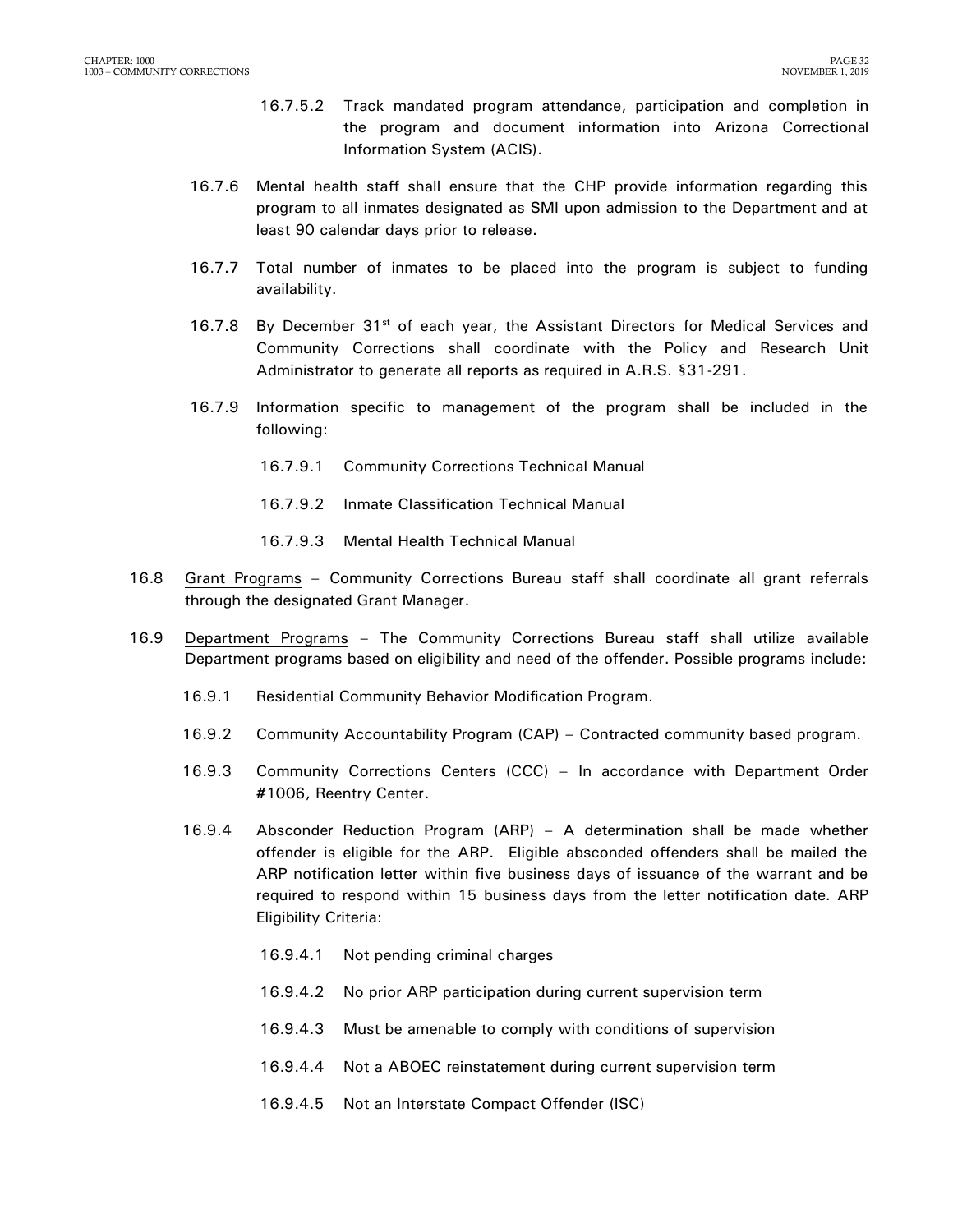16.7.5.2 Track mandated program attendance, participation and completion in the program and document information into Arizona Correctional Information System (ACIS).

16.7.6 Mental health staff shall ensure that the CHP provide information regarding this program to all inmates designated as SMI upon admission to the Department and at least 90 calendar days prior to release.

16.7.7 Total number of inmates to be placed into the program is subject to funding availability.

16.7.8 By December 31st of each year, the Assistant Directors for Medical Services and Community Corrections shall coordinate with the Policy and Research Unit Administrator to generate all reports as required in A.R.S. §31-291.

16.7.9 Information specific to management of the program shall be included in the following:

16.7.9.1 Community Corrections Technical Manual

16.7.9.2 Inmate Classification Technical Manual

16.7.9.3 Mental Health Technical Manual

16.8 Grant Programs – Community Corrections Bureau staff shall coordinate all grant referrals through the designated Grant Manager.

16.9 Department Programs – The Community Corrections Bureau staff shall utilize available Department programs based on eligibility and need of the offender. Possible programs include:

16.9.1 Residential Community Behavior Modification Program.

16.9.2 Community Accountability Program (CAP) – Contracted community based program.

16.9.3 Community Corrections Centers (CCC) – In accordance with Department Order #1006, Reentry Center.

16.9.4 Absconder Reduction Program (ARP) – A determination shall be made whether offender is eligible for the ARP. Eligible absconded offenders shall be mailed the ARP notification letter within five business days of issuance of the warrant and be required to respond within 15 business days from the letter notification date. ARP Eligibility Criteria:

16.9.4.1 Not pending criminal charges

16.9.4.2 No prior ARP participation during current supervision term

16.9.4.3 Must be amenable to comply with conditions of supervision

16.9.4.4 Not a ABOEC reinstatement during current supervision term

16.9.4.5 Not an Interstate Compact Offender (ISC)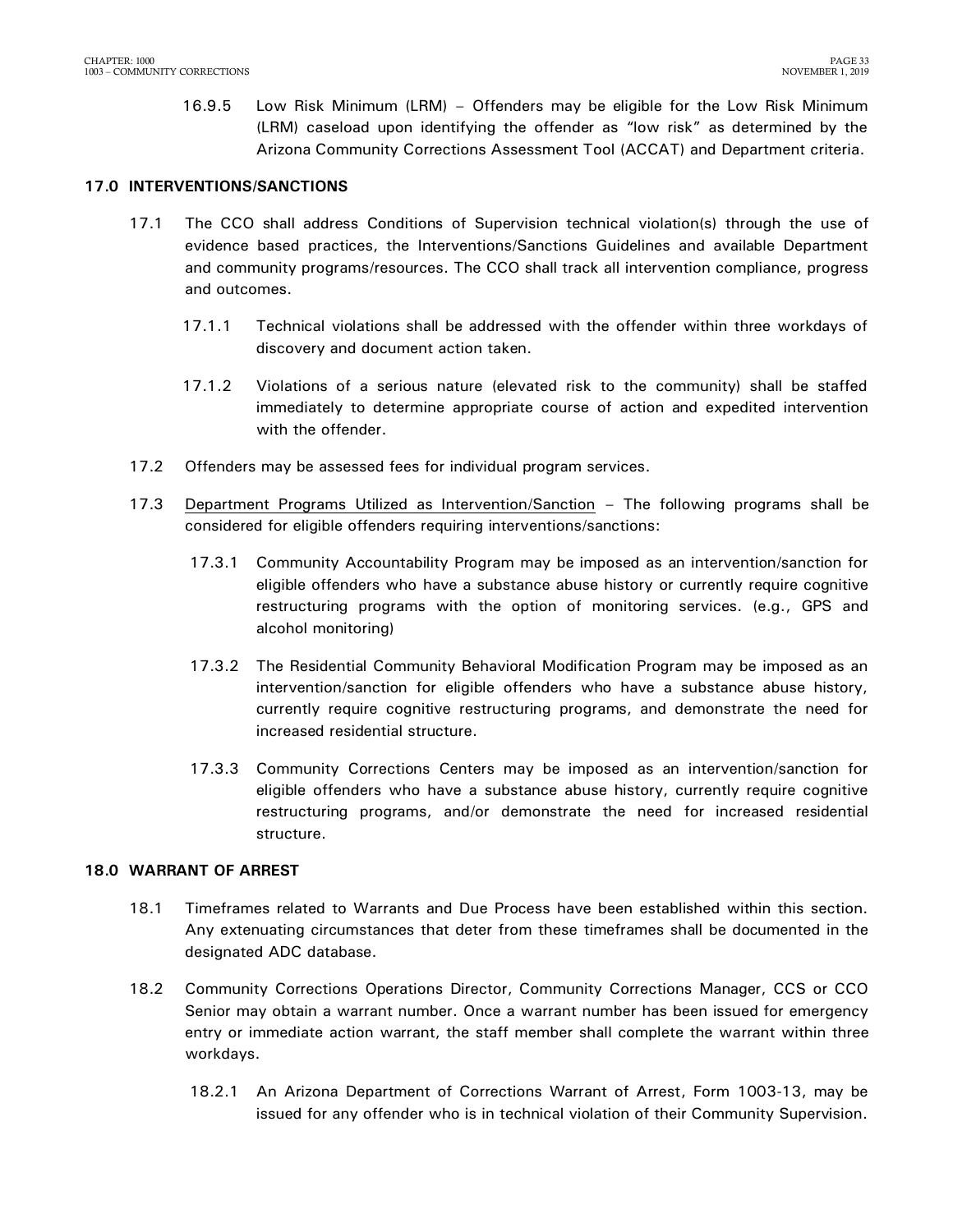16.9.5 Low Risk Minimum (LRM) – Offenders may be eligible for the Low Risk Minimum (LRM) caseload upon identifying the offender as "low risk" as determined by the Arizona Community Corrections Assessment Tool (ACCAT) and Department criteria.

## 17.0 INTERVENTIONS/SANCTIONS

17.1 The CCO shall address Conditions of Supervision technical violation(s) through the use of evidence based practices, the Interventions/Sanctions Guidelines and available Department and community programs/resources. The CCO shall track all intervention compliance, progress and outcomes.

17.1.1 Technical violations shall be addressed with the offender within three workdays of discovery and document action taken.

17.1.2 Violations of a serious nature (elevated risk to the community) shall be staffed immediately to determine appropriate course of action and expedited intervention with the offender.

17.2 Offenders may be assessed fees for individual program services.

17.3 <u>Department Programs Utilized as Intervention/Sanction</u> – The following programs shall be considered for eligible offenders requiring interventions/sanctions:

17.3.1 Community Accountability Program may be imposed as an intervention/sanction for eligible offenders who have a substance abuse history or currently require cognitive restructuring programs with the option of monitoring services. (e.g., GPS and alcohol monitoring)

17.3.2 The Residential Community Behavioral Modification Program may be imposed as an intervention/sanction for eligible offenders who have a substance abuse history, currently require cognitive restructuring programs, and demonstrate the need for increased residential structure.

17.3.3 Community Corrections Centers may be imposed as an intervention/sanction for eligible offenders who have a substance abuse history, currently require cognitive restructuring programs, and/or demonstrate the need for increased residential structure.

## 18.0 WARRANT OF ARREST

18.1 Timeframes related to Warrants and Due Process have been established within this section. Any extenuating circumstances that deter from these timeframes shall be documented in the designated ADC database.

18.2 Community Corrections Operations Director, Community Corrections Manager, CCS or CCO Senior may obtain a warrant number. Once a warrant number has been issued for emergency entry or immediate action warrant, the staff member shall complete the warrant within three workdays.

18.2.1 An Arizona Department of Corrections Warrant of Arrest, Form 1003-13, may be issued for any offender who is in technical violation of their Community Supervision.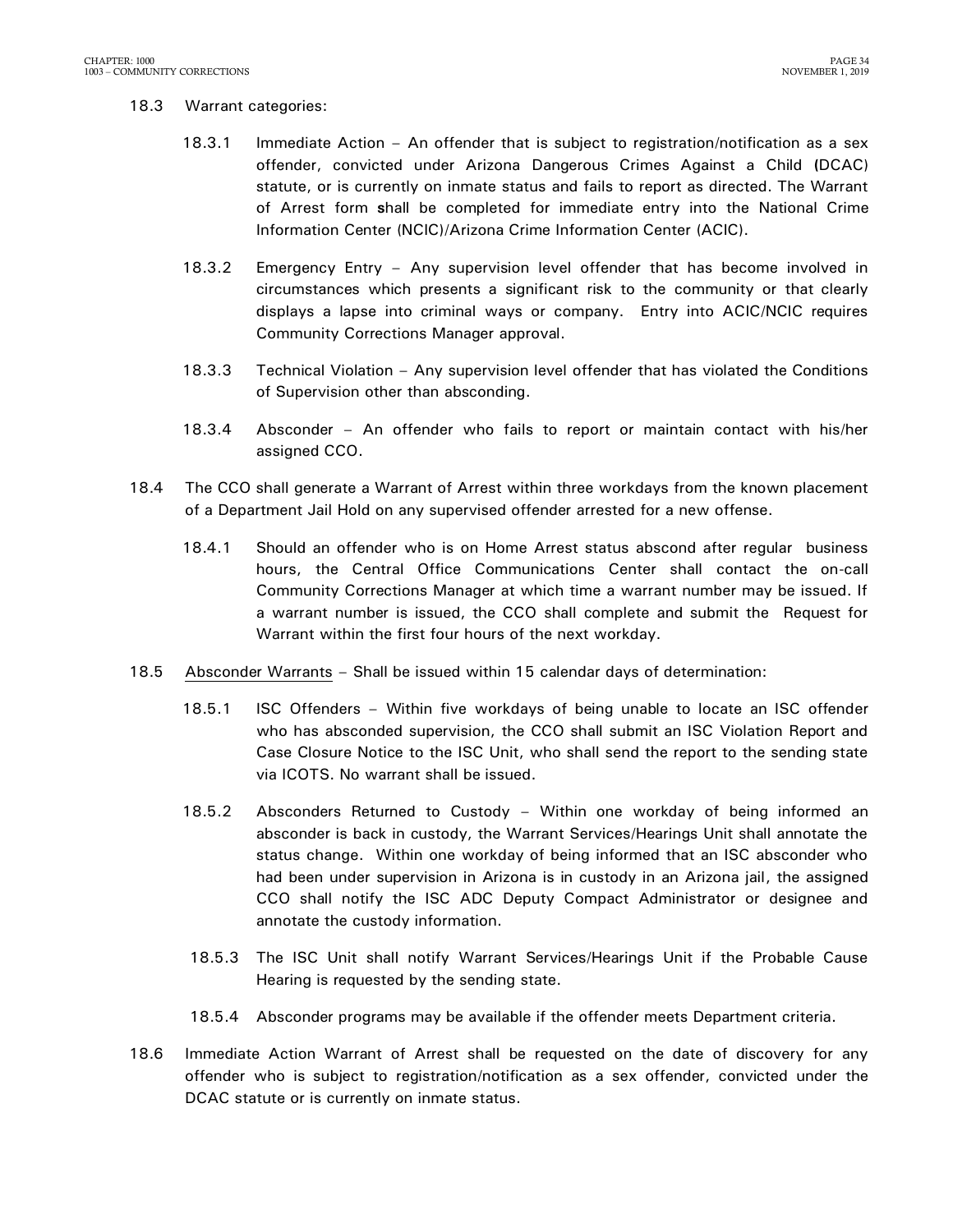18.3 Warrant categories:

18.3.1 Immediate Action – An offender that is subject to registration/notification as a sex offender, convicted under Arizona Dangerous Crimes Against a Child (DCAC) statute, or is currently on inmate status and fails to report as directed. The Warrant of Arrest form shall be completed for immediate entry into the National Crime Information Center (NCIC)/Arizona Crime Information Center (ACIC).

18.3.2 Emergency Entry – Any supervision level offender that has become involved in circumstances which presents a significant risk to the community or that clearly displays a lapse into criminal ways or company. Entry into ACIC/NCIC requires Community Corrections Manager approval.

18.3.3 Technical Violation – Any supervision level offender that has violated the Conditions of Supervision other than absconding.

18.3.4 Absconder – An offender who fails to report or maintain contact with his/her assigned CCO.

18.4 The CCO shall generate a Warrant of Arrest within three workdays from the known placement of a Department Jail Hold on any supervised offender arrested for a new offense.

18.4.1 Should an offender who is on Home Arrest status abscond after regular business hours, the Central Office Communications Center shall contact the on-call Community Corrections Manager at which time a warrant number may be issued. If a warrant number is issued, the CCO shall complete and submit the Request for Warrant within the first four hours of the next workday.

18.5 Absconder Warrants – Shall be issued within 15 calendar days of determination:

18.5.1 ISC Offenders – Within five workdays of being unable to locate an ISC offender who has absconded supervision, the CCO shall submit an ISC Violation Report and Case Closure Notice to the ISC Unit, who shall send the report to the sending state via ICOTS. No warrant shall be issued.

18.5.2 Absconders Returned to Custody – Within one workday of being informed an absconder is back in custody, the Warrant Services/Hearings Unit shall annotate the status change. Within one workday of being informed that an ISC absconder who had been under supervision in Arizona is in custody in an Arizona jail, the assigned CCO shall notify the ISC ADC Deputy Compact Administrator or designee and annotate the custody information.

18.5.3 The ISC Unit shall notify Warrant Services/Hearings Unit if the Probable Cause Hearing is requested by the sending state.

18.5.4 Absconder programs may be available if the offender meets Department criteria.

18.6 Immediate Action Warrant of Arrest shall be requested on the date of discovery for any offender who is subject to registration/notification as a sex offender, convicted under the DCAC statute or is currently on inmate status.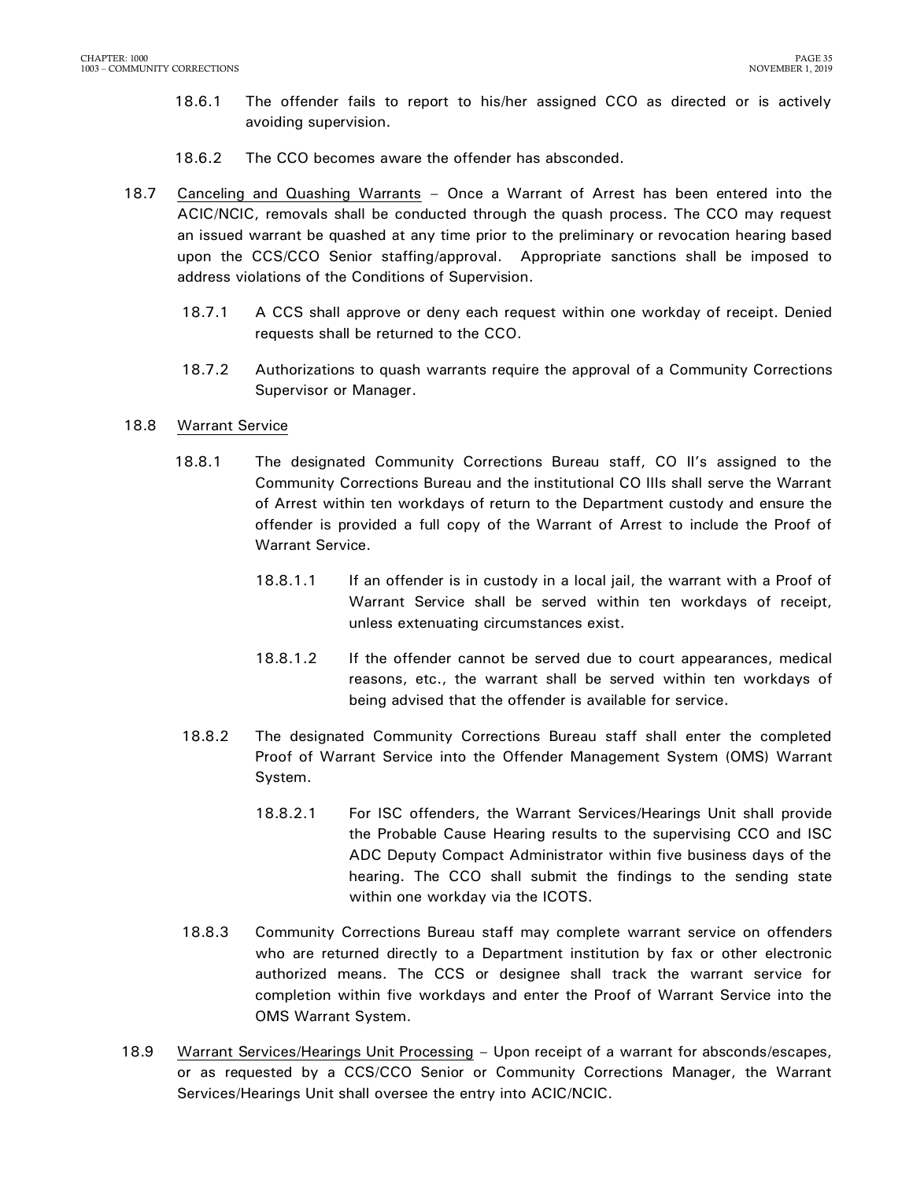18.6.1 The offender fails to report to his/her assigned CCO as directed or is actively avoiding supervision.

18.6.2 The CCO becomes aware the offender has absconded.

18.7 <u>Canceling and Quashing Warrants</u> – Once a Warrant of Arrest has been entered into the ACIC/NCIC, removals shall be conducted through the quash process. The CCO may request an issued warrant be quashed at any time prior to the preliminary or revocation hearing based upon the CCS/CCO Senior staffing/approval. Appropriate sanctions shall be imposed to address violations of the Conditions of Supervision.

18.7.1 A CCS shall approve or deny each request within one workday of receipt. Denied requests shall be returned to the CCO.

18.7.2 Authorizations to quash warrants require the approval of a Community Corrections Supervisor or Manager.

18.8 <u>Warrant Service</u>

18.8.1 The designated Community Corrections Bureau staff, CO II's assigned to the Community Corrections Bureau and the institutional CO IIIs shall serve the Warrant of Arrest within ten workdays of return to the Department custody and ensure the offender is provided a full copy of the Warrant of Arrest to include the Proof of Warrant Service.

18.8.1.1 If an offender is in custody in a local jail, the warrant with a Proof of Warrant Service shall be served within ten workdays of receipt, unless extenuating circumstances exist.

18.8.1.2 If the offender cannot be served due to court appearances, medical reasons, etc., the warrant shall be served within ten workdays of being advised that the offender is available for service.

18.8.2 The designated Community Corrections Bureau staff shall enter the completed Proof of Warrant Service into the Offender Management System (OMS) Warrant System.

18.8.2.1 For ISC offenders, the Warrant Services/Hearings Unit shall provide the Probable Cause Hearing results to the supervising CCO and ISC ADC Deputy Compact Administrator within five business days of the hearing. The CCO shall submit the findings to the sending state within one workday via the ICOTS.

18.8.3 Community Corrections Bureau staff may complete warrant service on offenders who are returned directly to a Department institution by fax or other electronic authorized means. The CCS or designee shall track the warrant service for completion within five workdays and enter the Proof of Warrant Service into the OMS Warrant System.

18.9 <u>Warrant Services/Hearings Unit Processing</u> – Upon receipt of a warrant for absconds/escapes, or as requested by a CCS/CCO Senior or Community Corrections Manager, the Warrant Services/Hearings Unit shall oversee the entry into ACIC/NCIC.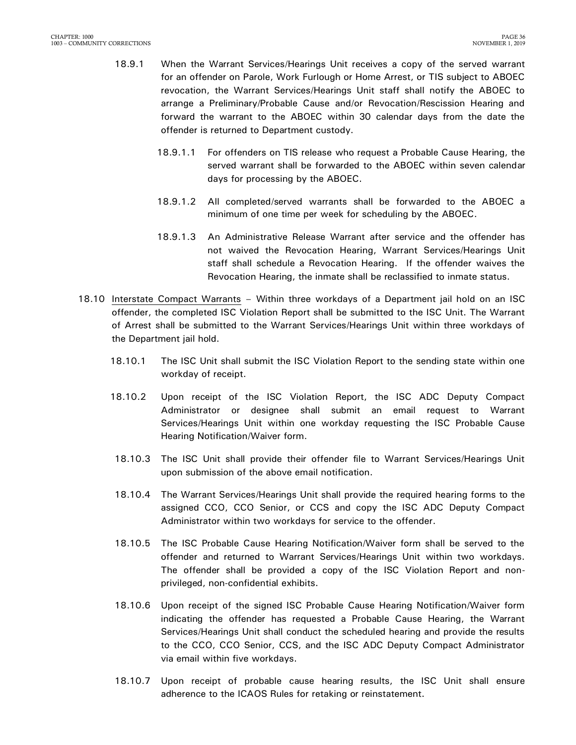18.9.1 When the Warrant Services/Hearings Unit receives a copy of the served warrant for an offender on Parole, Work Furlough or Home Arrest, or TIS subject to ABOEC revocation, the Warrant Services/Hearings Unit staff shall notify the ABOEC to arrange a Preliminary/Probable Cause and/or Revocation/Rescission Hearing and forward the warrant to the ABOEC within 30 calendar days from the date the offender is returned to Department custody.

18.9.1.1 For offenders on TIS release who request a Probable Cause Hearing, the served warrant shall be forwarded to the ABOEC within seven calendar days for processing by the ABOEC.

18.9.1.2 All completed/served warrants shall be forwarded to the ABOEC a minimum of one time per week for scheduling by the ABOEC.

18.9.1.3 An Administrative Release Warrant after service and the offender has not waived the Revocation Hearing, Warrant Services/Hearings Unit staff shall schedule a Revocation Hearing. If the offender waives the Revocation Hearing, the inmate shall be reclassified to inmate status.

18.10 Interstate Compact Warrants – Within three workdays of a Department jail hold on an ISC offender, the completed ISC Violation Report shall be submitted to the ISC Unit. The Warrant of Arrest shall be submitted to the Warrant Services/Hearings Unit within three workdays of the Department jail hold.

18.10.1 The ISC Unit shall submit the ISC Violation Report to the sending state within one workday of receipt.

18.10.2 Upon receipt of the ISC Violation Report, the ISC ADC Deputy Compact Administrator or designee shall submit an email request to Warrant Services/Hearings Unit within one workday requesting the ISC Probable Cause Hearing Notification/Waiver form.

18.10.3 The ISC Unit shall provide their offender file to Warrant Services/Hearings Unit upon submission of the above email notification.

18.10.4 The Warrant Services/Hearings Unit shall provide the required hearing forms to the assigned CCO, CCO Senior, or CCS and copy the ISC ADC Deputy Compact Administrator within two workdays for service to the offender.

18.10.5 The ISC Probable Cause Hearing Notification/Waiver form shall be served to the offender and returned to Warrant Services/Hearings Unit within two workdays. The offender shall be provided a copy of the ISC Violation Report and non-privileged, non-confidential exhibits.

18.10.6 Upon receipt of the signed ISC Probable Cause Hearing Notification/Waiver form indicating the offender has requested a Probable Cause Hearing, the Warrant Services/Hearings Unit shall conduct the scheduled hearing and provide the results to the CCO, CCO Senior, CCS, and the ISC ADC Deputy Compact Administrator via email within five workdays.

18.10.7 Upon receipt of probable cause hearing results, the ISC Unit shall ensure adherence to the ICAOS Rules for retaking or reinstatement.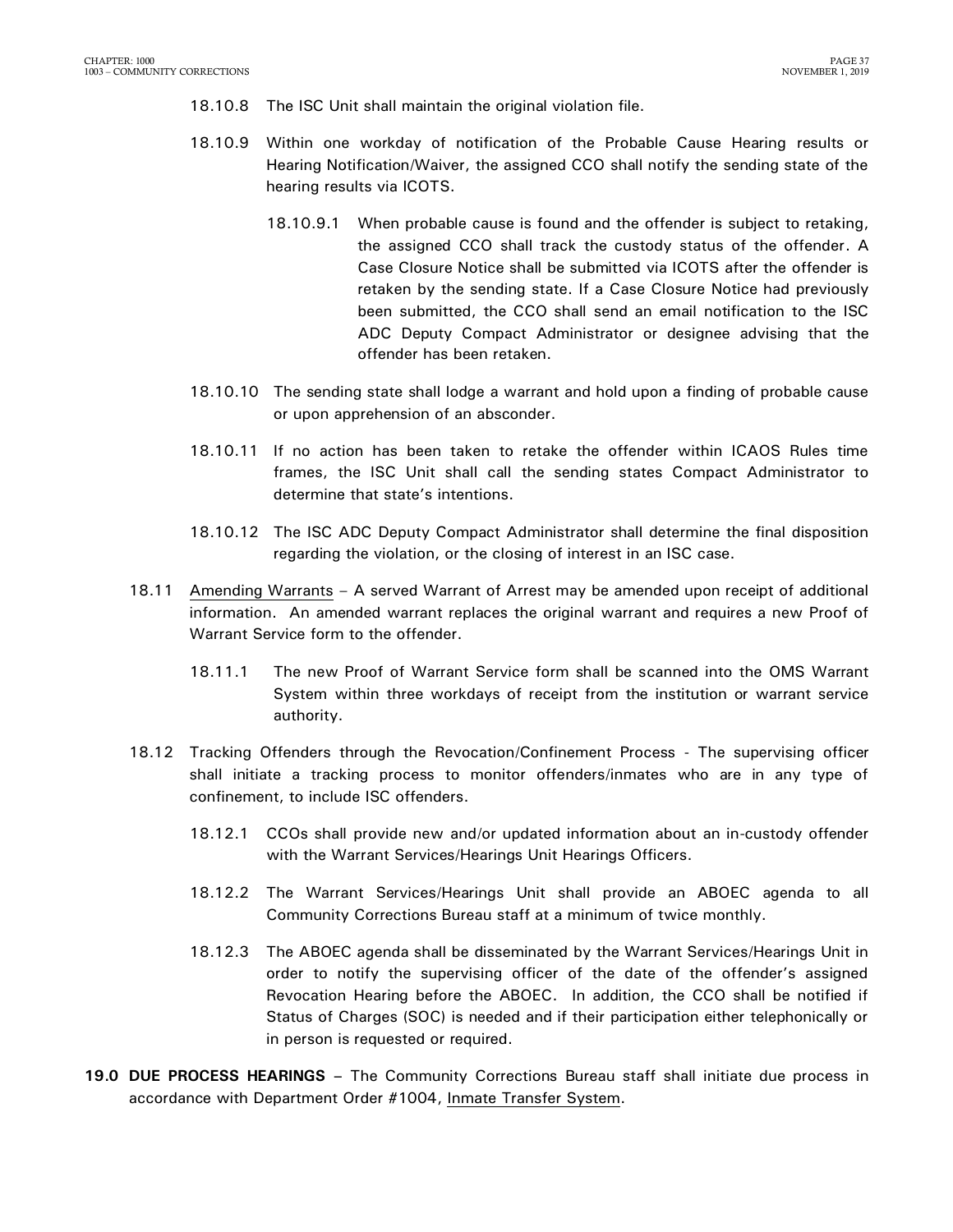18.10.8 The ISC Unit shall maintain the original violation file.

18.10.9 Within one workday of notification of the Probable Cause Hearing results or Hearing Notification/Waiver, the assigned CCO shall notify the sending state of the hearing results via ICOTS.

18.10.9.1 When probable cause is found and the offender is subject to retaking, the assigned CCO shall track the custody status of the offender. A Case Closure Notice shall be submitted via ICOTS after the offender is retaken by the sending state. If a Case Closure Notice had previously been submitted, the CCO shall send an email notification to the ISC ADC Deputy Compact Administrator or designee advising that the offender has been retaken.

18.10.10 The sending state shall lodge a warrant and hold upon a finding of probable cause or upon apprehension of an absconder.

18.10.11 If no action has been taken to retake the offender within ICAOS Rules time frames, the ISC Unit shall call the sending states Compact Administrator to determine that state's intentions.

18.10.12 The ISC ADC Deputy Compact Administrator shall determine the final disposition regarding the violation, or the closing of interest in an ISC case.

18.11 Amending Warrants – A served Warrant of Arrest may be amended upon receipt of additional information. An amended warrant replaces the original warrant and requires a new Proof of Warrant Service form to the offender.

18.11.1 The new Proof of Warrant Service form shall be scanned into the OMS Warrant System within three workdays of receipt from the institution or warrant service authority.

18.12 Tracking Offenders through the Revocation/Confinement Process - The supervising officer shall initiate a tracking process to monitor offenders/inmates who are in any type of confinement, to include ISC offenders.

18.12.1 CCOs shall provide new and/or updated information about an in-custody offender with the Warrant Services/Hearings Unit Hearings Officers.

18.12.2 The Warrant Services/Hearings Unit shall provide an ABOEC agenda to all Community Corrections Bureau staff at a minimum of twice monthly.

18.12.3 The ABOEC agenda shall be disseminated by the Warrant Services/Hearings Unit in order to notify the supervising officer of the date of the offender's assigned Revocation Hearing before the ABOEC. In addition, the CCO shall be notified if Status of Charges (SOC) is needed and if their participation either telephonically or in person is requested or required.

**19.0 DUE PROCESS HEARINGS** – The Community Corrections Bureau staff shall initiate due process in accordance with Department Order #1004, Inmate Transfer System.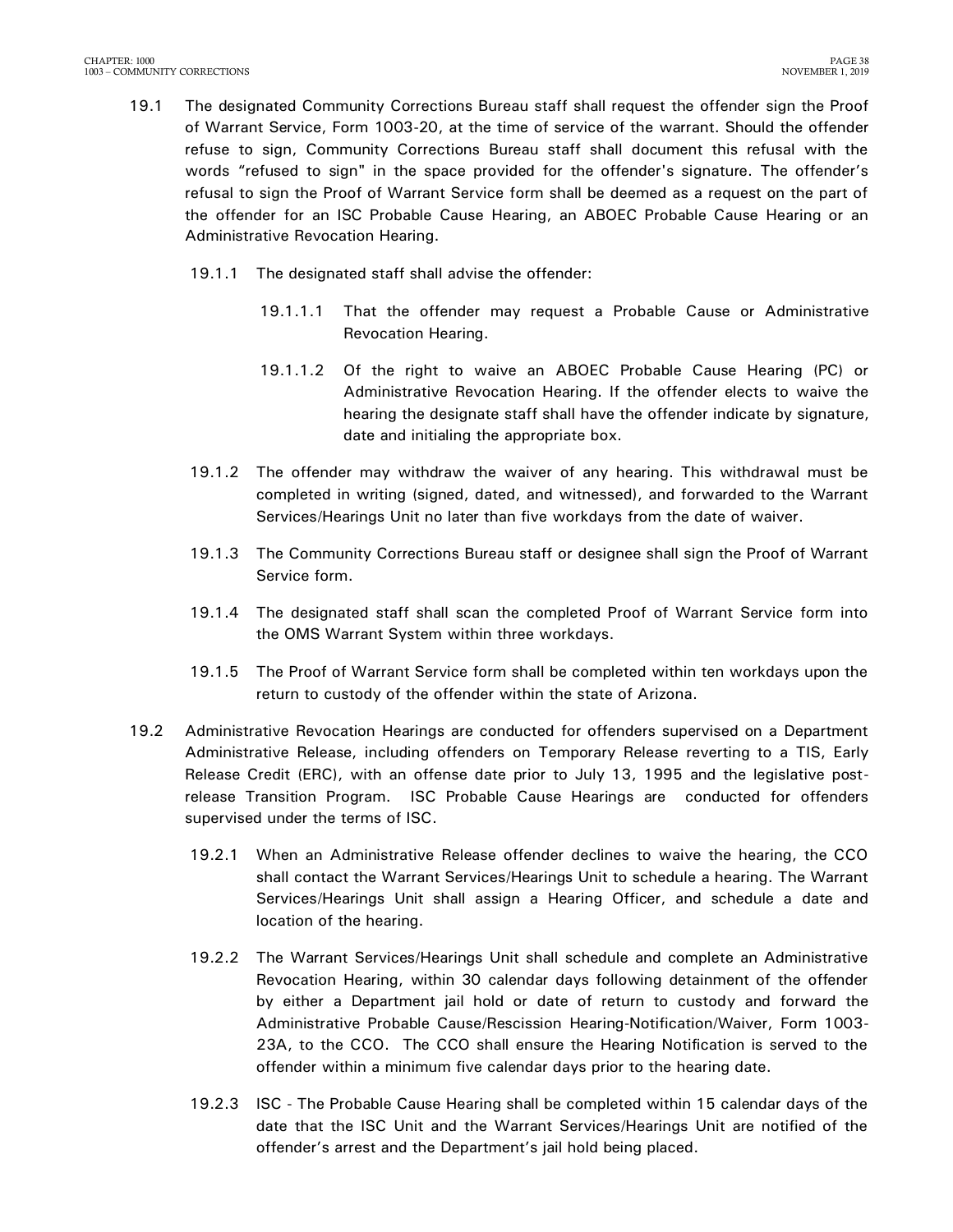19.1 The designated Community Corrections Bureau staff shall request the offender sign the Proof of Warrant Service, Form 1003-20, at the time of service of the warrant. Should the offender refuse to sign, Community Corrections Bureau staff shall document this refusal with the words "refused to sign" in the space provided for the offender's signature. The offender's refusal to sign the Proof of Warrant Service form shall be deemed as a request on the part of the offender for an ISC Probable Cause Hearing, an ABOEC Probable Cause Hearing or an Administrative Revocation Hearing.

19.1.1 The designated staff shall advise the offender:

19.1.1.1 That the offender may request a Probable Cause or Administrative Revocation Hearing.

19.1.1.2 Of the right to waive an ABOEC Probable Cause Hearing (PC) or Administrative Revocation Hearing. If the offender elects to waive the hearing the designate staff shall have the offender indicate by signature, date and initialing the appropriate box.

19.1.2 The offender may withdraw the waiver of any hearing. This withdrawal must be completed in writing (signed, dated, and witnessed), and forwarded to the Warrant Services/Hearings Unit no later than five workdays from the date of waiver.

19.1.3 The Community Corrections Bureau staff or designee shall sign the Proof of Warrant Service form.

19.1.4 The designated staff shall scan the completed Proof of Warrant Service form into the OMS Warrant System within three workdays.

19.1.5 The Proof of Warrant Service form shall be completed within ten workdays upon the return to custody of the offender within the state of Arizona.

19.2 Administrative Revocation Hearings are conducted for offenders supervised on a Department Administrative Release, including offenders on Temporary Release reverting to a TIS, Early Release Credit (ERC), with an offense date prior to July 13, 1995 and the legislative post-release Transition Program. ISC Probable Cause Hearings are conducted for offenders supervised under the terms of ISC.

19.2.1 When an Administrative Release offender declines to waive the hearing, the CCO shall contact the Warrant Services/Hearings Unit to schedule a hearing. The Warrant Services/Hearings Unit shall assign a Hearing Officer, and schedule a date and location of the hearing.

19.2.2 The Warrant Services/Hearings Unit shall schedule and complete an Administrative Revocation Hearing, within 30 calendar days following detainment of the offender by either a Department jail hold or date of return to custody and forward the Administrative Probable Cause/Rescission Hearing-Notification/Waiver, Form 1003-23A, to the CCO. The CCO shall ensure the Hearing Notification is served to the offender within a minimum five calendar days prior to the hearing date.

19.2.3 ISC - The Probable Cause Hearing shall be completed within 15 calendar days of the date that the ISC Unit and the Warrant Services/Hearings Unit are notified of the offender's arrest and the Department's jail hold being placed.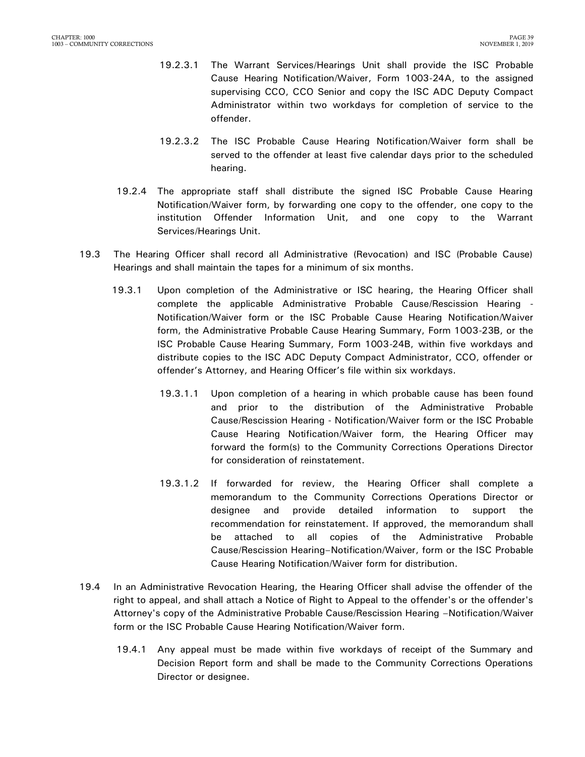19.2.3.1 The Warrant Services/Hearings Unit shall provide the ISC Probable Cause Hearing Notification/Waiver, Form 1003-24A, to the assigned supervising CCO, CCO Senior and copy the ISC ADC Deputy Compact Administrator within two workdays for completion of service to the offender.

19.2.3.2 The ISC Probable Cause Hearing Notification/Waiver form shall be served to the offender at least five calendar days prior to the scheduled hearing.

19.2.4 The appropriate staff shall distribute the signed ISC Probable Cause Hearing Notification/Waiver form, by forwarding one copy to the offender, one copy to the institution Offender Information Unit, and one copy to the Warrant Services/Hearings Unit.

19.3 The Hearing Officer shall record all Administrative (Revocation) and ISC (Probable Cause) Hearings and shall maintain the tapes for a minimum of six months.

19.3.1 Upon completion of the Administrative or ISC hearing, the Hearing Officer shall complete the applicable Administrative Probable Cause/Rescission Hearing - Notification/Waiver form or the ISC Probable Cause Hearing Notification/Waiver form, the Administrative Probable Cause Hearing Summary, Form 1003-23B, or the ISC Probable Cause Hearing Summary, Form 1003-24B, within five workdays and distribute copies to the ISC ADC Deputy Compact Administrator, CCO, offender or offender's Attorney, and Hearing Officer's file within six workdays.

19.3.1.1 Upon completion of a hearing in which probable cause has been found and prior to the distribution of the Administrative Probable Cause/Rescission Hearing - Notification/Waiver form or the ISC Probable Cause Hearing Notification/Waiver form, the Hearing Officer may forward the form(s) to the Community Corrections Operations Director for consideration of reinstatement.

19.3.1.2 If forwarded for review, the Hearing Officer shall complete a memorandum to the Community Corrections Operations Director or designee and provide detailed information to support the recommendation for reinstatement. If approved, the memorandum shall be attached to all copies of the Administrative Probable Cause/Rescission Hearing–Notification/Waiver, form or the ISC Probable Cause Hearing Notification/Waiver form for distribution.

19.4 In an Administrative Revocation Hearing, the Hearing Officer shall advise the offender of the right to appeal, and shall attach a Notice of Right to Appeal to the offender's or the offender's Attorney's copy of the Administrative Probable Cause/Rescission Hearing –Notification/Waiver form or the ISC Probable Cause Hearing Notification/Waiver form.

19.4.1 Any appeal must be made within five workdays of receipt of the Summary and Decision Report form and shall be made to the Community Corrections Operations Director or designee.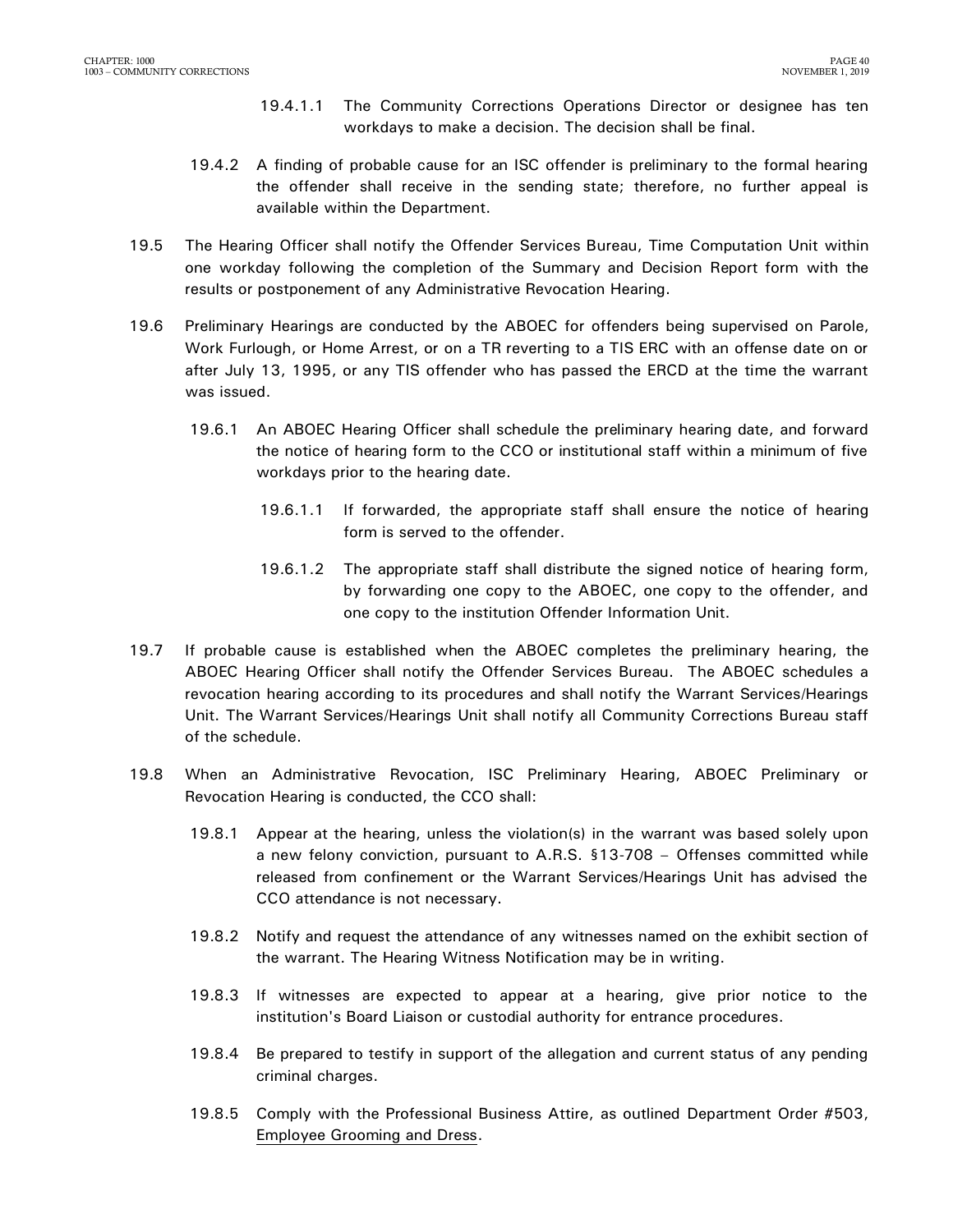19.4.1.1 The Community Corrections Operations Director or designee has ten workdays to make a decision. The decision shall be final.

19.4.2 A finding of probable cause for an ISC offender is preliminary to the formal hearing the offender shall receive in the sending state; therefore, no further appeal is available within the Department.

19.5 The Hearing Officer shall notify the Offender Services Bureau, Time Computation Unit within one workday following the completion of the Summary and Decision Report form with the results or postponement of any Administrative Revocation Hearing.

19.6 Preliminary Hearings are conducted by the ABOEC for offenders being supervised on Parole, Work Furlough, or Home Arrest, or on a TR reverting to a TIS ERC with an offense date on or after July 13, 1995, or any TIS offender who has passed the ERCD at the time the warrant was issued.

19.6.1 An ABOEC Hearing Officer shall schedule the preliminary hearing date, and forward the notice of hearing form to the CCO or institutional staff within a minimum of five workdays prior to the hearing date.

19.6.1.1 If forwarded, the appropriate staff shall ensure the notice of hearing form is served to the offender.

19.6.1.2 The appropriate staff shall distribute the signed notice of hearing form, by forwarding one copy to the ABOEC, one copy to the offender, and one copy to the institution Offender Information Unit.

19.7 If probable cause is established when the ABOEC completes the preliminary hearing, the ABOEC Hearing Officer shall notify the Offender Services Bureau. The ABOEC schedules a revocation hearing according to its procedures and shall notify the Warrant Services/Hearings Unit. The Warrant Services/Hearings Unit shall notify all Community Corrections Bureau staff of the schedule.

19.8 When an Administrative Revocation, ISC Preliminary Hearing, ABOEC Preliminary or Revocation Hearing is conducted, the CCO shall:

19.8.1 Appear at the hearing, unless the violation(s) in the warrant was based solely upon a new felony conviction, pursuant to A.R.S. §13-708 – Offenses committed while released from confinement or the Warrant Services/Hearings Unit has advised the CCO attendance is not necessary.

19.8.2 Notify and request the attendance of any witnesses named on the exhibit section of the warrant. The Hearing Witness Notification may be in writing.

19.8.3 If witnesses are expected to appear at a hearing, give prior notice to the institution's Board Liaison or custodial authority for entrance procedures.

19.8.4 Be prepared to testify in support of the allegation and current status of any pending criminal charges.

19.8.5 Comply with the Professional Business Attire, as outlined Department Order #503, Employee Grooming and Dress.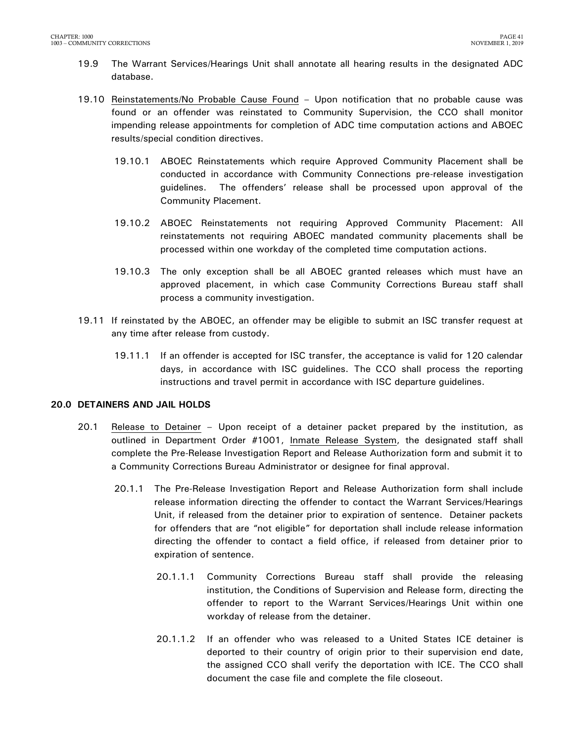19.9 The Warrant Services/Hearings Unit shall annotate all hearing results in the designated ADC database.

19.10 Reinstatements/No Probable Cause Found – Upon notification that no probable cause was found or an offender was reinstated to Community Supervision, the CCO shall monitor impending release appointments for completion of ADC time computation actions and ABOEC results/special condition directives.

19.10.1 ABOEC Reinstatements which require Approved Community Placement shall be conducted in accordance with Community Connections pre-release investigation guidelines. The offenders' release shall be processed upon approval of the Community Placement.

19.10.2 ABOEC Reinstatements not requiring Approved Community Placement: All reinstatements not requiring ABOEC mandated community placements shall be processed within one workday of the completed time computation actions.

19.10.3 The only exception shall be all ABOEC granted releases which must have an approved placement, in which case Community Corrections Bureau staff shall process a community investigation.

19.11 If reinstated by the ABOEC, an offender may be eligible to submit an ISC transfer request at any time after release from custody.

19.11.1 If an offender is accepted for ISC transfer, the acceptance is valid for 120 calendar days, in accordance with ISC guidelines. The CCO shall process the reporting instructions and travel permit in accordance with ISC departure guidelines.

## 20.0 DETAINERS AND JAIL HOLDS

20.1 Release to Detainer – Upon receipt of a detainer packet prepared by the institution, as outlined in Department Order #1001, Inmate Release System, the designated staff shall complete the Pre-Release Investigation Report and Release Authorization form and submit it to a Community Corrections Bureau Administrator or designee for final approval.

20.1.1 The Pre-Release Investigation Report and Release Authorization form shall include release information directing the offender to contact the Warrant Services/Hearings Unit, if released from the detainer prior to expiration of sentence. Detainer packets for offenders that are "not eligible" for deportation shall include release information directing the offender to contact a field office, if released from detainer prior to expiration of sentence.

20.1.1.1 Community Corrections Bureau staff shall provide the releasing institution, the Conditions of Supervision and Release form, directing the offender to report to the Warrant Services/Hearings Unit within one workday of release from the detainer.

20.1.1.2 If an offender who was released to a United States ICE detainer is deported to their country of origin prior to their supervision end date, the assigned CCO shall verify the deportation with ICE. The CCO shall document the case file and complete the file closeout.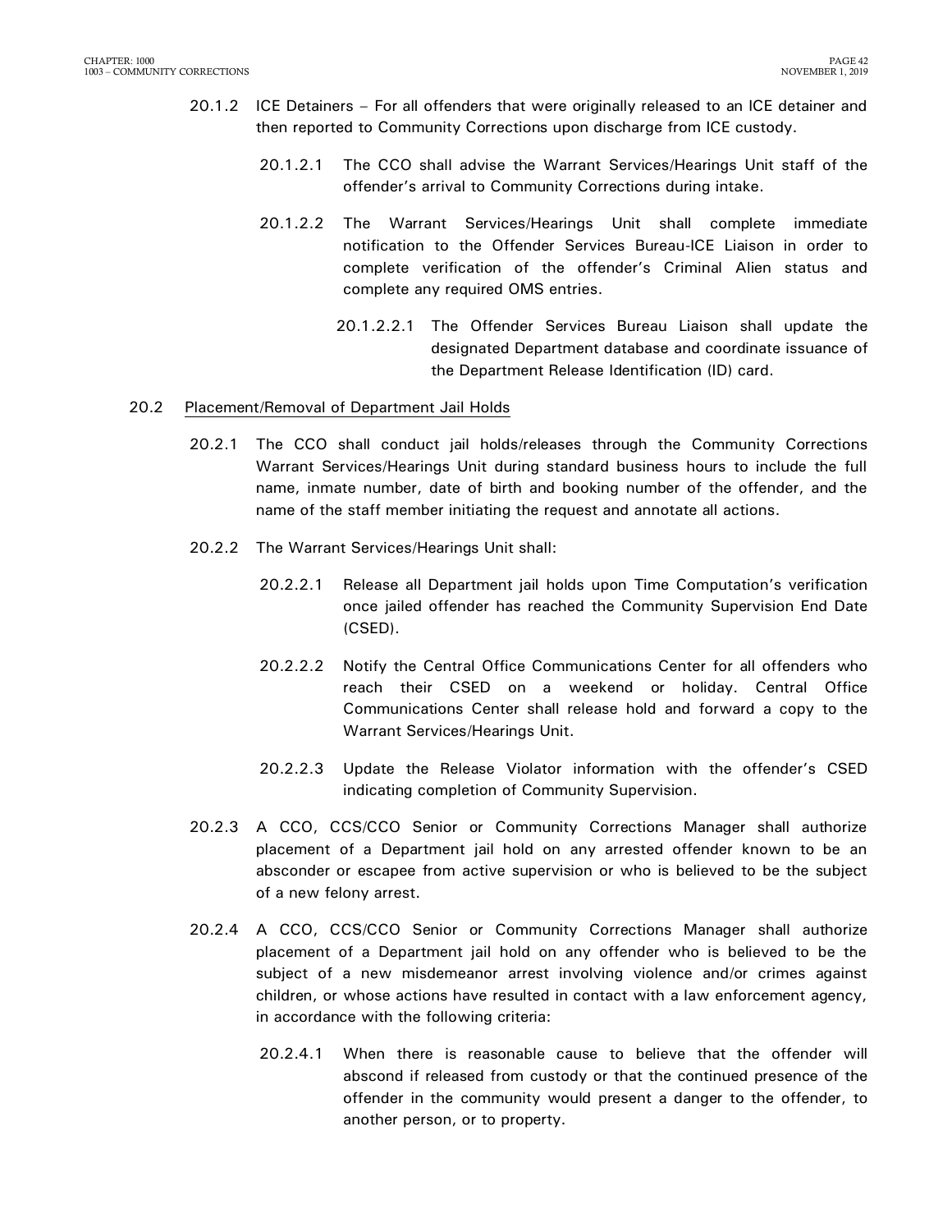20.1.2 ICE Detainers – For all offenders that were originally released to an ICE detainer and then reported to Community Corrections upon discharge from ICE custody.

20.1.2.1 The CCO shall advise the Warrant Services/Hearings Unit staff of the offender's arrival to Community Corrections during intake.

20.1.2.2 The Warrant Services/Hearings Unit shall complete immediate notification to the Offender Services Bureau-ICE Liaison in order to complete verification of the offender's Criminal Alien status and complete any required OMS entries.

20.1.2.2.1 The Offender Services Bureau Liaison shall update the designated Department database and coordinate issuance of the Department Release Identification (ID) card.

20.2 <u>Placement/Removal of Department Jail Holds</u>

20.2.1 The CCO shall conduct jail holds/releases through the Community Corrections Warrant Services/Hearings Unit during standard business hours to include the full name, inmate number, date of birth and booking number of the offender, and the name of the staff member initiating the request and annotate all actions.

20.2.2 The Warrant Services/Hearings Unit shall:

20.2.2.1 Release all Department jail holds upon Time Computation's verification once jailed offender has reached the Community Supervision End Date (CSED).

20.2.2.2 Notify the Central Office Communications Center for all offenders who reach their CSED on a weekend or holiday. Central Office Communications Center shall release hold and forward a copy to the Warrant Services/Hearings Unit.

20.2.2.3 Update the Release Violator information with the offender's CSED indicating completion of Community Supervision.

20.2.3 A CCO, CCS/CCO Senior or Community Corrections Manager shall authorize placement of a Department jail hold on any arrested offender known to be an absconder or escapee from active supervision or who is believed to be the subject of a new felony arrest.

20.2.4 A CCO, CCS/CCO Senior or Community Corrections Manager shall authorize placement of a Department jail hold on any offender who is believed to be the subject of a new misdemeanor arrest involving violence and/or crimes against children, or whose actions have resulted in contact with a law enforcement agency, in accordance with the following criteria:

20.2.4.1 When there is reasonable cause to believe that the offender will abscond if released from custody or that the continued presence of the offender in the community would present a danger to the offender, to another person, or to property.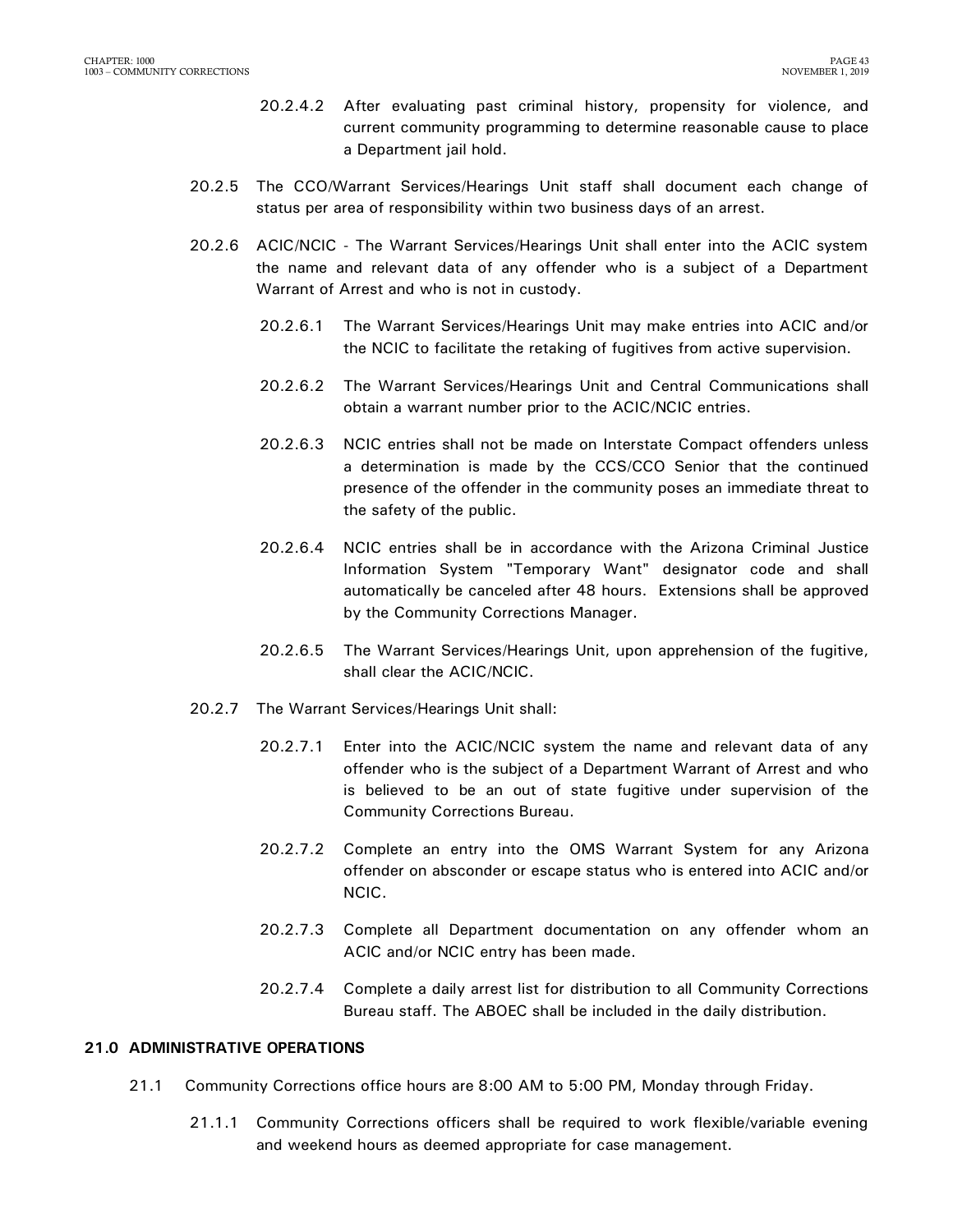20.2.4.2 After evaluating past criminal history, propensity for violence, and current community programming to determine reasonable cause to place a Department jail hold.

20.2.5 The CCO/Warrant Services/Hearings Unit staff shall document each change of status per area of responsibility within two business days of an arrest.

20.2.6 ACIC/NCIC - The Warrant Services/Hearings Unit shall enter into the ACIC system the name and relevant data of any offender who is a subject of a Department Warrant of Arrest and who is not in custody.

20.2.6.1 The Warrant Services/Hearings Unit may make entries into ACIC and/or the NCIC to facilitate the retaking of fugitives from active supervision.

20.2.6.2 The Warrant Services/Hearings Unit and Central Communications shall obtain a warrant number prior to the ACIC/NCIC entries.

20.2.6.3 NCIC entries shall not be made on Interstate Compact offenders unless a determination is made by the CCS/CCO Senior that the continued presence of the offender in the community poses an immediate threat to the safety of the public.

20.2.6.4 NCIC entries shall be in accordance with the Arizona Criminal Justice Information System "Temporary Want" designator code and shall automatically be canceled after 48 hours. Extensions shall be approved by the Community Corrections Manager.

20.2.6.5 The Warrant Services/Hearings Unit, upon apprehension of the fugitive, shall clear the ACIC/NCIC.

20.2.7 The Warrant Services/Hearings Unit shall:

20.2.7.1 Enter into the ACIC/NCIC system the name and relevant data of any offender who is the subject of a Department Warrant of Arrest and who is believed to be an out of state fugitive under supervision of the Community Corrections Bureau.

20.2.7.2 Complete an entry into the OMS Warrant System for any Arizona offender on absconder or escape status who is entered into ACIC and/or NCIC.

20.2.7.3 Complete all Department documentation on any offender whom an ACIC and/or NCIC entry has been made.

20.2.7.4 Complete a daily arrest list for distribution to all Community Corrections Bureau staff. The ABOEC shall be included in the daily distribution.

## 21.0 ADMINISTRATIVE OPERATIONS

21.1 Community Corrections office hours are 8:00 AM to 5:00 PM, Monday through Friday.

21.1.1 Community Corrections officers shall be required to work flexible/variable evening and weekend hours as deemed appropriate for case management.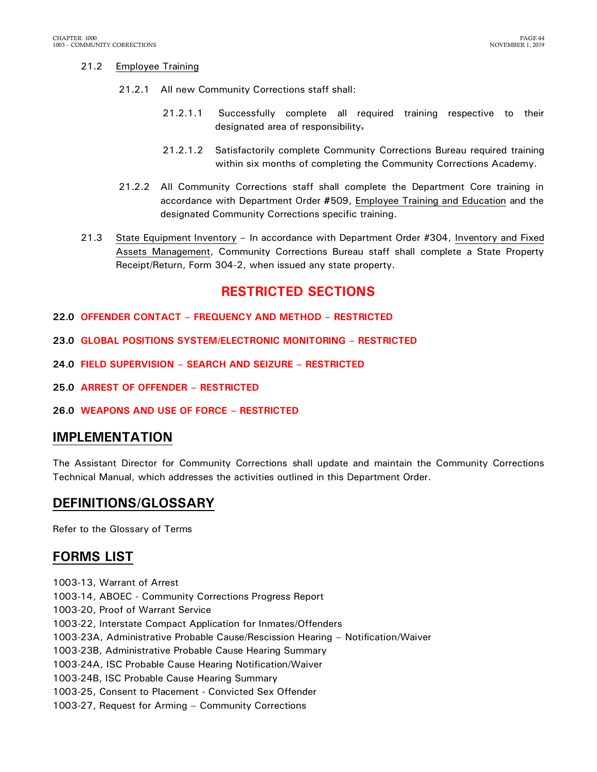21.2 Employee Training

21.2.1 All new Community Corrections staff shall:

21.2.1.1 Successfully complete all required training respective to their designated area of responsibility.

21.2.1.2 Satisfactorily complete Community Corrections Bureau required training within six months of completing the Community Corrections Academy.

21.2.2 All Community Corrections staff shall complete the Department Core training in accordance with Department Order #509, Employee Training and Education and the designated Community Corrections specific training.

21.3 State Equipment Inventory – In accordance with Department Order #304, Inventory and Fixed Assets Management, Community Corrections Bureau staff shall complete a State Property Receipt/Return, Form 304-2, when issued any state property.

## RESTRICTED SECTIONS

**22.0 OFFENDER CONTACT – FREQUENCY AND METHOD – RESTRICTED**

**23.0 GLOBAL POSITIONS SYSTEM/ELECTRONIC MONITORING – RESTRICTED**

**24.0 FIELD SUPERVISION – SEARCH AND SEIZURE – RESTRICTED**

**25.0 ARREST OF OFFENDER – RESTRICTED**

**26.0 WEAPONS AND USE OF FORCE – RESTRICTED**

## IMPLEMENTATION

The Assistant Director for Community Corrections shall update and maintain the Community Corrections Technical Manual, which addresses the activities outlined in this Department Order.

## DEFINITIONS/GLOSSARY

Refer to the Glossary of Terms

## FORMS LIST

1003-13, Warrant of Arrest
1003-14, ABOEC - Community Corrections Progress Report
1003-20, Proof of Warrant Service
1003-22, Interstate Compact Application for Inmates/Offenders
1003-23A, Administrative Probable Cause/Rescission Hearing – Notification/Waiver
1003-23B, Administrative Probable Cause Hearing Summary
1003-24A, ISC Probable Cause Hearing Notification/Waiver
1003-24B, ISC Probable Cause Hearing Summary
1003-25, Consent to Placement - Convicted Sex Offender
1003-27, Request for Arming – Community Corrections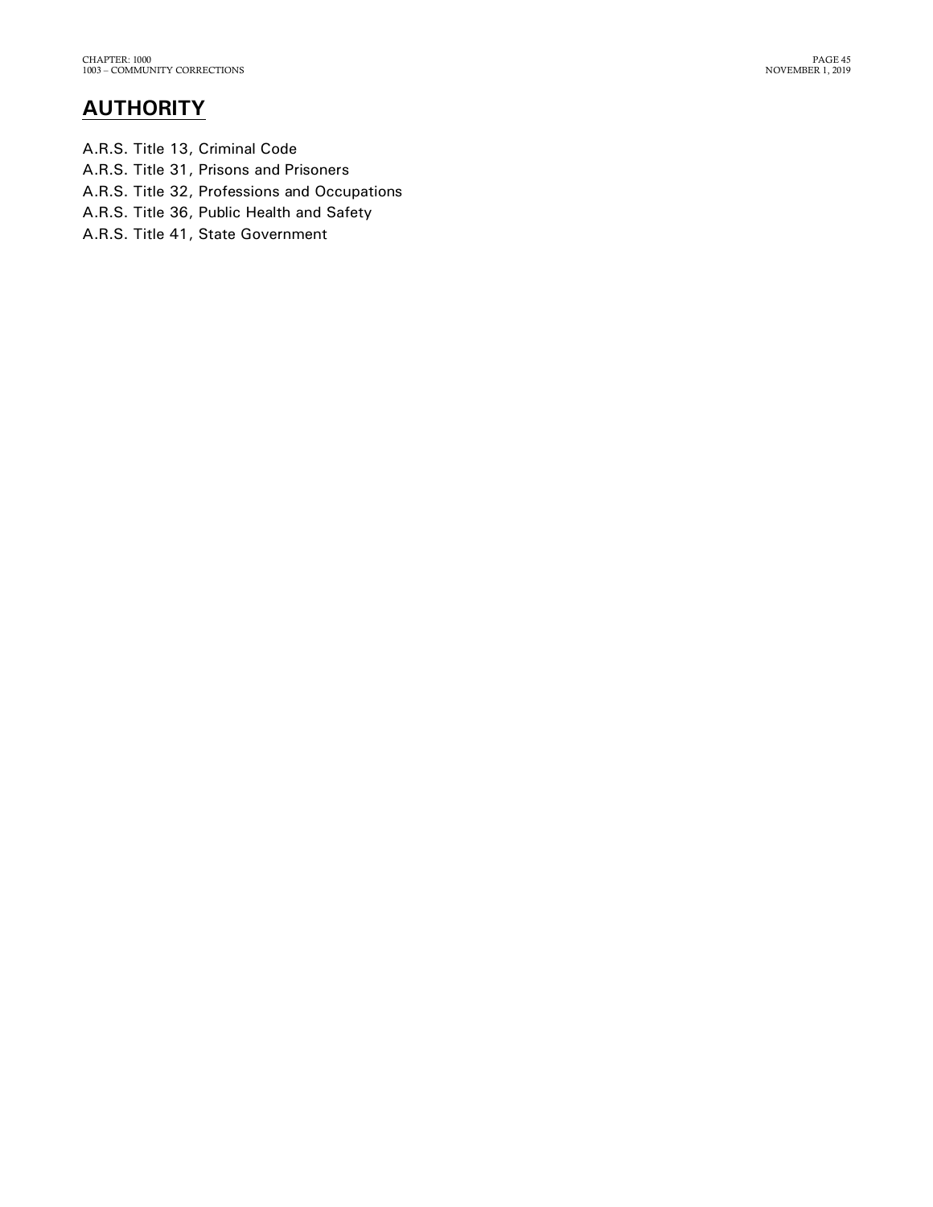## AUTHORITY

A.R.S. Title 13, Criminal Code
A.R.S. Title 31, Prisons and Prisoners
A.R.S. Title 32, Professions and Occupations
A.R.S. Title 36, Public Health and Safety
A.R.S. Title 41, State Government